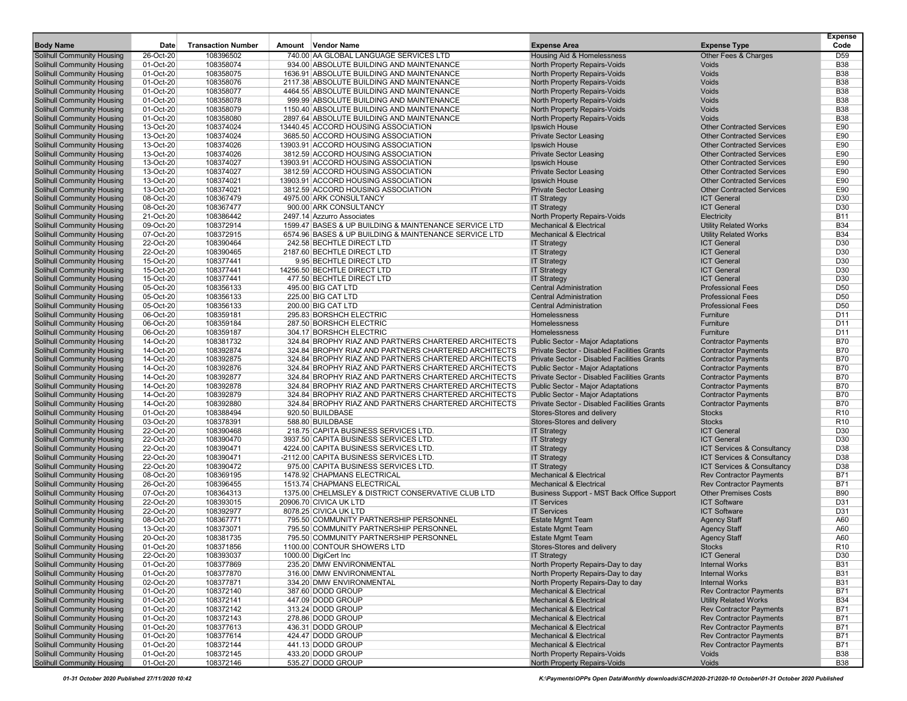| Body Name | Date | Transaction Number | Amount | Vendor Name | Expense Area | Expense Type | Expense Code |
|---|---|---|---|---|---|---|---|
| Solihull Community Housing | 26-Oct-20 | 108396502 | 740.00 | AA GLOBAL LANGUAGE SERVICES LTD | Housing Aid & Homelessness | Other Fees & Charges | D59 |
| Solihull Community Housing | 01-Oct-20 | 108358074 | 934.00 | ABSOLUTE BUILDING AND MAINTENANCE | North Property Repairs-Voids | Voids | B38 |
| Solihull Community Housing | 01-Oct-20 | 108358075 | 1636.91 | ABSOLUTE BUILDING AND MAINTENANCE | North Property Repairs-Voids | Voids | B38 |
| Solihull Community Housing | 01-Oct-20 | 108358076 | 2117.38 | ABSOLUTE BUILDING AND MAINTENANCE | North Property Repairs-Voids | Voids | B38 |
| Solihull Community Housing | 01-Oct-20 | 108358077 | 4464.55 | ABSOLUTE BUILDING AND MAINTENANCE | North Property Repairs-Voids | Voids | B38 |
| Solihull Community Housing | 01-Oct-20 | 108358078 | 999.99 | ABSOLUTE BUILDING AND MAINTENANCE | North Property Repairs-Voids | Voids | B38 |
| Solihull Community Housing | 01-Oct-20 | 108358079 | 1150.40 | ABSOLUTE BUILDING AND MAINTENANCE | North Property Repairs-Voids | Voids | B38 |
| Solihull Community Housing | 01-Oct-20 | 108358080 | 2897.64 | ABSOLUTE BUILDING AND MAINTENANCE | North Property Repairs-Voids | Voids | B38 |
| Solihull Community Housing | 13-Oct-20 | 108374024 | 13440.45 | ACCORD HOUSING ASSOCIATION | Ipswich House | Other Contracted Services | E90 |
| Solihull Community Housing | 13-Oct-20 | 108374024 | 3685.50 | ACCORD HOUSING ASSOCIATION | Private Sector Leasing | Other Contracted Services | E90 |
| Solihull Community Housing | 13-Oct-20 | 108374026 | 13903.91 | ACCORD HOUSING ASSOCIATION | Ipswich House | Other Contracted Services | E90 |
| Solihull Community Housing | 13-Oct-20 | 108374026 | 3812.59 | ACCORD HOUSING ASSOCIATION | Private Sector Leasing | Other Contracted Services | E90 |
| Solihull Community Housing | 13-Oct-20 | 108374027 | 13903.91 | ACCORD HOUSING ASSOCIATION | Ipswich House | Other Contracted Services | E90 |
| Solihull Community Housing | 13-Oct-20 | 108374027 | 3812.59 | ACCORD HOUSING ASSOCIATION | Private Sector Leasing | Other Contracted Services | E90 |
| Solihull Community Housing | 13-Oct-20 | 108374021 | 13903.91 | ACCORD HOUSING ASSOCIATION | Ipswich House | Other Contracted Services | E90 |
| Solihull Community Housing | 13-Oct-20 | 108374021 | 3812.59 | ACCORD HOUSING ASSOCIATION | Private Sector Leasing | Other Contracted Services | E90 |
| Solihull Community Housing | 08-Oct-20 | 108367479 | 4975.00 | ARK CONSULTANCY | IT Strategy | ICT General | D30 |
| Solihull Community Housing | 08-Oct-20 | 108367477 | 900.00 | ARK CONSULTANCY | IT Strategy | ICT General | D30 |
| Solihull Community Housing | 21-Oct-20 | 108386442 | 2497.14 | Azzurro Associates | North Property Repairs-Voids | Electricity | B11 |
| Solihull Community Housing | 09-Oct-20 | 108372914 | 1599.47 | BASES & UP BUILDING & MAINTENANCE SERVICE LTD | Mechanical & Electrical | Utility Related Works | B34 |
| Solihull Community Housing | 07-Oct-20 | 108372915 | 6574.96 | BASES & UP BUILDING & MAINTENANCE SERVICE LTD | Mechanical & Electrical | Utility Related Works | B34 |
| Solihull Community Housing | 22-Oct-20 | 108390464 | 242.58 | BECHTLE DIRECT LTD | IT Strategy | ICT General | D30 |
| Solihull Community Housing | 22-Oct-20 | 108390465 | 2187.60 | BECHTLE DIRECT LTD | IT Strategy | ICT General | D30 |
| Solihull Community Housing | 15-Oct-20 | 108377441 | 9.95 | BECHTLE DIRECT LTD | IT Strategy | ICT General | D30 |
| Solihull Community Housing | 15-Oct-20 | 108377441 | 14256.50 | BECHTLE DIRECT LTD | IT Strategy | ICT General | D30 |
| Solihull Community Housing | 15-Oct-20 | 108377441 | 477.50 | BECHTLE DIRECT LTD | IT Strategy | ICT General | D30 |
| Solihull Community Housing | 05-Oct-20 | 108356133 | 495.00 | BIG CAT LTD | Central Administration | Professional Fees | D50 |
| Solihull Community Housing | 05-Oct-20 | 108356133 | 225.00 | BIG CAT LTD | Central Administration | Professional Fees | D50 |
| Solihull Community Housing | 05-Oct-20 | 108356133 | 200.00 | BIG CAT LTD | Central Administration | Professional Fees | D50 |
| Solihull Community Housing | 06-Oct-20 | 108359181 | 295.83 | BORSHCH ELECTRIC | Homelessness | Furniture | D11 |
| Solihull Community Housing | 06-Oct-20 | 108359184 | 287.50 | BORSHCH ELECTRIC | Homelessness | Furniture | D11 |
| Solihull Community Housing | 06-Oct-20 | 108359187 | 304.17 | BORSHCH ELECTRIC | Homelessness | Furniture | D11 |
| Solihull Community Housing | 14-Oct-20 | 108381732 | 324.84 | BROPHY RIAZ AND PARTNERS CHARTERED ARCHITECTS | Public Sector - Major Adaptations | Contractor Payments | B70 |
| Solihull Community Housing | 14-Oct-20 | 108392874 | 324.84 | BROPHY RIAZ AND PARTNERS CHARTERED ARCHITECTS | Private Sector - Disabled Facilities Grants | Contractor Payments | B70 |
| Solihull Community Housing | 14-Oct-20 | 108392875 | 324.84 | BROPHY RIAZ AND PARTNERS CHARTERED ARCHITECTS | Private Sector - Disabled Facilities Grants | Contractor Payments | B70 |
| Solihull Community Housing | 14-Oct-20 | 108392876 | 324.84 | BROPHY RIAZ AND PARTNERS CHARTERED ARCHITECTS | Public Sector - Major Adaptations | Contractor Payments | B70 |
| Solihull Community Housing | 14-Oct-20 | 108392877 | 324.84 | BROPHY RIAZ AND PARTNERS CHARTERED ARCHITECTS | Private Sector - Disabled Facilities Grants | Contractor Payments | B70 |
| Solihull Community Housing | 14-Oct-20 | 108392878 | 324.84 | BROPHY RIAZ AND PARTNERS CHARTERED ARCHITECTS | Public Sector - Major Adaptations | Contractor Payments | B70 |
| Solihull Community Housing | 14-Oct-20 | 108392879 | 324.84 | BROPHY RIAZ AND PARTNERS CHARTERED ARCHITECTS | Public Sector - Major Adaptations | Contractor Payments | B70 |
| Solihull Community Housing | 14-Oct-20 | 108392880 | 324.84 | BROPHY RIAZ AND PARTNERS CHARTERED ARCHITECTS | Private Sector - Disabled Facilities Grants | Contractor Payments | B70 |
| Solihull Community Housing | 01-Oct-20 | 108388494 | 920.50 | BUILDBASE | Stores-Stores and delivery | Stocks | R10 |
| Solihull Community Housing | 03-Oct-20 | 108378391 | 588.80 | BUILDBASE | Stores-Stores and delivery | Stocks | R10 |
| Solihull Community Housing | 22-Oct-20 | 108390468 | 218.75 | CAPITA BUSINESS SERVICES LTD. | IT Strategy | ICT General | D30 |
| Solihull Community Housing | 22-Oct-20 | 108390470 | 3937.50 | CAPITA BUSINESS SERVICES LTD. | IT Strategy | ICT General | D30 |
| Solihull Community Housing | 22-Oct-20 | 108390471 | 4224.00 | CAPITA BUSINESS SERVICES LTD. | IT Strategy | ICT Services & Consultancy | D38 |
| Solihull Community Housing | 22-Oct-20 | 108390471 | -2112.00 | CAPITA BUSINESS SERVICES LTD. | IT Strategy | ICT Services & Consultancy | D38 |
| Solihull Community Housing | 22-Oct-20 | 108390472 | 975.00 | CAPITA BUSINESS SERVICES LTD. | IT Strategy | ICT Services & Consultancy | D38 |
| Solihull Community Housing | 08-Oct-20 | 108369195 | 1478.92 | CHAPMANS ELECTRICAL | Mechanical & Electrical | Rev Contractor Payments | B71 |
| Solihull Community Housing | 26-Oct-20 | 108396455 | 1513.74 | CHAPMANS ELECTRICAL | Mechanical & Electrical | Rev Contractor Payments | B71 |
| Solihull Community Housing | 07-Oct-20 | 108364313 | 1375.00 | CHELMSLEY & DISTRICT CONSERVATIVE CLUB LTD | Business Support - MST Back Office Support | Other Premises Costs | B90 |
| Solihull Community Housing | 22-Oct-20 | 108393015 | 20906.70 | CIVICA UK LTD | IT Services | ICT Software | D31 |
| Solihull Community Housing | 22-Oct-20 | 108392977 | 8078.25 | CIVICA UK LTD | IT Services | ICT Software | D31 |
| Solihull Community Housing | 08-Oct-20 | 108367771 | 795.50 | COMMUNITY PARTNERSHIP PERSONNEL | Estate Mgmt Team | Agency Staff | A60 |
| Solihull Community Housing | 13-Oct-20 | 108373071 | 795.50 | COMMUNITY PARTNERSHIP PERSONNEL | Estate Mgmt Team | Agency Staff | A60 |
| Solihull Community Housing | 20-Oct-20 | 108381735 | 795.50 | COMMUNITY PARTNERSHIP PERSONNEL | Estate Mgmt Team | Agency Staff | A60 |
| Solihull Community Housing | 01-Oct-20 | 108371856 | 1100.00 | CONTOUR SHOWERS LTD | Stores-Stores and delivery | Stocks | R10 |
| Solihull Community Housing | 22-Oct-20 | 108393037 | 1000.00 | DigiCert Inc | IT Strategy | ICT General | D30 |
| Solihull Community Housing | 01-Oct-20 | 108377869 | 235.20 | DMW ENVIRONMENTAL | North Property Repairs-Day to day | Internal Works | B31 |
| Solihull Community Housing | 01-Oct-20 | 108377870 | 316.00 | DMW ENVIRONMENTAL | North Property Repairs-Day to day | Internal Works | B31 |
| Solihull Community Housing | 02-Oct-20 | 108377871 | 334.20 | DMW ENVIRONMENTAL | North Property Repairs-Day to day | Internal Works | B31 |
| Solihull Community Housing | 01-Oct-20 | 108372140 | 387.60 | DODD GROUP | Mechanical & Electrical | Rev Contractor Payments | B71 |
| Solihull Community Housing | 01-Oct-20 | 108372141 | 447.09 | DODD GROUP | Mechanical & Electrical | Utility Related Works | B34 |
| Solihull Community Housing | 01-Oct-20 | 108372142 | 313.24 | DODD GROUP | Mechanical & Electrical | Rev Contractor Payments | B71 |
| Solihull Community Housing | 01-Oct-20 | 108372143 | 278.86 | DODD GROUP | Mechanical & Electrical | Rev Contractor Payments | B71 |
| Solihull Community Housing | 01-Oct-20 | 108377613 | 436.31 | DODD GROUP | Mechanical & Electrical | Rev Contractor Payments | B71 |
| Solihull Community Housing | 01-Oct-20 | 108377614 | 424.47 | DODD GROUP | Mechanical & Electrical | Rev Contractor Payments | B71 |
| Solihull Community Housing | 01-Oct-20 | 108372144 | 441.13 | DODD GROUP | Mechanical & Electrical | Rev Contractor Payments | B71 |
| Solihull Community Housing | 01-Oct-20 | 108372145 | 433.20 | DODD GROUP | North Property Repairs-Voids | Voids | B38 |
| Solihull Community Housing | 01-Oct-20 | 108372146 | 535.27 | DODD GROUP | North Property Repairs-Voids | Voids | B38 |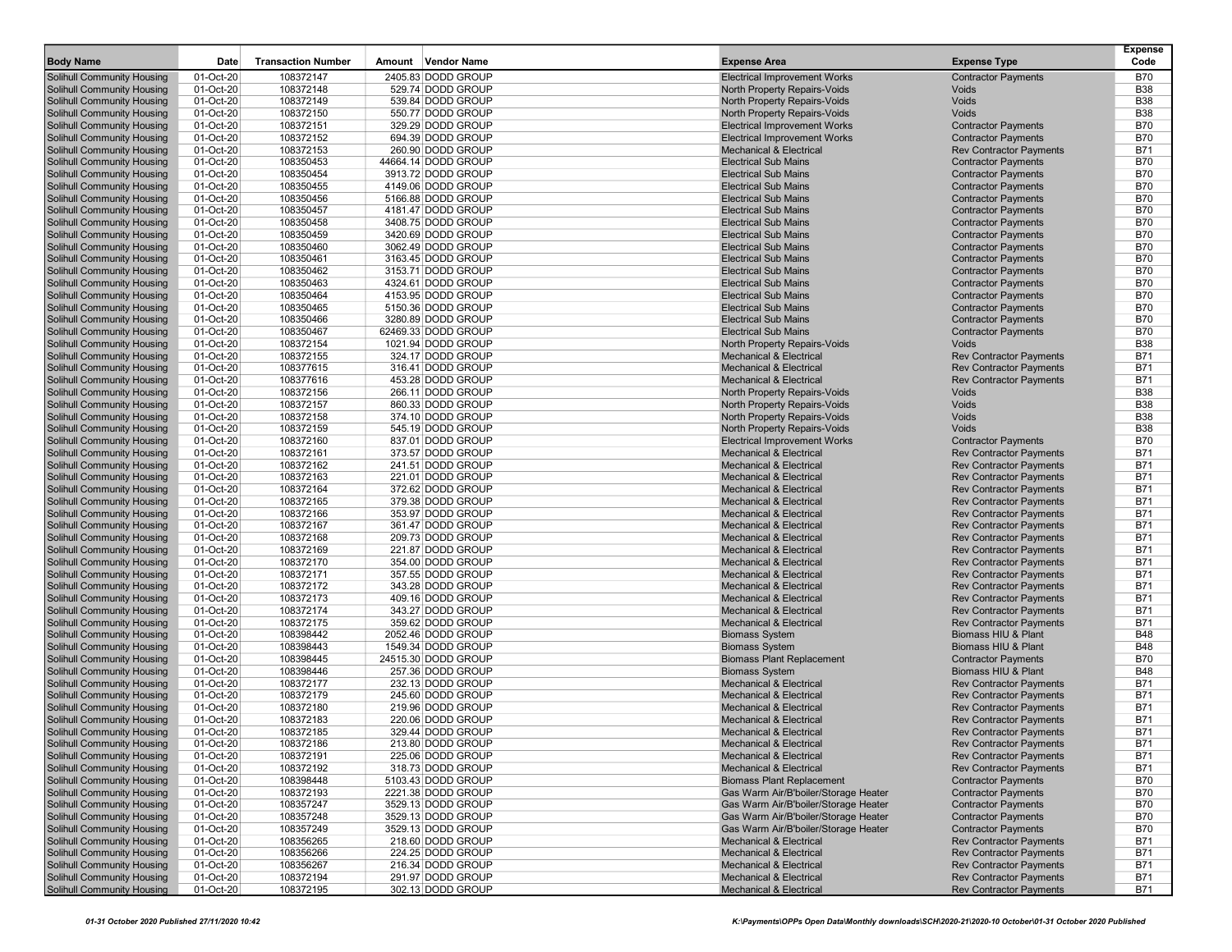| Body Name | Date | Transaction Number | Amount | Vendor Name | Expense Area | Expense Type | Expense Code |
|---|---|---|---|---|---|---|---|
| Solihull Community Housing | 01-Oct-20 | 108372147 | 2405.83 | DODD GROUP | Electrical Improvement Works | Contractor Payments | B70 |
| Solihull Community Housing | 01-Oct-20 | 108372148 | 529.74 | DODD GROUP | North Property Repairs-Voids | Voids | B38 |
| Solihull Community Housing | 01-Oct-20 | 108372149 | 539.84 | DODD GROUP | North Property Repairs-Voids | Voids | B38 |
| Solihull Community Housing | 01-Oct-20 | 108372150 | 550.77 | DODD GROUP | North Property Repairs-Voids | Voids | B38 |
| Solihull Community Housing | 01-Oct-20 | 108372151 | 329.29 | DODD GROUP | Electrical Improvement Works | Contractor Payments | B70 |
| Solihull Community Housing | 01-Oct-20 | 108372152 | 694.39 | DODD GROUP | Electrical Improvement Works | Contractor Payments | B70 |
| Solihull Community Housing | 01-Oct-20 | 108372153 | 260.90 | DODD GROUP | Mechanical & Electrical | Rev Contractor Payments | B71 |
| Solihull Community Housing | 01-Oct-20 | 108350453 | 44664.14 | DODD GROUP | Electrical Sub Mains | Contractor Payments | B70 |
| Solihull Community Housing | 01-Oct-20 | 108350454 | 3913.72 | DODD GROUP | Electrical Sub Mains | Contractor Payments | B70 |
| Solihull Community Housing | 01-Oct-20 | 108350455 | 4149.06 | DODD GROUP | Electrical Sub Mains | Contractor Payments | B70 |
| Solihull Community Housing | 01-Oct-20 | 108350456 | 5166.88 | DODD GROUP | Electrical Sub Mains | Contractor Payments | B70 |
| Solihull Community Housing | 01-Oct-20 | 108350457 | 4181.47 | DODD GROUP | Electrical Sub Mains | Contractor Payments | B70 |
| Solihull Community Housing | 01-Oct-20 | 108350458 | 3408.75 | DODD GROUP | Electrical Sub Mains | Contractor Payments | B70 |
| Solihull Community Housing | 01-Oct-20 | 108350459 | 3420.69 | DODD GROUP | Electrical Sub Mains | Contractor Payments | B70 |
| Solihull Community Housing | 01-Oct-20 | 108350460 | 3062.49 | DODD GROUP | Electrical Sub Mains | Contractor Payments | B70 |
| Solihull Community Housing | 01-Oct-20 | 108350461 | 3163.45 | DODD GROUP | Electrical Sub Mains | Contractor Payments | B70 |
| Solihull Community Housing | 01-Oct-20 | 108350462 | 3153.71 | DODD GROUP | Electrical Sub Mains | Contractor Payments | B70 |
| Solihull Community Housing | 01-Oct-20 | 108350463 | 4324.61 | DODD GROUP | Electrical Sub Mains | Contractor Payments | B70 |
| Solihull Community Housing | 01-Oct-20 | 108350464 | 4153.95 | DODD GROUP | Electrical Sub Mains | Contractor Payments | B70 |
| Solihull Community Housing | 01-Oct-20 | 108350465 | 5150.36 | DODD GROUP | Electrical Sub Mains | Contractor Payments | B70 |
| Solihull Community Housing | 01-Oct-20 | 108350466 | 3280.89 | DODD GROUP | Electrical Sub Mains | Contractor Payments | B70 |
| Solihull Community Housing | 01-Oct-20 | 108350467 | 62469.33 | DODD GROUP | Electrical Sub Mains | Contractor Payments | B70 |
| Solihull Community Housing | 01-Oct-20 | 108372154 | 1021.94 | DODD GROUP | North Property Repairs-Voids | Voids | B38 |
| Solihull Community Housing | 01-Oct-20 | 108372155 | 324.17 | DODD GROUP | Mechanical & Electrical | Rev Contractor Payments | B71 |
| Solihull Community Housing | 01-Oct-20 | 108377615 | 316.41 | DODD GROUP | Mechanical & Electrical | Rev Contractor Payments | B71 |
| Solihull Community Housing | 01-Oct-20 | 108377616 | 453.28 | DODD GROUP | Mechanical & Electrical | Rev Contractor Payments | B71 |
| Solihull Community Housing | 01-Oct-20 | 108372156 | 266.11 | DODD GROUP | North Property Repairs-Voids | Voids | B38 |
| Solihull Community Housing | 01-Oct-20 | 108372157 | 860.33 | DODD GROUP | North Property Repairs-Voids | Voids | B38 |
| Solihull Community Housing | 01-Oct-20 | 108372158 | 374.10 | DODD GROUP | North Property Repairs-Voids | Voids | B38 |
| Solihull Community Housing | 01-Oct-20 | 108372159 | 545.19 | DODD GROUP | North Property Repairs-Voids | Voids | B38 |
| Solihull Community Housing | 01-Oct-20 | 108372160 | 837.01 | DODD GROUP | Electrical Improvement Works | Contractor Payments | B70 |
| Solihull Community Housing | 01-Oct-20 | 108372161 | 373.57 | DODD GROUP | Mechanical & Electrical | Rev Contractor Payments | B71 |
| Solihull Community Housing | 01-Oct-20 | 108372162 | 241.51 | DODD GROUP | Mechanical & Electrical | Rev Contractor Payments | B71 |
| Solihull Community Housing | 01-Oct-20 | 108372163 | 221.01 | DODD GROUP | Mechanical & Electrical | Rev Contractor Payments | B71 |
| Solihull Community Housing | 01-Oct-20 | 108372164 | 372.62 | DODD GROUP | Mechanical & Electrical | Rev Contractor Payments | B71 |
| Solihull Community Housing | 01-Oct-20 | 108372165 | 379.38 | DODD GROUP | Mechanical & Electrical | Rev Contractor Payments | B71 |
| Solihull Community Housing | 01-Oct-20 | 108372166 | 353.97 | DODD GROUP | Mechanical & Electrical | Rev Contractor Payments | B71 |
| Solihull Community Housing | 01-Oct-20 | 108372167 | 361.47 | DODD GROUP | Mechanical & Electrical | Rev Contractor Payments | B71 |
| Solihull Community Housing | 01-Oct-20 | 108372168 | 209.73 | DODD GROUP | Mechanical & Electrical | Rev Contractor Payments | B71 |
| Solihull Community Housing | 01-Oct-20 | 108372169 | 221.87 | DODD GROUP | Mechanical & Electrical | Rev Contractor Payments | B71 |
| Solihull Community Housing | 01-Oct-20 | 108372170 | 354.00 | DODD GROUP | Mechanical & Electrical | Rev Contractor Payments | B71 |
| Solihull Community Housing | 01-Oct-20 | 108372171 | 357.55 | DODD GROUP | Mechanical & Electrical | Rev Contractor Payments | B71 |
| Solihull Community Housing | 01-Oct-20 | 108372172 | 343.28 | DODD GROUP | Mechanical & Electrical | Rev Contractor Payments | B71 |
| Solihull Community Housing | 01-Oct-20 | 108372173 | 409.16 | DODD GROUP | Mechanical & Electrical | Rev Contractor Payments | B71 |
| Solihull Community Housing | 01-Oct-20 | 108372174 | 343.27 | DODD GROUP | Mechanical & Electrical | Rev Contractor Payments | B71 |
| Solihull Community Housing | 01-Oct-20 | 108372175 | 359.62 | DODD GROUP | Mechanical & Electrical | Rev Contractor Payments | B71 |
| Solihull Community Housing | 01-Oct-20 | 108398442 | 2052.46 | DODD GROUP | Biomass System | Biomass HIU & Plant | B48 |
| Solihull Community Housing | 01-Oct-20 | 108398443 | 1549.34 | DODD GROUP | Biomass System | Biomass HIU & Plant | B48 |
| Solihull Community Housing | 01-Oct-20 | 108398445 | 24515.30 | DODD GROUP | Biomass Plant Replacement | Contractor Payments | B70 |
| Solihull Community Housing | 01-Oct-20 | 108398446 | 257.36 | DODD GROUP | Biomass System | Biomass HIU & Plant | B48 |
| Solihull Community Housing | 01-Oct-20 | 108372177 | 232.13 | DODD GROUP | Mechanical & Electrical | Rev Contractor Payments | B71 |
| Solihull Community Housing | 01-Oct-20 | 108372179 | 245.60 | DODD GROUP | Mechanical & Electrical | Rev Contractor Payments | B71 |
| Solihull Community Housing | 01-Oct-20 | 108372180 | 219.96 | DODD GROUP | Mechanical & Electrical | Rev Contractor Payments | B71 |
| Solihull Community Housing | 01-Oct-20 | 108372183 | 220.06 | DODD GROUP | Mechanical & Electrical | Rev Contractor Payments | B71 |
| Solihull Community Housing | 01-Oct-20 | 108372185 | 329.44 | DODD GROUP | Mechanical & Electrical | Rev Contractor Payments | B71 |
| Solihull Community Housing | 01-Oct-20 | 108372186 | 213.80 | DODD GROUP | Mechanical & Electrical | Rev Contractor Payments | B71 |
| Solihull Community Housing | 01-Oct-20 | 108372191 | 225.06 | DODD GROUP | Mechanical & Electrical | Rev Contractor Payments | B71 |
| Solihull Community Housing | 01-Oct-20 | 108372192 | 318.73 | DODD GROUP | Mechanical & Electrical | Rev Contractor Payments | B71 |
| Solihull Community Housing | 01-Oct-20 | 108398448 | 5103.43 | DODD GROUP | Biomass Plant Replacement | Contractor Payments | B70 |
| Solihull Community Housing | 01-Oct-20 | 108372193 | 2221.38 | DODD GROUP | Gas Warm Air/B'boiler/Storage Heater | Contractor Payments | B70 |
| Solihull Community Housing | 01-Oct-20 | 108357247 | 3529.13 | DODD GROUP | Gas Warm Air/B'boiler/Storage Heater | Contractor Payments | B70 |
| Solihull Community Housing | 01-Oct-20 | 108357248 | 3529.13 | DODD GROUP | Gas Warm Air/B'boiler/Storage Heater | Contractor Payments | B70 |
| Solihull Community Housing | 01-Oct-20 | 108357249 | 3529.13 | DODD GROUP | Gas Warm Air/B'boiler/Storage Heater | Contractor Payments | B70 |
| Solihull Community Housing | 01-Oct-20 | 108356265 | 218.60 | DODD GROUP | Mechanical & Electrical | Rev Contractor Payments | B71 |
| Solihull Community Housing | 01-Oct-20 | 108356266 | 224.25 | DODD GROUP | Mechanical & Electrical | Rev Contractor Payments | B71 |
| Solihull Community Housing | 01-Oct-20 | 108356267 | 216.34 | DODD GROUP | Mechanical & Electrical | Rev Contractor Payments | B71 |
| Solihull Community Housing | 01-Oct-20 | 108372194 | 291.97 | DODD GROUP | Mechanical & Electrical | Rev Contractor Payments | B71 |
| Solihull Community Housing | 01-Oct-20 | 108372195 | 302.13 | DODD GROUP | Mechanical & Electrical | Rev Contractor Payments | B71 |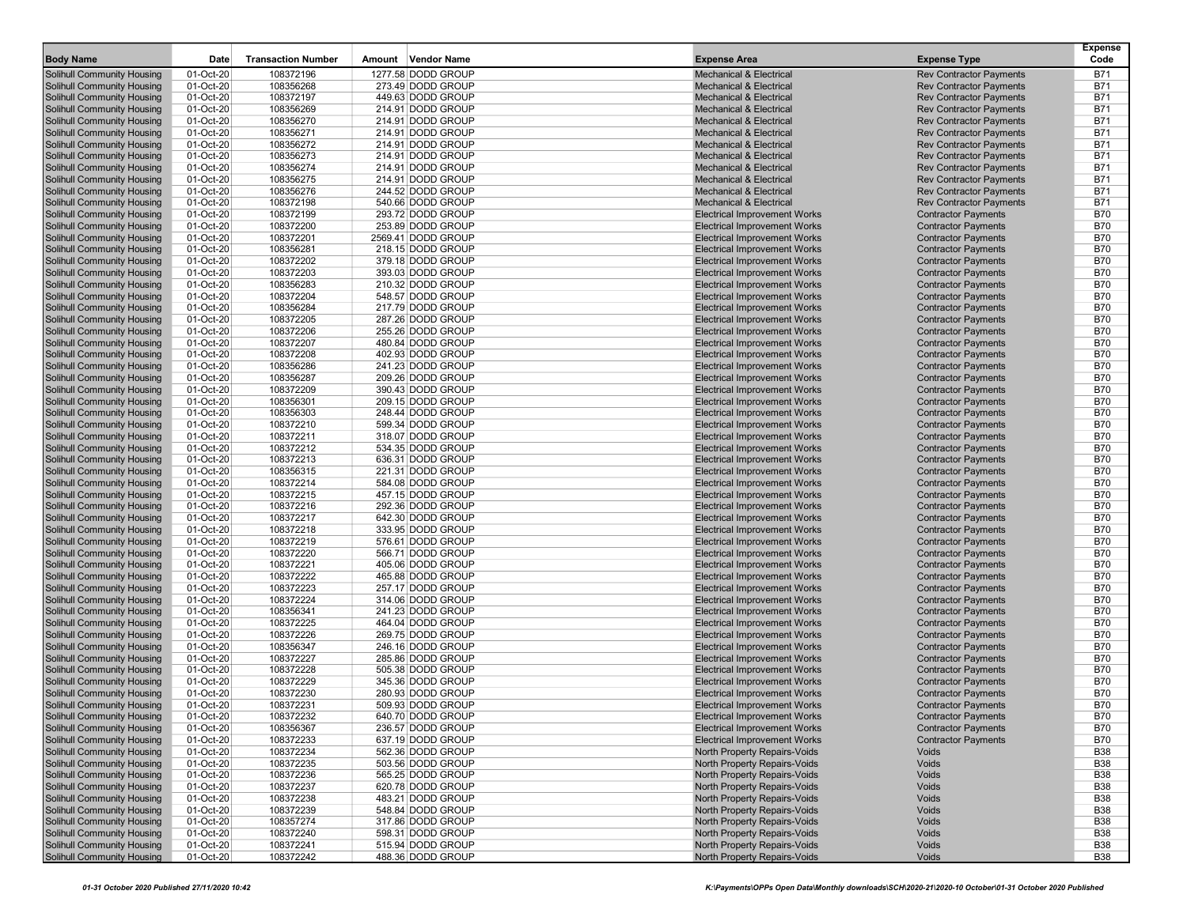| Body Name | Date | Transaction Number | Amount | Vendor Name | Expense Area | Expense Type | Expense Code |
|---|---|---|---|---|---|---|---|
| Solihull Community Housing | 01-Oct-20 | 108372196 | 1277.58 | DODD GROUP | Mechanical & Electrical | Rev Contractor Payments | B71 |
| Solihull Community Housing | 01-Oct-20 | 108356268 | 273.49 | DODD GROUP | Mechanical & Electrical | Rev Contractor Payments | B71 |
| Solihull Community Housing | 01-Oct-20 | 108372197 | 449.63 | DODD GROUP | Mechanical & Electrical | Rev Contractor Payments | B71 |
| Solihull Community Housing | 01-Oct-20 | 108356269 | 214.91 | DODD GROUP | Mechanical & Electrical | Rev Contractor Payments | B71 |
| Solihull Community Housing | 01-Oct-20 | 108356270 | 214.91 | DODD GROUP | Mechanical & Electrical | Rev Contractor Payments | B71 |
| Solihull Community Housing | 01-Oct-20 | 108356271 | 214.91 | DODD GROUP | Mechanical & Electrical | Rev Contractor Payments | B71 |
| Solihull Community Housing | 01-Oct-20 | 108356272 | 214.91 | DODD GROUP | Mechanical & Electrical | Rev Contractor Payments | B71 |
| Solihull Community Housing | 01-Oct-20 | 108356273 | 214.91 | DODD GROUP | Mechanical & Electrical | Rev Contractor Payments | B71 |
| Solihull Community Housing | 01-Oct-20 | 108356274 | 214.91 | DODD GROUP | Mechanical & Electrical | Rev Contractor Payments | B71 |
| Solihull Community Housing | 01-Oct-20 | 108356275 | 214.91 | DODD GROUP | Mechanical & Electrical | Rev Contractor Payments | B71 |
| Solihull Community Housing | 01-Oct-20 | 108356276 | 244.52 | DODD GROUP | Mechanical & Electrical | Rev Contractor Payments | B71 |
| Solihull Community Housing | 01-Oct-20 | 108372198 | 540.66 | DODD GROUP | Mechanical & Electrical | Rev Contractor Payments | B71 |
| Solihull Community Housing | 01-Oct-20 | 108372199 | 293.72 | DODD GROUP | Electrical Improvement Works | Contractor Payments | B70 |
| Solihull Community Housing | 01-Oct-20 | 108372200 | 253.89 | DODD GROUP | Electrical Improvement Works | Contractor Payments | B70 |
| Solihull Community Housing | 01-Oct-20 | 108372201 | 2569.41 | DODD GROUP | Electrical Improvement Works | Contractor Payments | B70 |
| Solihull Community Housing | 01-Oct-20 | 108356281 | 218.15 | DODD GROUP | Electrical Improvement Works | Contractor Payments | B70 |
| Solihull Community Housing | 01-Oct-20 | 108372202 | 379.18 | DODD GROUP | Electrical Improvement Works | Contractor Payments | B70 |
| Solihull Community Housing | 01-Oct-20 | 108372203 | 393.03 | DODD GROUP | Electrical Improvement Works | Contractor Payments | B70 |
| Solihull Community Housing | 01-Oct-20 | 108356283 | 210.32 | DODD GROUP | Electrical Improvement Works | Contractor Payments | B70 |
| Solihull Community Housing | 01-Oct-20 | 108372204 | 548.57 | DODD GROUP | Electrical Improvement Works | Contractor Payments | B70 |
| Solihull Community Housing | 01-Oct-20 | 108356284 | 217.79 | DODD GROUP | Electrical Improvement Works | Contractor Payments | B70 |
| Solihull Community Housing | 01-Oct-20 | 108372205 | 287.26 | DODD GROUP | Electrical Improvement Works | Contractor Payments | B70 |
| Solihull Community Housing | 01-Oct-20 | 108372206 | 255.26 | DODD GROUP | Electrical Improvement Works | Contractor Payments | B70 |
| Solihull Community Housing | 01-Oct-20 | 108372207 | 480.84 | DODD GROUP | Electrical Improvement Works | Contractor Payments | B70 |
| Solihull Community Housing | 01-Oct-20 | 108372208 | 402.93 | DODD GROUP | Electrical Improvement Works | Contractor Payments | B70 |
| Solihull Community Housing | 01-Oct-20 | 108356286 | 241.23 | DODD GROUP | Electrical Improvement Works | Contractor Payments | B70 |
| Solihull Community Housing | 01-Oct-20 | 108356287 | 209.26 | DODD GROUP | Electrical Improvement Works | Contractor Payments | B70 |
| Solihull Community Housing | 01-Oct-20 | 108372209 | 390.43 | DODD GROUP | Electrical Improvement Works | Contractor Payments | B70 |
| Solihull Community Housing | 01-Oct-20 | 108356301 | 209.15 | DODD GROUP | Electrical Improvement Works | Contractor Payments | B70 |
| Solihull Community Housing | 01-Oct-20 | 108356303 | 248.44 | DODD GROUP | Electrical Improvement Works | Contractor Payments | B70 |
| Solihull Community Housing | 01-Oct-20 | 108372210 | 599.34 | DODD GROUP | Electrical Improvement Works | Contractor Payments | B70 |
| Solihull Community Housing | 01-Oct-20 | 108372211 | 318.07 | DODD GROUP | Electrical Improvement Works | Contractor Payments | B70 |
| Solihull Community Housing | 01-Oct-20 | 108372212 | 534.35 | DODD GROUP | Electrical Improvement Works | Contractor Payments | B70 |
| Solihull Community Housing | 01-Oct-20 | 108372213 | 636.31 | DODD GROUP | Electrical Improvement Works | Contractor Payments | B70 |
| Solihull Community Housing | 01-Oct-20 | 108356315 | 221.31 | DODD GROUP | Electrical Improvement Works | Contractor Payments | B70 |
| Solihull Community Housing | 01-Oct-20 | 108372214 | 584.08 | DODD GROUP | Electrical Improvement Works | Contractor Payments | B70 |
| Solihull Community Housing | 01-Oct-20 | 108372215 | 457.15 | DODD GROUP | Electrical Improvement Works | Contractor Payments | B70 |
| Solihull Community Housing | 01-Oct-20 | 108372216 | 292.36 | DODD GROUP | Electrical Improvement Works | Contractor Payments | B70 |
| Solihull Community Housing | 01-Oct-20 | 108372217 | 642.30 | DODD GROUP | Electrical Improvement Works | Contractor Payments | B70 |
| Solihull Community Housing | 01-Oct-20 | 108372218 | 333.95 | DODD GROUP | Electrical Improvement Works | Contractor Payments | B70 |
| Solihull Community Housing | 01-Oct-20 | 108372219 | 576.61 | DODD GROUP | Electrical Improvement Works | Contractor Payments | B70 |
| Solihull Community Housing | 01-Oct-20 | 108372220 | 566.71 | DODD GROUP | Electrical Improvement Works | Contractor Payments | B70 |
| Solihull Community Housing | 01-Oct-20 | 108372221 | 405.06 | DODD GROUP | Electrical Improvement Works | Contractor Payments | B70 |
| Solihull Community Housing | 01-Oct-20 | 108372222 | 465.88 | DODD GROUP | Electrical Improvement Works | Contractor Payments | B70 |
| Solihull Community Housing | 01-Oct-20 | 108372223 | 257.17 | DODD GROUP | Electrical Improvement Works | Contractor Payments | B70 |
| Solihull Community Housing | 01-Oct-20 | 108372224 | 314.06 | DODD GROUP | Electrical Improvement Works | Contractor Payments | B70 |
| Solihull Community Housing | 01-Oct-20 | 108356341 | 241.23 | DODD GROUP | Electrical Improvement Works | Contractor Payments | B70 |
| Solihull Community Housing | 01-Oct-20 | 108372225 | 464.04 | DODD GROUP | Electrical Improvement Works | Contractor Payments | B70 |
| Solihull Community Housing | 01-Oct-20 | 108372226 | 269.75 | DODD GROUP | Electrical Improvement Works | Contractor Payments | B70 |
| Solihull Community Housing | 01-Oct-20 | 108356347 | 246.16 | DODD GROUP | Electrical Improvement Works | Contractor Payments | B70 |
| Solihull Community Housing | 01-Oct-20 | 108372227 | 285.86 | DODD GROUP | Electrical Improvement Works | Contractor Payments | B70 |
| Solihull Community Housing | 01-Oct-20 | 108372228 | 505.38 | DODD GROUP | Electrical Improvement Works | Contractor Payments | B70 |
| Solihull Community Housing | 01-Oct-20 | 108372229 | 345.36 | DODD GROUP | Electrical Improvement Works | Contractor Payments | B70 |
| Solihull Community Housing | 01-Oct-20 | 108372230 | 280.93 | DODD GROUP | Electrical Improvement Works | Contractor Payments | B70 |
| Solihull Community Housing | 01-Oct-20 | 108372231 | 509.93 | DODD GROUP | Electrical Improvement Works | Contractor Payments | B70 |
| Solihull Community Housing | 01-Oct-20 | 108372232 | 640.70 | DODD GROUP | Electrical Improvement Works | Contractor Payments | B70 |
| Solihull Community Housing | 01-Oct-20 | 108356367 | 236.57 | DODD GROUP | Electrical Improvement Works | Contractor Payments | B70 |
| Solihull Community Housing | 01-Oct-20 | 108372233 | 637.19 | DODD GROUP | Electrical Improvement Works | Contractor Payments | B70 |
| Solihull Community Housing | 01-Oct-20 | 108372234 | 562.36 | DODD GROUP | North Property Repairs-Voids | Voids | B38 |
| Solihull Community Housing | 01-Oct-20 | 108372235 | 503.56 | DODD GROUP | North Property Repairs-Voids | Voids | B38 |
| Solihull Community Housing | 01-Oct-20 | 108372236 | 565.25 | DODD GROUP | North Property Repairs-Voids | Voids | B38 |
| Solihull Community Housing | 01-Oct-20 | 108372237 | 620.78 | DODD GROUP | North Property Repairs-Voids | Voids | B38 |
| Solihull Community Housing | 01-Oct-20 | 108372238 | 483.21 | DODD GROUP | North Property Repairs-Voids | Voids | B38 |
| Solihull Community Housing | 01-Oct-20 | 108372239 | 548.84 | DODD GROUP | North Property Repairs-Voids | Voids | B38 |
| Solihull Community Housing | 01-Oct-20 | 108357274 | 317.86 | DODD GROUP | North Property Repairs-Voids | Voids | B38 |
| Solihull Community Housing | 01-Oct-20 | 108372240 | 598.31 | DODD GROUP | North Property Repairs-Voids | Voids | B38 |
| Solihull Community Housing | 01-Oct-20 | 108372241 | 515.94 | DODD GROUP | North Property Repairs-Voids | Voids | B38 |
| Solihull Community Housing | 01-Oct-20 | 108372242 | 488.36 | DODD GROUP | North Property Repairs-Voids | Voids | B38 |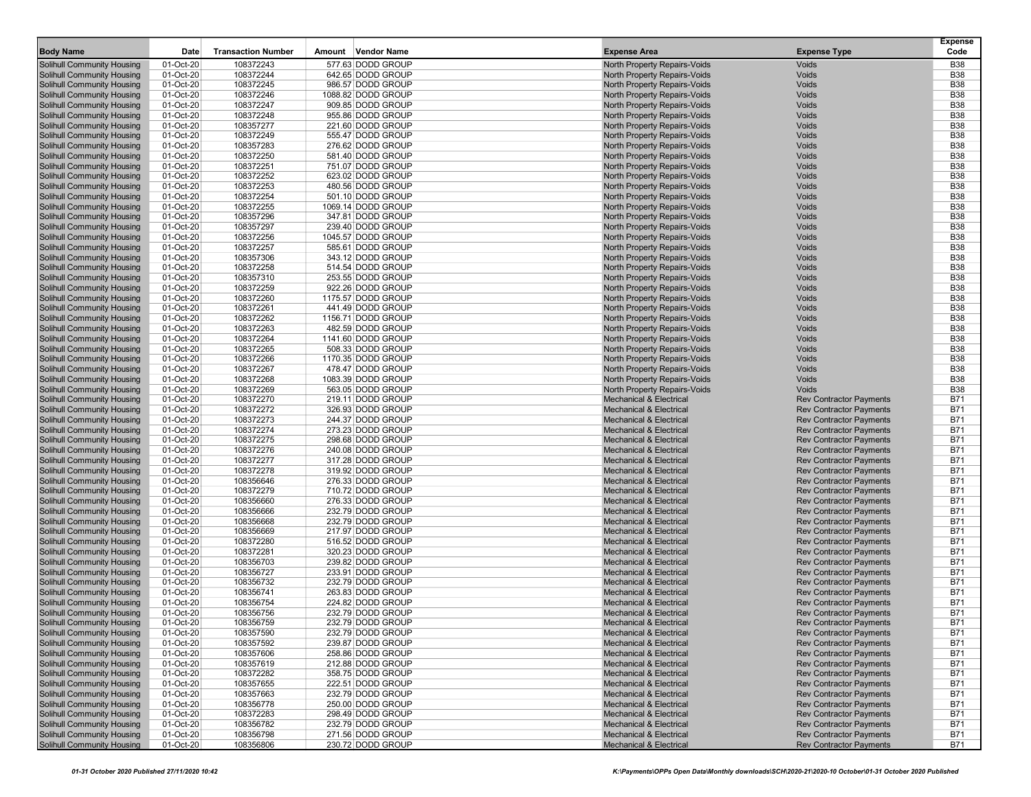| Body Name | Date | Transaction Number | Amount | Vendor Name | Expense Area | Expense Type | Expense Code |
|---|---|---|---|---|---|---|---|
| Solihull Community Housing | 01-Oct-20 | 108372243 | 577.63 | DODD GROUP | North Property Repairs-Voids | Voids | B38 |
| Solihull Community Housing | 01-Oct-20 | 108372244 | 642.65 | DODD GROUP | North Property Repairs-Voids | Voids | B38 |
| Solihull Community Housing | 01-Oct-20 | 108372245 | 986.57 | DODD GROUP | North Property Repairs-Voids | Voids | B38 |
| Solihull Community Housing | 01-Oct-20 | 108372246 | 1088.82 | DODD GROUP | North Property Repairs-Voids | Voids | B38 |
| Solihull Community Housing | 01-Oct-20 | 108372247 | 909.85 | DODD GROUP | North Property Repairs-Voids | Voids | B38 |
| Solihull Community Housing | 01-Oct-20 | 108372248 | 955.86 | DODD GROUP | North Property Repairs-Voids | Voids | B38 |
| Solihull Community Housing | 01-Oct-20 | 108357277 | 221.60 | DODD GROUP | North Property Repairs-Voids | Voids | B38 |
| Solihull Community Housing | 01-Oct-20 | 108372249 | 555.47 | DODD GROUP | North Property Repairs-Voids | Voids | B38 |
| Solihull Community Housing | 01-Oct-20 | 108357283 | 276.62 | DODD GROUP | North Property Repairs-Voids | Voids | B38 |
| Solihull Community Housing | 01-Oct-20 | 108372250 | 581.40 | DODD GROUP | North Property Repairs-Voids | Voids | B38 |
| Solihull Community Housing | 01-Oct-20 | 108372251 | 751.07 | DODD GROUP | North Property Repairs-Voids | Voids | B38 |
| Solihull Community Housing | 01-Oct-20 | 108372252 | 623.02 | DODD GROUP | North Property Repairs-Voids | Voids | B38 |
| Solihull Community Housing | 01-Oct-20 | 108372253 | 480.56 | DODD GROUP | North Property Repairs-Voids | Voids | B38 |
| Solihull Community Housing | 01-Oct-20 | 108372254 | 501.10 | DODD GROUP | North Property Repairs-Voids | Voids | B38 |
| Solihull Community Housing | 01-Oct-20 | 108372255 | 1069.14 | DODD GROUP | North Property Repairs-Voids | Voids | B38 |
| Solihull Community Housing | 01-Oct-20 | 108357296 | 347.81 | DODD GROUP | North Property Repairs-Voids | Voids | B38 |
| Solihull Community Housing | 01-Oct-20 | 108357297 | 239.40 | DODD GROUP | North Property Repairs-Voids | Voids | B38 |
| Solihull Community Housing | 01-Oct-20 | 108372256 | 1045.57 | DODD GROUP | North Property Repairs-Voids | Voids | B38 |
| Solihull Community Housing | 01-Oct-20 | 108372257 | 585.61 | DODD GROUP | North Property Repairs-Voids | Voids | B38 |
| Solihull Community Housing | 01-Oct-20 | 108357306 | 343.12 | DODD GROUP | North Property Repairs-Voids | Voids | B38 |
| Solihull Community Housing | 01-Oct-20 | 108372258 | 514.54 | DODD GROUP | North Property Repairs-Voids | Voids | B38 |
| Solihull Community Housing | 01-Oct-20 | 108357310 | 253.55 | DODD GROUP | North Property Repairs-Voids | Voids | B38 |
| Solihull Community Housing | 01-Oct-20 | 108372259 | 922.26 | DODD GROUP | North Property Repairs-Voids | Voids | B38 |
| Solihull Community Housing | 01-Oct-20 | 108372260 | 1175.57 | DODD GROUP | North Property Repairs-Voids | Voids | B38 |
| Solihull Community Housing | 01-Oct-20 | 108372261 | 441.49 | DODD GROUP | North Property Repairs-Voids | Voids | B38 |
| Solihull Community Housing | 01-Oct-20 | 108372262 | 1156.71 | DODD GROUP | North Property Repairs-Voids | Voids | B38 |
| Solihull Community Housing | 01-Oct-20 | 108372263 | 482.59 | DODD GROUP | North Property Repairs-Voids | Voids | B38 |
| Solihull Community Housing | 01-Oct-20 | 108372264 | 1141.60 | DODD GROUP | North Property Repairs-Voids | Voids | B38 |
| Solihull Community Housing | 01-Oct-20 | 108372265 | 508.33 | DODD GROUP | North Property Repairs-Voids | Voids | B38 |
| Solihull Community Housing | 01-Oct-20 | 108372266 | 1170.35 | DODD GROUP | North Property Repairs-Voids | Voids | B38 |
| Solihull Community Housing | 01-Oct-20 | 108372267 | 478.47 | DODD GROUP | North Property Repairs-Voids | Voids | B38 |
| Solihull Community Housing | 01-Oct-20 | 108372268 | 1083.39 | DODD GROUP | North Property Repairs-Voids | Voids | B38 |
| Solihull Community Housing | 01-Oct-20 | 108372269 | 563.05 | DODD GROUP | North Property Repairs-Voids | Voids | B38 |
| Solihull Community Housing | 01-Oct-20 | 108372270 | 219.11 | DODD GROUP | Mechanical & Electrical | Rev Contractor Payments | B71 |
| Solihull Community Housing | 01-Oct-20 | 108372272 | 326.93 | DODD GROUP | Mechanical & Electrical | Rev Contractor Payments | B71 |
| Solihull Community Housing | 01-Oct-20 | 108372273 | 244.37 | DODD GROUP | Mechanical & Electrical | Rev Contractor Payments | B71 |
| Solihull Community Housing | 01-Oct-20 | 108372274 | 273.23 | DODD GROUP | Mechanical & Electrical | Rev Contractor Payments | B71 |
| Solihull Community Housing | 01-Oct-20 | 108372275 | 298.68 | DODD GROUP | Mechanical & Electrical | Rev Contractor Payments | B71 |
| Solihull Community Housing | 01-Oct-20 | 108372276 | 240.08 | DODD GROUP | Mechanical & Electrical | Rev Contractor Payments | B71 |
| Solihull Community Housing | 01-Oct-20 | 108372277 | 317.28 | DODD GROUP | Mechanical & Electrical | Rev Contractor Payments | B71 |
| Solihull Community Housing | 01-Oct-20 | 108372278 | 319.92 | DODD GROUP | Mechanical & Electrical | Rev Contractor Payments | B71 |
| Solihull Community Housing | 01-Oct-20 | 108356646 | 276.33 | DODD GROUP | Mechanical & Electrical | Rev Contractor Payments | B71 |
| Solihull Community Housing | 01-Oct-20 | 108372279 | 710.72 | DODD GROUP | Mechanical & Electrical | Rev Contractor Payments | B71 |
| Solihull Community Housing | 01-Oct-20 | 108356660 | 276.33 | DODD GROUP | Mechanical & Electrical | Rev Contractor Payments | B71 |
| Solihull Community Housing | 01-Oct-20 | 108356666 | 232.79 | DODD GROUP | Mechanical & Electrical | Rev Contractor Payments | B71 |
| Solihull Community Housing | 01-Oct-20 | 108356668 | 232.79 | DODD GROUP | Mechanical & Electrical | Rev Contractor Payments | B71 |
| Solihull Community Housing | 01-Oct-20 | 108356669 | 217.97 | DODD GROUP | Mechanical & Electrical | Rev Contractor Payments | B71 |
| Solihull Community Housing | 01-Oct-20 | 108372280 | 516.52 | DODD GROUP | Mechanical & Electrical | Rev Contractor Payments | B71 |
| Solihull Community Housing | 01-Oct-20 | 108372281 | 320.23 | DODD GROUP | Mechanical & Electrical | Rev Contractor Payments | B71 |
| Solihull Community Housing | 01-Oct-20 | 108356703 | 239.82 | DODD GROUP | Mechanical & Electrical | Rev Contractor Payments | B71 |
| Solihull Community Housing | 01-Oct-20 | 108356727 | 233.91 | DODD GROUP | Mechanical & Electrical | Rev Contractor Payments | B71 |
| Solihull Community Housing | 01-Oct-20 | 108356732 | 232.79 | DODD GROUP | Mechanical & Electrical | Rev Contractor Payments | B71 |
| Solihull Community Housing | 01-Oct-20 | 108356741 | 263.83 | DODD GROUP | Mechanical & Electrical | Rev Contractor Payments | B71 |
| Solihull Community Housing | 01-Oct-20 | 108356754 | 224.82 | DODD GROUP | Mechanical & Electrical | Rev Contractor Payments | B71 |
| Solihull Community Housing | 01-Oct-20 | 108356756 | 232.79 | DODD GROUP | Mechanical & Electrical | Rev Contractor Payments | B71 |
| Solihull Community Housing | 01-Oct-20 | 108356759 | 232.79 | DODD GROUP | Mechanical & Electrical | Rev Contractor Payments | B71 |
| Solihull Community Housing | 01-Oct-20 | 108357590 | 232.79 | DODD GROUP | Mechanical & Electrical | Rev Contractor Payments | B71 |
| Solihull Community Housing | 01-Oct-20 | 108357592 | 239.87 | DODD GROUP | Mechanical & Electrical | Rev Contractor Payments | B71 |
| Solihull Community Housing | 01-Oct-20 | 108357606 | 258.86 | DODD GROUP | Mechanical & Electrical | Rev Contractor Payments | B71 |
| Solihull Community Housing | 01-Oct-20 | 108357619 | 212.88 | DODD GROUP | Mechanical & Electrical | Rev Contractor Payments | B71 |
| Solihull Community Housing | 01-Oct-20 | 108372282 | 358.75 | DODD GROUP | Mechanical & Electrical | Rev Contractor Payments | B71 |
| Solihull Community Housing | 01-Oct-20 | 108357655 | 222.51 | DODD GROUP | Mechanical & Electrical | Rev Contractor Payments | B71 |
| Solihull Community Housing | 01-Oct-20 | 108357663 | 232.79 | DODD GROUP | Mechanical & Electrical | Rev Contractor Payments | B71 |
| Solihull Community Housing | 01-Oct-20 | 108356778 | 250.00 | DODD GROUP | Mechanical & Electrical | Rev Contractor Payments | B71 |
| Solihull Community Housing | 01-Oct-20 | 108372283 | 298.49 | DODD GROUP | Mechanical & Electrical | Rev Contractor Payments | B71 |
| Solihull Community Housing | 01-Oct-20 | 108356782 | 232.79 | DODD GROUP | Mechanical & Electrical | Rev Contractor Payments | B71 |
| Solihull Community Housing | 01-Oct-20 | 108356798 | 271.56 | DODD GROUP | Mechanical & Electrical | Rev Contractor Payments | B71 |
| Solihull Community Housing | 01-Oct-20 | 108356806 | 230.72 | DODD GROUP | Mechanical & Electrical | Rev Contractor Payments | B71 |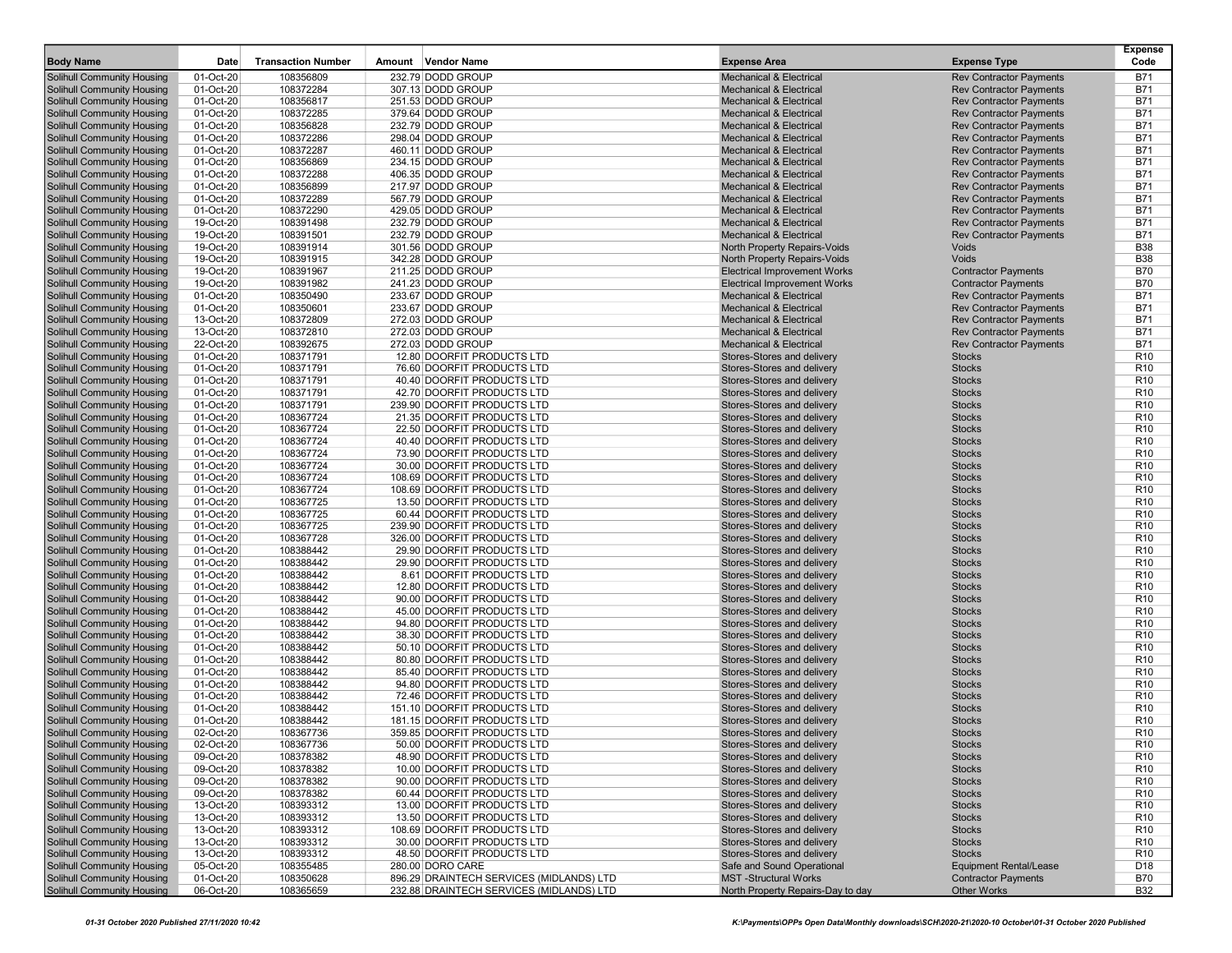| Body Name | Date | Transaction Number | Amount | Vendor Name | Expense Area | Expense Type | Expense Code |
|---|---|---|---|---|---|---|---|
| Solihull Community Housing | 01-Oct-20 | 108356809 | 232.79 | DODD GROUP | Mechanical & Electrical | Rev Contractor Payments | B71 |
| Solihull Community Housing | 01-Oct-20 | 108372284 | 307.13 | DODD GROUP | Mechanical & Electrical | Rev Contractor Payments | B71 |
| Solihull Community Housing | 01-Oct-20 | 108356817 | 251.53 | DODD GROUP | Mechanical & Electrical | Rev Contractor Payments | B71 |
| Solihull Community Housing | 01-Oct-20 | 108372285 | 379.64 | DODD GROUP | Mechanical & Electrical | Rev Contractor Payments | B71 |
| Solihull Community Housing | 01-Oct-20 | 108356828 | 232.79 | DODD GROUP | Mechanical & Electrical | Rev Contractor Payments | B71 |
| Solihull Community Housing | 01-Oct-20 | 108372286 | 298.04 | DODD GROUP | Mechanical & Electrical | Rev Contractor Payments | B71 |
| Solihull Community Housing | 01-Oct-20 | 108372287 | 460.11 | DODD GROUP | Mechanical & Electrical | Rev Contractor Payments | B71 |
| Solihull Community Housing | 01-Oct-20 | 108356869 | 234.15 | DODD GROUP | Mechanical & Electrical | Rev Contractor Payments | B71 |
| Solihull Community Housing | 01-Oct-20 | 108372288 | 406.35 | DODD GROUP | Mechanical & Electrical | Rev Contractor Payments | B71 |
| Solihull Community Housing | 01-Oct-20 | 108356899 | 217.97 | DODD GROUP | Mechanical & Electrical | Rev Contractor Payments | B71 |
| Solihull Community Housing | 01-Oct-20 | 108372289 | 567.79 | DODD GROUP | Mechanical & Electrical | Rev Contractor Payments | B71 |
| Solihull Community Housing | 01-Oct-20 | 108372290 | 429.05 | DODD GROUP | Mechanical & Electrical | Rev Contractor Payments | B71 |
| Solihull Community Housing | 19-Oct-20 | 108391498 | 232.79 | DODD GROUP | Mechanical & Electrical | Rev Contractor Payments | B71 |
| Solihull Community Housing | 19-Oct-20 | 108391501 | 232.79 | DODD GROUP | Mechanical & Electrical | Rev Contractor Payments | B71 |
| Solihull Community Housing | 19-Oct-20 | 108391914 | 301.56 | DODD GROUP | North Property Repairs-Voids | Voids | B38 |
| Solihull Community Housing | 19-Oct-20 | 108391915 | 342.28 | DODD GROUP | North Property Repairs-Voids | Voids | B38 |
| Solihull Community Housing | 19-Oct-20 | 108391967 | 211.25 | DODD GROUP | Electrical Improvement Works | Contractor Payments | B70 |
| Solihull Community Housing | 19-Oct-20 | 108391982 | 241.23 | DODD GROUP | Electrical Improvement Works | Contractor Payments | B70 |
| Solihull Community Housing | 01-Oct-20 | 108350490 | 233.67 | DODD GROUP | Mechanical & Electrical | Rev Contractor Payments | B71 |
| Solihull Community Housing | 01-Oct-20 | 108350601 | 233.67 | DODD GROUP | Mechanical & Electrical | Rev Contractor Payments | B71 |
| Solihull Community Housing | 13-Oct-20 | 108372809 | 272.03 | DODD GROUP | Mechanical & Electrical | Rev Contractor Payments | B71 |
| Solihull Community Housing | 13-Oct-20 | 108372810 | 272.03 | DODD GROUP | Mechanical & Electrical | Rev Contractor Payments | B71 |
| Solihull Community Housing | 22-Oct-20 | 108392675 | 272.03 | DODD GROUP | Mechanical & Electrical | Rev Contractor Payments | B71 |
| Solihull Community Housing | 01-Oct-20 | 108371791 | 12.80 | DOORFIT PRODUCTS LTD | Stores-Stores and delivery | Stocks | R10 |
| Solihull Community Housing | 01-Oct-20 | 108371791 | 76.60 | DOORFIT PRODUCTS LTD | Stores-Stores and delivery | Stocks | R10 |
| Solihull Community Housing | 01-Oct-20 | 108371791 | 40.40 | DOORFIT PRODUCTS LTD | Stores-Stores and delivery | Stocks | R10 |
| Solihull Community Housing | 01-Oct-20 | 108371791 | 42.70 | DOORFIT PRODUCTS LTD | Stores-Stores and delivery | Stocks | R10 |
| Solihull Community Housing | 01-Oct-20 | 108371791 | 239.90 | DOORFIT PRODUCTS LTD | Stores-Stores and delivery | Stocks | R10 |
| Solihull Community Housing | 01-Oct-20 | 108367724 | 21.35 | DOORFIT PRODUCTS LTD | Stores-Stores and delivery | Stocks | R10 |
| Solihull Community Housing | 01-Oct-20 | 108367724 | 22.50 | DOORFIT PRODUCTS LTD | Stores-Stores and delivery | Stocks | R10 |
| Solihull Community Housing | 01-Oct-20 | 108367724 | 40.40 | DOORFIT PRODUCTS LTD | Stores-Stores and delivery | Stocks | R10 |
| Solihull Community Housing | 01-Oct-20 | 108367724 | 73.90 | DOORFIT PRODUCTS LTD | Stores-Stores and delivery | Stocks | R10 |
| Solihull Community Housing | 01-Oct-20 | 108367724 | 30.00 | DOORFIT PRODUCTS LTD | Stores-Stores and delivery | Stocks | R10 |
| Solihull Community Housing | 01-Oct-20 | 108367724 | 108.69 | DOORFIT PRODUCTS LTD | Stores-Stores and delivery | Stocks | R10 |
| Solihull Community Housing | 01-Oct-20 | 108367724 | 108.69 | DOORFIT PRODUCTS LTD | Stores-Stores and delivery | Stocks | R10 |
| Solihull Community Housing | 01-Oct-20 | 108367725 | 13.50 | DOORFIT PRODUCTS LTD | Stores-Stores and delivery | Stocks | R10 |
| Solihull Community Housing | 01-Oct-20 | 108367725 | 60.44 | DOORFIT PRODUCTS LTD | Stores-Stores and delivery | Stocks | R10 |
| Solihull Community Housing | 01-Oct-20 | 108367725 | 239.90 | DOORFIT PRODUCTS LTD | Stores-Stores and delivery | Stocks | R10 |
| Solihull Community Housing | 01-Oct-20 | 108367728 | 326.00 | DOORFIT PRODUCTS LTD | Stores-Stores and delivery | Stocks | R10 |
| Solihull Community Housing | 01-Oct-20 | 108388442 | 29.90 | DOORFIT PRODUCTS LTD | Stores-Stores and delivery | Stocks | R10 |
| Solihull Community Housing | 01-Oct-20 | 108388442 | 29.90 | DOORFIT PRODUCTS LTD | Stores-Stores and delivery | Stocks | R10 |
| Solihull Community Housing | 01-Oct-20 | 108388442 | 8.61 | DOORFIT PRODUCTS LTD | Stores-Stores and delivery | Stocks | R10 |
| Solihull Community Housing | 01-Oct-20 | 108388442 | 12.80 | DOORFIT PRODUCTS LTD | Stores-Stores and delivery | Stocks | R10 |
| Solihull Community Housing | 01-Oct-20 | 108388442 | 90.00 | DOORFIT PRODUCTS LTD | Stores-Stores and delivery | Stocks | R10 |
| Solihull Community Housing | 01-Oct-20 | 108388442 | 45.00 | DOORFIT PRODUCTS LTD | Stores-Stores and delivery | Stocks | R10 |
| Solihull Community Housing | 01-Oct-20 | 108388442 | 94.80 | DOORFIT PRODUCTS LTD | Stores-Stores and delivery | Stocks | R10 |
| Solihull Community Housing | 01-Oct-20 | 108388442 | 38.30 | DOORFIT PRODUCTS LTD | Stores-Stores and delivery | Stocks | R10 |
| Solihull Community Housing | 01-Oct-20 | 108388442 | 50.10 | DOORFIT PRODUCTS LTD | Stores-Stores and delivery | Stocks | R10 |
| Solihull Community Housing | 01-Oct-20 | 108388442 | 80.80 | DOORFIT PRODUCTS LTD | Stores-Stores and delivery | Stocks | R10 |
| Solihull Community Housing | 01-Oct-20 | 108388442 | 85.40 | DOORFIT PRODUCTS LTD | Stores-Stores and delivery | Stocks | R10 |
| Solihull Community Housing | 01-Oct-20 | 108388442 | 94.80 | DOORFIT PRODUCTS LTD | Stores-Stores and delivery | Stocks | R10 |
| Solihull Community Housing | 01-Oct-20 | 108388442 | 72.46 | DOORFIT PRODUCTS LTD | Stores-Stores and delivery | Stocks | R10 |
| Solihull Community Housing | 01-Oct-20 | 108388442 | 151.10 | DOORFIT PRODUCTS LTD | Stores-Stores and delivery | Stocks | R10 |
| Solihull Community Housing | 01-Oct-20 | 108388442 | 181.15 | DOORFIT PRODUCTS LTD | Stores-Stores and delivery | Stocks | R10 |
| Solihull Community Housing | 02-Oct-20 | 108367736 | 359.85 | DOORFIT PRODUCTS LTD | Stores-Stores and delivery | Stocks | R10 |
| Solihull Community Housing | 02-Oct-20 | 108367736 | 50.00 | DOORFIT PRODUCTS LTD | Stores-Stores and delivery | Stocks | R10 |
| Solihull Community Housing | 09-Oct-20 | 108378382 | 48.90 | DOORFIT PRODUCTS LTD | Stores-Stores and delivery | Stocks | R10 |
| Solihull Community Housing | 09-Oct-20 | 108378382 | 10.00 | DOORFIT PRODUCTS LTD | Stores-Stores and delivery | Stocks | R10 |
| Solihull Community Housing | 09-Oct-20 | 108378382 | 90.00 | DOORFIT PRODUCTS LTD | Stores-Stores and delivery | Stocks | R10 |
| Solihull Community Housing | 09-Oct-20 | 108378382 | 60.44 | DOORFIT PRODUCTS LTD | Stores-Stores and delivery | Stocks | R10 |
| Solihull Community Housing | 13-Oct-20 | 108393312 | 13.00 | DOORFIT PRODUCTS LTD | Stores-Stores and delivery | Stocks | R10 |
| Solihull Community Housing | 13-Oct-20 | 108393312 | 13.50 | DOORFIT PRODUCTS LTD | Stores-Stores and delivery | Stocks | R10 |
| Solihull Community Housing | 13-Oct-20 | 108393312 | 108.69 | DOORFIT PRODUCTS LTD | Stores-Stores and delivery | Stocks | R10 |
| Solihull Community Housing | 13-Oct-20 | 108393312 | 30.00 | DOORFIT PRODUCTS LTD | Stores-Stores and delivery | Stocks | R10 |
| Solihull Community Housing | 13-Oct-20 | 108393312 | 48.50 | DOORFIT PRODUCTS LTD | Stores-Stores and delivery | Stocks | R10 |
| Solihull Community Housing | 05-Oct-20 | 108355485 | 280.00 | DORO CARE | Safe and Sound Operational | Equipment Rental/Lease | D18 |
| Solihull Community Housing | 01-Oct-20 | 108350628 | 896.29 | DRAINTECH SERVICES (MIDLANDS) LTD | MST -Structural Works | Contractor Payments | B70 |
| Solihull Community Housing | 06-Oct-20 | 108365659 | 232.88 | DRAINTECH SERVICES (MIDLANDS) LTD | North Property Repairs-Day to day | Other Works | B32 |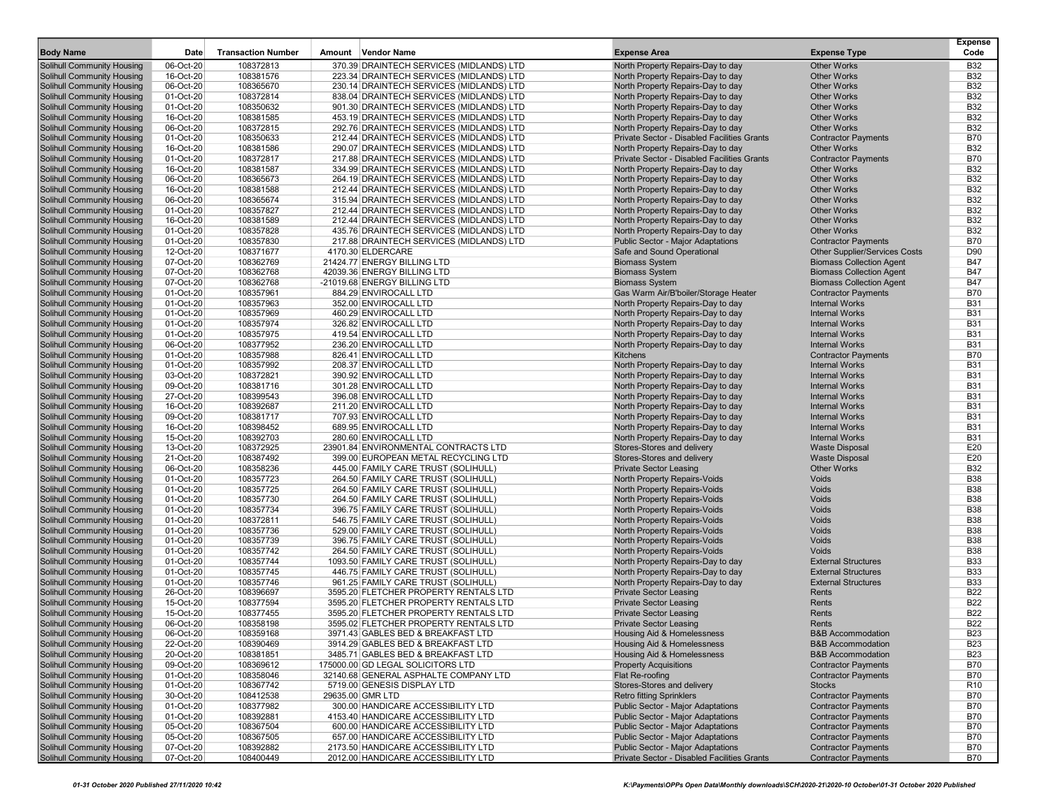| Body Name | Date | Transaction Number | Amount | Vendor Name | Expense Area | Expense Type | Expense Code |
|---|---|---|---|---|---|---|---|
| Solihull Community Housing | 06-Oct-20 | 108372813 | 370.39 | DRAINTECH SERVICES (MIDLANDS) LTD | North Property Repairs-Day to day | Other Works | B32 |
| Solihull Community Housing | 16-Oct-20 | 108381576 | 223.34 | DRAINTECH SERVICES (MIDLANDS) LTD | North Property Repairs-Day to day | Other Works | B32 |
| Solihull Community Housing | 06-Oct-20 | 108365670 | 230.14 | DRAINTECH SERVICES (MIDLANDS) LTD | North Property Repairs-Day to day | Other Works | B32 |
| Solihull Community Housing | 01-Oct-20 | 108372814 | 838.04 | DRAINTECH SERVICES (MIDLANDS) LTD | North Property Repairs-Day to day | Other Works | B32 |
| Solihull Community Housing | 01-Oct-20 | 108350632 | 901.30 | DRAINTECH SERVICES (MIDLANDS) LTD | North Property Repairs-Day to day | Other Works | B32 |
| Solihull Community Housing | 16-Oct-20 | 108381585 | 453.19 | DRAINTECH SERVICES (MIDLANDS) LTD | North Property Repairs-Day to day | Other Works | B32 |
| Solihull Community Housing | 06-Oct-20 | 108372815 | 292.76 | DRAINTECH SERVICES (MIDLANDS) LTD | North Property Repairs-Day to day | Other Works | B32 |
| Solihull Community Housing | 01-Oct-20 | 108350633 | 212.44 | DRAINTECH SERVICES (MIDLANDS) LTD | Private Sector - Disabled Facilities Grants | Contractor Payments | B70 |
| Solihull Community Housing | 16-Oct-20 | 108381586 | 290.07 | DRAINTECH SERVICES (MIDLANDS) LTD | North Property Repairs-Day to day | Other Works | B32 |
| Solihull Community Housing | 01-Oct-20 | 108372817 | 217.88 | DRAINTECH SERVICES (MIDLANDS) LTD | Private Sector - Disabled Facilities Grants | Contractor Payments | B70 |
| Solihull Community Housing | 16-Oct-20 | 108381587 | 334.99 | DRAINTECH SERVICES (MIDLANDS) LTD | North Property Repairs-Day to day | Other Works | B32 |
| Solihull Community Housing | 06-Oct-20 | 108365673 | 264.19 | DRAINTECH SERVICES (MIDLANDS) LTD | North Property Repairs-Day to day | Other Works | B32 |
| Solihull Community Housing | 16-Oct-20 | 108381588 | 212.44 | DRAINTECH SERVICES (MIDLANDS) LTD | North Property Repairs-Day to day | Other Works | B32 |
| Solihull Community Housing | 06-Oct-20 | 108365674 | 315.94 | DRAINTECH SERVICES (MIDLANDS) LTD | North Property Repairs-Day to day | Other Works | B32 |
| Solihull Community Housing | 01-Oct-20 | 108357827 | 212.44 | DRAINTECH SERVICES (MIDLANDS) LTD | North Property Repairs-Day to day | Other Works | B32 |
| Solihull Community Housing | 16-Oct-20 | 108381589 | 212.44 | DRAINTECH SERVICES (MIDLANDS) LTD | North Property Repairs-Day to day | Other Works | B32 |
| Solihull Community Housing | 01-Oct-20 | 108357828 | 435.76 | DRAINTECH SERVICES (MIDLANDS) LTD | North Property Repairs-Day to day | Other Works | B32 |
| Solihull Community Housing | 01-Oct-20 | 108357830 | 217.88 | DRAINTECH SERVICES (MIDLANDS) LTD | Public Sector - Major Adaptations | Contractor Payments | B70 |
| Solihull Community Housing | 12-Oct-20 | 108371677 | 4170.30 | ELDERCARE | Safe and Sound Operational | Other Supplier/Services Costs | D90 |
| Solihull Community Housing | 07-Oct-20 | 108362769 | 21424.77 | ENERGY BILLING LTD | Biomass System | Biomass Collection Agent | B47 |
| Solihull Community Housing | 07-Oct-20 | 108362768 | 42039.36 | ENERGY BILLING LTD | Biomass System | Biomass Collection Agent | B47 |
| Solihull Community Housing | 07-Oct-20 | 108362768 | -21019.68 | ENERGY BILLING LTD | Biomass System | Biomass Collection Agent | B47 |
| Solihull Community Housing | 01-Oct-20 | 108357961 | 884.29 | ENVIROCALL LTD | Gas Warm Air/B'boiler/Storage Heater | Contractor Payments | B70 |
| Solihull Community Housing | 01-Oct-20 | 108357963 | 352.00 | ENVIROCALL LTD | North Property Repairs-Day to day | Internal Works | B31 |
| Solihull Community Housing | 01-Oct-20 | 108357969 | 460.29 | ENVIROCALL LTD | North Property Repairs-Day to day | Internal Works | B31 |
| Solihull Community Housing | 01-Oct-20 | 108357974 | 326.82 | ENVIROCALL LTD | North Property Repairs-Day to day | Internal Works | B31 |
| Solihull Community Housing | 01-Oct-20 | 108357975 | 419.54 | ENVIROCALL LTD | North Property Repairs-Day to day | Internal Works | B31 |
| Solihull Community Housing | 06-Oct-20 | 108377952 | 236.20 | ENVIROCALL LTD | North Property Repairs-Day to day | Internal Works | B31 |
| Solihull Community Housing | 01-Oct-20 | 108357988 | 826.41 | ENVIROCALL LTD | Kitchens | Contractor Payments | B70 |
| Solihull Community Housing | 01-Oct-20 | 108357992 | 208.37 | ENVIROCALL LTD | North Property Repairs-Day to day | Internal Works | B31 |
| Solihull Community Housing | 03-Oct-20 | 108372821 | 390.92 | ENVIROCALL LTD | North Property Repairs-Day to day | Internal Works | B31 |
| Solihull Community Housing | 09-Oct-20 | 108381716 | 301.28 | ENVIROCALL LTD | North Property Repairs-Day to day | Internal Works | B31 |
| Solihull Community Housing | 27-Oct-20 | 108399543 | 396.08 | ENVIROCALL LTD | North Property Repairs-Day to day | Internal Works | B31 |
| Solihull Community Housing | 16-Oct-20 | 108392687 | 211.20 | ENVIROCALL LTD | North Property Repairs-Day to day | Internal Works | B31 |
| Solihull Community Housing | 09-Oct-20 | 108381717 | 707.93 | ENVIROCALL LTD | North Property Repairs-Day to day | Internal Works | B31 |
| Solihull Community Housing | 16-Oct-20 | 108398452 | 689.95 | ENVIROCALL LTD | North Property Repairs-Day to day | Internal Works | B31 |
| Solihull Community Housing | 15-Oct-20 | 108392703 | 280.60 | ENVIROCALL LTD | North Property Repairs-Day to day | Internal Works | B31 |
| Solihull Community Housing | 13-Oct-20 | 108372925 | 23901.84 | ENVIRONMENTAL CONTRACTS LTD | Stores-Stores and delivery | Waste Disposal | E20 |
| Solihull Community Housing | 21-Oct-20 | 108387492 | 399.00 | EUROPEAN METAL RECYCLING LTD | Stores-Stores and delivery | Waste Disposal | E20 |
| Solihull Community Housing | 06-Oct-20 | 108358236 | 445.00 | FAMILY CARE TRUST (SOLIHULL) | Private Sector Leasing | Other Works | B32 |
| Solihull Community Housing | 01-Oct-20 | 108357723 | 264.50 | FAMILY CARE TRUST (SOLIHULL) | North Property Repairs-Voids | Voids | B38 |
| Solihull Community Housing | 01-Oct-20 | 108357725 | 264.50 | FAMILY CARE TRUST (SOLIHULL) | North Property Repairs-Voids | Voids | B38 |
| Solihull Community Housing | 01-Oct-20 | 108357730 | 264.50 | FAMILY CARE TRUST (SOLIHULL) | North Property Repairs-Voids | Voids | B38 |
| Solihull Community Housing | 01-Oct-20 | 108357734 | 396.75 | FAMILY CARE TRUST (SOLIHULL) | North Property Repairs-Voids | Voids | B38 |
| Solihull Community Housing | 01-Oct-20 | 108372811 | 546.75 | FAMILY CARE TRUST (SOLIHULL) | North Property Repairs-Voids | Voids | B38 |
| Solihull Community Housing | 01-Oct-20 | 108357736 | 529.00 | FAMILY CARE TRUST (SOLIHULL) | North Property Repairs-Voids | Voids | B38 |
| Solihull Community Housing | 01-Oct-20 | 108357739 | 396.75 | FAMILY CARE TRUST (SOLIHULL) | North Property Repairs-Voids | Voids | B38 |
| Solihull Community Housing | 01-Oct-20 | 108357742 | 264.50 | FAMILY CARE TRUST (SOLIHULL) | North Property Repairs-Voids | Voids | B38 |
| Solihull Community Housing | 01-Oct-20 | 108357744 | 1093.50 | FAMILY CARE TRUST (SOLIHULL) | North Property Repairs-Day to day | External Structures | B33 |
| Solihull Community Housing | 01-Oct-20 | 108357745 | 446.75 | FAMILY CARE TRUST (SOLIHULL) | North Property Repairs-Day to day | External Structures | B33 |
| Solihull Community Housing | 01-Oct-20 | 108357746 | 961.25 | FAMILY CARE TRUST (SOLIHULL) | North Property Repairs-Day to day | External Structures | B33 |
| Solihull Community Housing | 26-Oct-20 | 108396697 | 3595.20 | FLETCHER PROPERTY RENTALS LTD | Private Sector Leasing | Rents | B22 |
| Solihull Community Housing | 15-Oct-20 | 108377594 | 3595.20 | FLETCHER PROPERTY RENTALS LTD | Private Sector Leasing | Rents | B22 |
| Solihull Community Housing | 15-Oct-20 | 108377455 | 3595.20 | FLETCHER PROPERTY RENTALS LTD | Private Sector Leasing | Rents | B22 |
| Solihull Community Housing | 06-Oct-20 | 108358198 | 3595.02 | FLETCHER PROPERTY RENTALS LTD | Private Sector Leasing | Rents | B22 |
| Solihull Community Housing | 06-Oct-20 | 108359168 | 3971.43 | GABLES BED & BREAKFAST LTD | Housing Aid & Homelessness | B&B Accommodation | B23 |
| Solihull Community Housing | 22-Oct-20 | 108390469 | 3914.29 | GABLES BED & BREAKFAST LTD | Housing Aid & Homelessness | B&B Accommodation | B23 |
| Solihull Community Housing | 20-Oct-20 | 108381851 | 3485.71 | GABLES BED & BREAKFAST LTD | Housing Aid & Homelessness | B&B Accommodation | B23 |
| Solihull Community Housing | 09-Oct-20 | 108369612 | 175000.00 | GD LEGAL SOLICITORS LTD | Property Acquisitions | Contractor Payments | B70 |
| Solihull Community Housing | 01-Oct-20 | 108358046 | 32140.68 | GENERAL ASPHALTE COMPANY LTD | Flat Re-roofing | Contractor Payments | B70 |
| Solihull Community Housing | 01-Oct-20 | 108367742 | 5719.00 | GENESIS DISPLAY LTD | Stores-Stores and delivery | Stocks | R10 |
| Solihull Community Housing | 30-Oct-20 | 108412538 | 29635.00 | GMR LTD | Retro fitting Sprinklers | Contractor Payments | B70 |
| Solihull Community Housing | 01-Oct-20 | 108377982 | 300.00 | HANDICARE ACCESSIBILITY LTD | Public Sector - Major Adaptations | Contractor Payments | B70 |
| Solihull Community Housing | 01-Oct-20 | 108392881 | 4153.40 | HANDICARE ACCESSIBILITY LTD | Public Sector - Major Adaptations | Contractor Payments | B70 |
| Solihull Community Housing | 05-Oct-20 | 108367504 | 600.00 | HANDICARE ACCESSIBILITY LTD | Public Sector - Major Adaptations | Contractor Payments | B70 |
| Solihull Community Housing | 05-Oct-20 | 108367505 | 657.00 | HANDICARE ACCESSIBILITY LTD | Public Sector - Major Adaptations | Contractor Payments | B70 |
| Solihull Community Housing | 07-Oct-20 | 108392882 | 2173.50 | HANDICARE ACCESSIBILITY LTD | Public Sector - Major Adaptations | Contractor Payments | B70 |
| Solihull Community Housing | 07-Oct-20 | 108400449 | 2012.00 | HANDICARE ACCESSIBILITY LTD | Private Sector - Disabled Facilities Grants | Contractor Payments | B70 |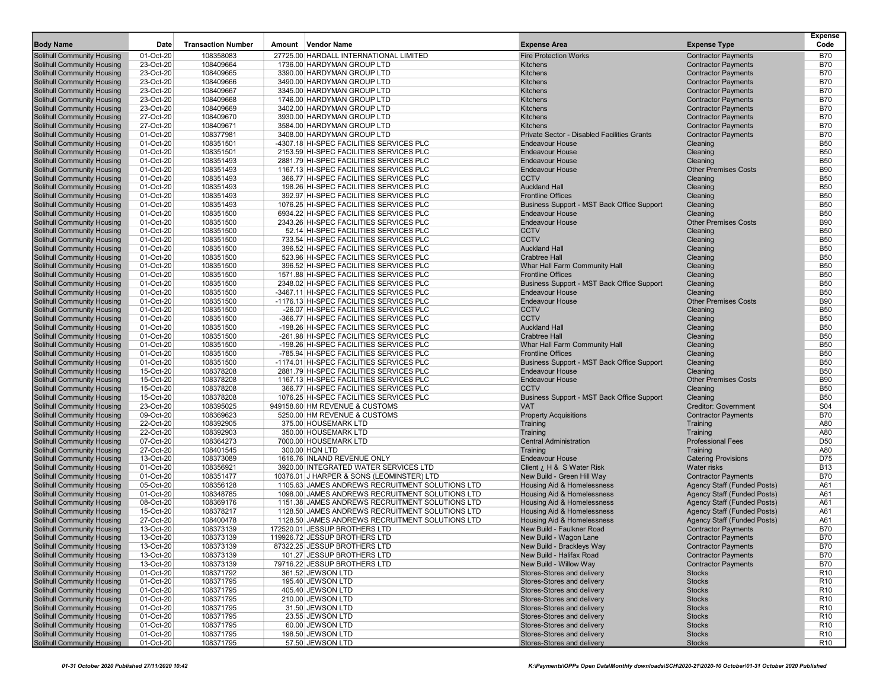| Body Name | Date | Transaction Number | Amount | Vendor Name | Expense Area | Expense Type | Expense Code |
|---|---|---|---|---|---|---|---|
| Solihull Community Housing | 01-Oct-20 | 108358083 | 27725.00 | HARDALL INTERNATIONAL LIMITED | Fire Protection Works | Contractor Payments | B70 |
| Solihull Community Housing | 23-Oct-20 | 108409664 | 1736.00 | HARDYMAN GROUP LTD | Kitchens | Contractor Payments | B70 |
| Solihull Community Housing | 23-Oct-20 | 108409665 | 3390.00 | HARDYMAN GROUP LTD | Kitchens | Contractor Payments | B70 |
| Solihull Community Housing | 23-Oct-20 | 108409666 | 3490.00 | HARDYMAN GROUP LTD | Kitchens | Contractor Payments | B70 |
| Solihull Community Housing | 23-Oct-20 | 108409667 | 3345.00 | HARDYMAN GROUP LTD | Kitchens | Contractor Payments | B70 |
| Solihull Community Housing | 23-Oct-20 | 108409668 | 1746.00 | HARDYMAN GROUP LTD | Kitchens | Contractor Payments | B70 |
| Solihull Community Housing | 23-Oct-20 | 108409669 | 3402.00 | HARDYMAN GROUP LTD | Kitchens | Contractor Payments | B70 |
| Solihull Community Housing | 27-Oct-20 | 108409670 | 3930.00 | HARDYMAN GROUP LTD | Kitchens | Contractor Payments | B70 |
| Solihull Community Housing | 27-Oct-20 | 108409671 | 3584.00 | HARDYMAN GROUP LTD | Kitchens | Contractor Payments | B70 |
| Solihull Community Housing | 01-Oct-20 | 108377981 | 3408.00 | HARDYMAN GROUP LTD | Private Sector - Disabled Facilities Grants | Contractor Payments | B70 |
| Solihull Community Housing | 01-Oct-20 | 108351501 | -4307.18 | HI-SPEC FACILITIES SERVICES PLC | Endeavour House | Cleaning | B50 |
| Solihull Community Housing | 01-Oct-20 | 108351501 | 2153.59 | HI-SPEC FACILITIES SERVICES PLC | Endeavour House | Cleaning | B50 |
| Solihull Community Housing | 01-Oct-20 | 108351493 | 2881.79 | HI-SPEC FACILITIES SERVICES PLC | Endeavour House | Cleaning | B50 |
| Solihull Community Housing | 01-Oct-20 | 108351493 | 1167.13 | HI-SPEC FACILITIES SERVICES PLC | Endeavour House | Other Premises Costs | B90 |
| Solihull Community Housing | 01-Oct-20 | 108351493 | 366.77 | HI-SPEC FACILITIES SERVICES PLC | CCTV | Cleaning | B50 |
| Solihull Community Housing | 01-Oct-20 | 108351493 | 198.26 | HI-SPEC FACILITIES SERVICES PLC | Auckland Hall | Cleaning | B50 |
| Solihull Community Housing | 01-Oct-20 | 108351493 | 392.97 | HI-SPEC FACILITIES SERVICES PLC | Frontline Offices | Cleaning | B50 |
| Solihull Community Housing | 01-Oct-20 | 108351493 | 1076.25 | HI-SPEC FACILITIES SERVICES PLC | Business Support - MST Back Office Support | Cleaning | B50 |
| Solihull Community Housing | 01-Oct-20 | 108351500 | 6934.22 | HI-SPEC FACILITIES SERVICES PLC | Endeavour House | Cleaning | B50 |
| Solihull Community Housing | 01-Oct-20 | 108351500 | 2343.26 | HI-SPEC FACILITIES SERVICES PLC | Endeavour House | Other Premises Costs | B90 |
| Solihull Community Housing | 01-Oct-20 | 108351500 | 52.14 | HI-SPEC FACILITIES SERVICES PLC | CCTV | Cleaning | B50 |
| Solihull Community Housing | 01-Oct-20 | 108351500 | 733.54 | HI-SPEC FACILITIES SERVICES PLC | CCTV | Cleaning | B50 |
| Solihull Community Housing | 01-Oct-20 | 108351500 | 396.52 | HI-SPEC FACILITIES SERVICES PLC | Auckland Hall | Cleaning | B50 |
| Solihull Community Housing | 01-Oct-20 | 108351500 | 523.96 | HI-SPEC FACILITIES SERVICES PLC | Crabtree Hall | Cleaning | B50 |
| Solihull Community Housing | 01-Oct-20 | 108351500 | 396.52 | HI-SPEC FACILITIES SERVICES PLC | Whar Hall Farm Community Hall | Cleaning | B50 |
| Solihull Community Housing | 01-Oct-20 | 108351500 | 1571.88 | HI-SPEC FACILITIES SERVICES PLC | Frontline Offices | Cleaning | B50 |
| Solihull Community Housing | 01-Oct-20 | 108351500 | 2348.02 | HI-SPEC FACILITIES SERVICES PLC | Business Support - MST Back Office Support | Cleaning | B50 |
| Solihull Community Housing | 01-Oct-20 | 108351500 | -3467.11 | HI-SPEC FACILITIES SERVICES PLC | Endeavour House | Cleaning | B50 |
| Solihull Community Housing | 01-Oct-20 | 108351500 | -1176.13 | HI-SPEC FACILITIES SERVICES PLC | Endeavour House | Other Premises Costs | B90 |
| Solihull Community Housing | 01-Oct-20 | 108351500 | -26.07 | HI-SPEC FACILITIES SERVICES PLC | CCTV | Cleaning | B50 |
| Solihull Community Housing | 01-Oct-20 | 108351500 | -366.77 | HI-SPEC FACILITIES SERVICES PLC | CCTV | Cleaning | B50 |
| Solihull Community Housing | 01-Oct-20 | 108351500 | -198.26 | HI-SPEC FACILITIES SERVICES PLC | Auckland Hall | Cleaning | B50 |
| Solihull Community Housing | 01-Oct-20 | 108351500 | -261.98 | HI-SPEC FACILITIES SERVICES PLC | Crabtree Hall | Cleaning | B50 |
| Solihull Community Housing | 01-Oct-20 | 108351500 | -198.26 | HI-SPEC FACILITIES SERVICES PLC | Whar Hall Farm Community Hall | Cleaning | B50 |
| Solihull Community Housing | 01-Oct-20 | 108351500 | -785.94 | HI-SPEC FACILITIES SERVICES PLC | Frontline Offices | Cleaning | B50 |
| Solihull Community Housing | 01-Oct-20 | 108351500 | -1174.01 | HI-SPEC FACILITIES SERVICES PLC | Business Support - MST Back Office Support | Cleaning | B50 |
| Solihull Community Housing | 15-Oct-20 | 108378208 | 2881.79 | HI-SPEC FACILITIES SERVICES PLC | Endeavour House | Cleaning | B50 |
| Solihull Community Housing | 15-Oct-20 | 108378208 | 1167.13 | HI-SPEC FACILITIES SERVICES PLC | Endeavour House | Other Premises Costs | B90 |
| Solihull Community Housing | 15-Oct-20 | 108378208 | 366.77 | HI-SPEC FACILITIES SERVICES PLC | CCTV | Cleaning | B50 |
| Solihull Community Housing | 15-Oct-20 | 108378208 | 1076.25 | HI-SPEC FACILITIES SERVICES PLC | Business Support - MST Back Office Support | Cleaning | B50 |
| Solihull Community Housing | 23-Oct-20 | 108395025 | 949158.60 | HM REVENUE & CUSTOMS | VAT | Creditor: Government | S04 |
| Solihull Community Housing | 09-Oct-20 | 108369623 | 5250.00 | HM REVENUE & CUSTOMS | Property Acquisitions | Contractor Payments | B70 |
| Solihull Community Housing | 22-Oct-20 | 108392905 | 375.00 | HOUSEMARK LTD | Training | Training | A80 |
| Solihull Community Housing | 22-Oct-20 | 108392903 | 350.00 | HOUSEMARK LTD | Training | Training | A80 |
| Solihull Community Housing | 07-Oct-20 | 108364273 | 7000.00 | HOUSEMARK LTD | Central Administration | Professional Fees | D50 |
| Solihull Community Housing | 27-Oct-20 | 108401545 | 300.00 | HQN LTD | Training | Training | A80 |
| Solihull Community Housing | 13-Oct-20 | 108373089 | 1616.76 | INLAND REVENUE ONLY | Endeavour House | Catering Provisions | D75 |
| Solihull Community Housing | 01-Oct-20 | 108356921 | 3920.00 | INTEGRATED WATER SERVICES LTD | Client ¿ H & S Water Risk | Water risks | B13 |
| Solihull Community Housing | 01-Oct-20 | 108351477 | 10376.01 | J HARPER & SONS (LEOMINSTER) LTD | New Build - Green Hill Way | Contractor Payments | B70 |
| Solihull Community Housing | 05-Oct-20 | 108356128 | 1105.63 | JAMES ANDREWS RECRUITMENT SOLUTIONS LTD | Housing Aid & Homelessness | Agency Staff (Funded Posts) | A61 |
| Solihull Community Housing | 01-Oct-20 | 108348785 | 1098.00 | JAMES ANDREWS RECRUITMENT SOLUTIONS LTD | Housing Aid & Homelessness | Agency Staff (Funded Posts) | A61 |
| Solihull Community Housing | 08-Oct-20 | 108369176 | 1151.38 | JAMES ANDREWS RECRUITMENT SOLUTIONS LTD | Housing Aid & Homelessness | Agency Staff (Funded Posts) | A61 |
| Solihull Community Housing | 15-Oct-20 | 108378217 | 1128.50 | JAMES ANDREWS RECRUITMENT SOLUTIONS LTD | Housing Aid & Homelessness | Agency Staff (Funded Posts) | A61 |
| Solihull Community Housing | 27-Oct-20 | 108400478 | 1128.50 | JAMES ANDREWS RECRUITMENT SOLUTIONS LTD | Housing Aid & Homelessness | Agency Staff (Funded Posts) | A61 |
| Solihull Community Housing | 13-Oct-20 | 108373139 | 172520.01 | JESSUP BROTHERS LTD | New Build - Faulkner Road | Contractor Payments | B70 |
| Solihull Community Housing | 13-Oct-20 | 108373139 | 119926.72 | JESSUP BROTHERS LTD | New Build - Wagon Lane | Contractor Payments | B70 |
| Solihull Community Housing | 13-Oct-20 | 108373139 | 87322.25 | JESSUP BROTHERS LTD | New Build - Brackleys Way | Contractor Payments | B70 |
| Solihull Community Housing | 13-Oct-20 | 108373139 | 101.27 | JESSUP BROTHERS LTD | New Build - Halifax Road | Contractor Payments | B70 |
| Solihull Community Housing | 13-Oct-20 | 108373139 | 79716.22 | JESSUP BROTHERS LTD | New Build - Willow Way | Contractor Payments | B70 |
| Solihull Community Housing | 01-Oct-20 | 108371792 | 361.52 | JEWSON LTD | Stores-Stores and delivery | Stocks | R10 |
| Solihull Community Housing | 01-Oct-20 | 108371795 | 195.40 | JEWSON LTD | Stores-Stores and delivery | Stocks | R10 |
| Solihull Community Housing | 01-Oct-20 | 108371795 | 405.40 | JEWSON LTD | Stores-Stores and delivery | Stocks | R10 |
| Solihull Community Housing | 01-Oct-20 | 108371795 | 210.00 | JEWSON LTD | Stores-Stores and delivery | Stocks | R10 |
| Solihull Community Housing | 01-Oct-20 | 108371795 | 31.50 | JEWSON LTD | Stores-Stores and delivery | Stocks | R10 |
| Solihull Community Housing | 01-Oct-20 | 108371795 | 23.55 | JEWSON LTD | Stores-Stores and delivery | Stocks | R10 |
| Solihull Community Housing | 01-Oct-20 | 108371795 | 60.00 | JEWSON LTD | Stores-Stores and delivery | Stocks | R10 |
| Solihull Community Housing | 01-Oct-20 | 108371795 | 198.50 | JEWSON LTD | Stores-Stores and delivery | Stocks | R10 |
| Solihull Community Housing | 01-Oct-20 | 108371795 | 57.50 | JEWSON LTD | Stores-Stores and delivery | Stocks | R10 |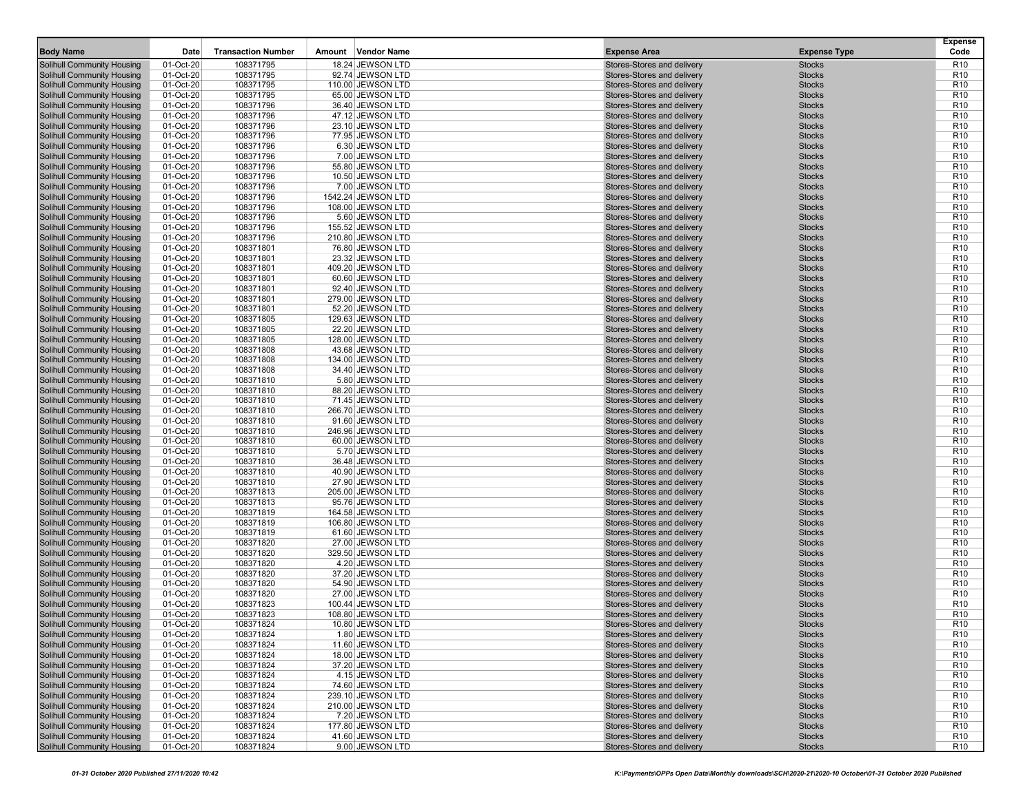| Body Name | Date | Transaction Number | Amount | Vendor Name | Expense Area | Expense Type | Expense Code |
|---|---|---|---|---|---|---|---|
| Solihull Community Housing | 01-Oct-20 | 108371795 | 18.24 | JEWSON LTD | Stores-Stores and delivery | Stocks | R10 |
| Solihull Community Housing | 01-Oct-20 | 108371795 | 92.74 | JEWSON LTD | Stores-Stores and delivery | Stocks | R10 |
| Solihull Community Housing | 01-Oct-20 | 108371795 | 110.00 | JEWSON LTD | Stores-Stores and delivery | Stocks | R10 |
| Solihull Community Housing | 01-Oct-20 | 108371795 | 65.00 | JEWSON LTD | Stores-Stores and delivery | Stocks | R10 |
| Solihull Community Housing | 01-Oct-20 | 108371796 | 36.40 | JEWSON LTD | Stores-Stores and delivery | Stocks | R10 |
| Solihull Community Housing | 01-Oct-20 | 108371796 | 47.12 | JEWSON LTD | Stores-Stores and delivery | Stocks | R10 |
| Solihull Community Housing | 01-Oct-20 | 108371796 | 23.10 | JEWSON LTD | Stores-Stores and delivery | Stocks | R10 |
| Solihull Community Housing | 01-Oct-20 | 108371796 | 77.95 | JEWSON LTD | Stores-Stores and delivery | Stocks | R10 |
| Solihull Community Housing | 01-Oct-20 | 108371796 | 6.30 | JEWSON LTD | Stores-Stores and delivery | Stocks | R10 |
| Solihull Community Housing | 01-Oct-20 | 108371796 | 7.00 | JEWSON LTD | Stores-Stores and delivery | Stocks | R10 |
| Solihull Community Housing | 01-Oct-20 | 108371796 | 55.80 | JEWSON LTD | Stores-Stores and delivery | Stocks | R10 |
| Solihull Community Housing | 01-Oct-20 | 108371796 | 10.50 | JEWSON LTD | Stores-Stores and delivery | Stocks | R10 |
| Solihull Community Housing | 01-Oct-20 | 108371796 | 7.00 | JEWSON LTD | Stores-Stores and delivery | Stocks | R10 |
| Solihull Community Housing | 01-Oct-20 | 108371796 | 1542.24 | JEWSON LTD | Stores-Stores and delivery | Stocks | R10 |
| Solihull Community Housing | 01-Oct-20 | 108371796 | 108.00 | JEWSON LTD | Stores-Stores and delivery | Stocks | R10 |
| Solihull Community Housing | 01-Oct-20 | 108371796 | 5.60 | JEWSON LTD | Stores-Stores and delivery | Stocks | R10 |
| Solihull Community Housing | 01-Oct-20 | 108371796 | 155.52 | JEWSON LTD | Stores-Stores and delivery | Stocks | R10 |
| Solihull Community Housing | 01-Oct-20 | 108371796 | 210.80 | JEWSON LTD | Stores-Stores and delivery | Stocks | R10 |
| Solihull Community Housing | 01-Oct-20 | 108371801 | 76.80 | JEWSON LTD | Stores-Stores and delivery | Stocks | R10 |
| Solihull Community Housing | 01-Oct-20 | 108371801 | 23.32 | JEWSON LTD | Stores-Stores and delivery | Stocks | R10 |
| Solihull Community Housing | 01-Oct-20 | 108371801 | 409.20 | JEWSON LTD | Stores-Stores and delivery | Stocks | R10 |
| Solihull Community Housing | 01-Oct-20 | 108371801 | 60.60 | JEWSON LTD | Stores-Stores and delivery | Stocks | R10 |
| Solihull Community Housing | 01-Oct-20 | 108371801 | 92.40 | JEWSON LTD | Stores-Stores and delivery | Stocks | R10 |
| Solihull Community Housing | 01-Oct-20 | 108371801 | 279.00 | JEWSON LTD | Stores-Stores and delivery | Stocks | R10 |
| Solihull Community Housing | 01-Oct-20 | 108371801 | 52.20 | JEWSON LTD | Stores-Stores and delivery | Stocks | R10 |
| Solihull Community Housing | 01-Oct-20 | 108371805 | 129.63 | JEWSON LTD | Stores-Stores and delivery | Stocks | R10 |
| Solihull Community Housing | 01-Oct-20 | 108371805 | 22.20 | JEWSON LTD | Stores-Stores and delivery | Stocks | R10 |
| Solihull Community Housing | 01-Oct-20 | 108371805 | 128.00 | JEWSON LTD | Stores-Stores and delivery | Stocks | R10 |
| Solihull Community Housing | 01-Oct-20 | 108371808 | 43.68 | JEWSON LTD | Stores-Stores and delivery | Stocks | R10 |
| Solihull Community Housing | 01-Oct-20 | 108371808 | 134.00 | JEWSON LTD | Stores-Stores and delivery | Stocks | R10 |
| Solihull Community Housing | 01-Oct-20 | 108371808 | 34.40 | JEWSON LTD | Stores-Stores and delivery | Stocks | R10 |
| Solihull Community Housing | 01-Oct-20 | 108371810 | 5.80 | JEWSON LTD | Stores-Stores and delivery | Stocks | R10 |
| Solihull Community Housing | 01-Oct-20 | 108371810 | 88.20 | JEWSON LTD | Stores-Stores and delivery | Stocks | R10 |
| Solihull Community Housing | 01-Oct-20 | 108371810 | 71.45 | JEWSON LTD | Stores-Stores and delivery | Stocks | R10 |
| Solihull Community Housing | 01-Oct-20 | 108371810 | 266.70 | JEWSON LTD | Stores-Stores and delivery | Stocks | R10 |
| Solihull Community Housing | 01-Oct-20 | 108371810 | 91.60 | JEWSON LTD | Stores-Stores and delivery | Stocks | R10 |
| Solihull Community Housing | 01-Oct-20 | 108371810 | 246.96 | JEWSON LTD | Stores-Stores and delivery | Stocks | R10 |
| Solihull Community Housing | 01-Oct-20 | 108371810 | 60.00 | JEWSON LTD | Stores-Stores and delivery | Stocks | R10 |
| Solihull Community Housing | 01-Oct-20 | 108371810 | 5.70 | JEWSON LTD | Stores-Stores and delivery | Stocks | R10 |
| Solihull Community Housing | 01-Oct-20 | 108371810 | 36.48 | JEWSON LTD | Stores-Stores and delivery | Stocks | R10 |
| Solihull Community Housing | 01-Oct-20 | 108371810 | 40.90 | JEWSON LTD | Stores-Stores and delivery | Stocks | R10 |
| Solihull Community Housing | 01-Oct-20 | 108371810 | 27.90 | JEWSON LTD | Stores-Stores and delivery | Stocks | R10 |
| Solihull Community Housing | 01-Oct-20 | 108371813 | 205.00 | JEWSON LTD | Stores-Stores and delivery | Stocks | R10 |
| Solihull Community Housing | 01-Oct-20 | 108371813 | 95.76 | JEWSON LTD | Stores-Stores and delivery | Stocks | R10 |
| Solihull Community Housing | 01-Oct-20 | 108371819 | 164.58 | JEWSON LTD | Stores-Stores and delivery | Stocks | R10 |
| Solihull Community Housing | 01-Oct-20 | 108371819 | 106.80 | JEWSON LTD | Stores-Stores and delivery | Stocks | R10 |
| Solihull Community Housing | 01-Oct-20 | 108371819 | 61.60 | JEWSON LTD | Stores-Stores and delivery | Stocks | R10 |
| Solihull Community Housing | 01-Oct-20 | 108371820 | 27.00 | JEWSON LTD | Stores-Stores and delivery | Stocks | R10 |
| Solihull Community Housing | 01-Oct-20 | 108371820 | 329.50 | JEWSON LTD | Stores-Stores and delivery | Stocks | R10 |
| Solihull Community Housing | 01-Oct-20 | 108371820 | 4.20 | JEWSON LTD | Stores-Stores and delivery | Stocks | R10 |
| Solihull Community Housing | 01-Oct-20 | 108371820 | 37.20 | JEWSON LTD | Stores-Stores and delivery | Stocks | R10 |
| Solihull Community Housing | 01-Oct-20 | 108371820 | 54.90 | JEWSON LTD | Stores-Stores and delivery | Stocks | R10 |
| Solihull Community Housing | 01-Oct-20 | 108371820 | 27.00 | JEWSON LTD | Stores-Stores and delivery | Stocks | R10 |
| Solihull Community Housing | 01-Oct-20 | 108371823 | 100.44 | JEWSON LTD | Stores-Stores and delivery | Stocks | R10 |
| Solihull Community Housing | 01-Oct-20 | 108371823 | 108.80 | JEWSON LTD | Stores-Stores and delivery | Stocks | R10 |
| Solihull Community Housing | 01-Oct-20 | 108371824 | 10.80 | JEWSON LTD | Stores-Stores and delivery | Stocks | R10 |
| Solihull Community Housing | 01-Oct-20 | 108371824 | 1.80 | JEWSON LTD | Stores-Stores and delivery | Stocks | R10 |
| Solihull Community Housing | 01-Oct-20 | 108371824 | 11.60 | JEWSON LTD | Stores-Stores and delivery | Stocks | R10 |
| Solihull Community Housing | 01-Oct-20 | 108371824 | 18.00 | JEWSON LTD | Stores-Stores and delivery | Stocks | R10 |
| Solihull Community Housing | 01-Oct-20 | 108371824 | 37.20 | JEWSON LTD | Stores-Stores and delivery | Stocks | R10 |
| Solihull Community Housing | 01-Oct-20 | 108371824 | 4.15 | JEWSON LTD | Stores-Stores and delivery | Stocks | R10 |
| Solihull Community Housing | 01-Oct-20 | 108371824 | 74.60 | JEWSON LTD | Stores-Stores and delivery | Stocks | R10 |
| Solihull Community Housing | 01-Oct-20 | 108371824 | 239.10 | JEWSON LTD | Stores-Stores and delivery | Stocks | R10 |
| Solihull Community Housing | 01-Oct-20 | 108371824 | 210.00 | JEWSON LTD | Stores-Stores and delivery | Stocks | R10 |
| Solihull Community Housing | 01-Oct-20 | 108371824 | 7.20 | JEWSON LTD | Stores-Stores and delivery | Stocks | R10 |
| Solihull Community Housing | 01-Oct-20 | 108371824 | 177.80 | JEWSON LTD | Stores-Stores and delivery | Stocks | R10 |
| Solihull Community Housing | 01-Oct-20 | 108371824 | 41.60 | JEWSON LTD | Stores-Stores and delivery | Stocks | R10 |
| Solihull Community Housing | 01-Oct-20 | 108371824 | 9.00 | JEWSON LTD | Stores-Stores and delivery | Stocks | R10 |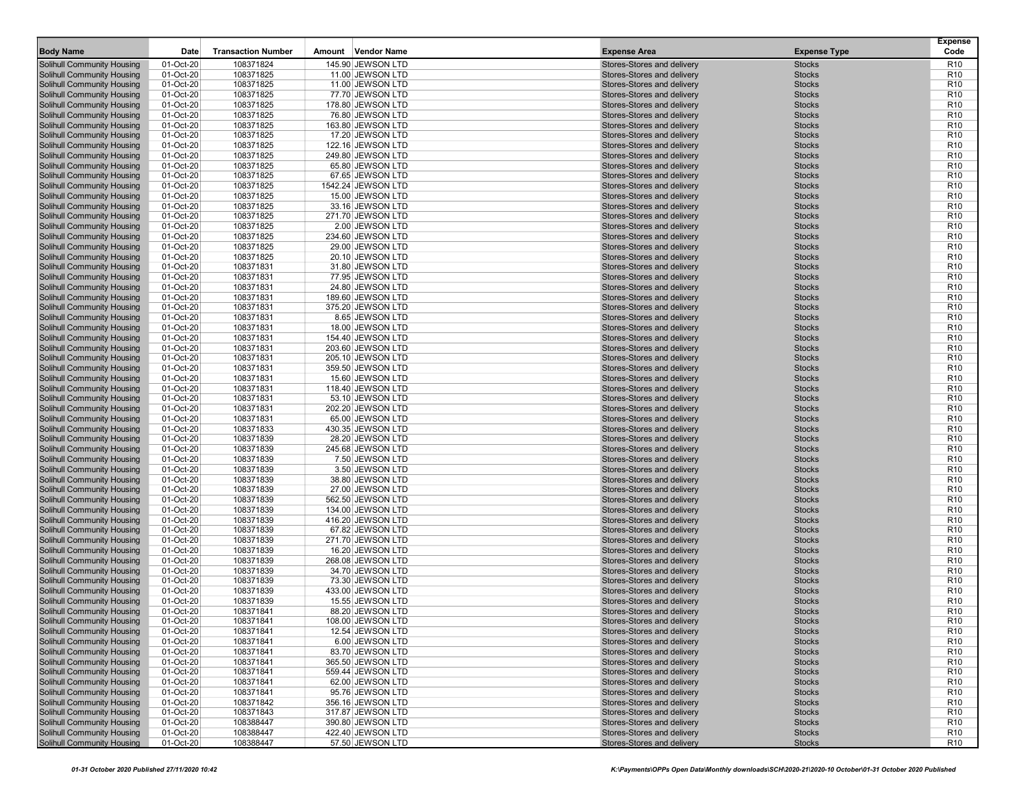| Body Name | Date | Transaction Number | Amount | Vendor Name | Expense Area | Expense Type | Expense Code |
|---|---|---|---|---|---|---|---|
| Solihull Community Housing | 01-Oct-20 | 108371824 | 145.90 | JEWSON LTD | Stores-Stores and delivery | Stocks | R10 |
| Solihull Community Housing | 01-Oct-20 | 108371825 | 11.00 | JEWSON LTD | Stores-Stores and delivery | Stocks | R10 |
| Solihull Community Housing | 01-Oct-20 | 108371825 | 11.00 | JEWSON LTD | Stores-Stores and delivery | Stocks | R10 |
| Solihull Community Housing | 01-Oct-20 | 108371825 | 77.70 | JEWSON LTD | Stores-Stores and delivery | Stocks | R10 |
| Solihull Community Housing | 01-Oct-20 | 108371825 | 178.80 | JEWSON LTD | Stores-Stores and delivery | Stocks | R10 |
| Solihull Community Housing | 01-Oct-20 | 108371825 | 76.80 | JEWSON LTD | Stores-Stores and delivery | Stocks | R10 |
| Solihull Community Housing | 01-Oct-20 | 108371825 | 163.80 | JEWSON LTD | Stores-Stores and delivery | Stocks | R10 |
| Solihull Community Housing | 01-Oct-20 | 108371825 | 17.20 | JEWSON LTD | Stores-Stores and delivery | Stocks | R10 |
| Solihull Community Housing | 01-Oct-20 | 108371825 | 122.16 | JEWSON LTD | Stores-Stores and delivery | Stocks | R10 |
| Solihull Community Housing | 01-Oct-20 | 108371825 | 249.80 | JEWSON LTD | Stores-Stores and delivery | Stocks | R10 |
| Solihull Community Housing | 01-Oct-20 | 108371825 | 65.80 | JEWSON LTD | Stores-Stores and delivery | Stocks | R10 |
| Solihull Community Housing | 01-Oct-20 | 108371825 | 67.65 | JEWSON LTD | Stores-Stores and delivery | Stocks | R10 |
| Solihull Community Housing | 01-Oct-20 | 108371825 | 1542.24 | JEWSON LTD | Stores-Stores and delivery | Stocks | R10 |
| Solihull Community Housing | 01-Oct-20 | 108371825 | 15.00 | JEWSON LTD | Stores-Stores and delivery | Stocks | R10 |
| Solihull Community Housing | 01-Oct-20 | 108371825 | 33.16 | JEWSON LTD | Stores-Stores and delivery | Stocks | R10 |
| Solihull Community Housing | 01-Oct-20 | 108371825 | 271.70 | JEWSON LTD | Stores-Stores and delivery | Stocks | R10 |
| Solihull Community Housing | 01-Oct-20 | 108371825 | 2.00 | JEWSON LTD | Stores-Stores and delivery | Stocks | R10 |
| Solihull Community Housing | 01-Oct-20 | 108371825 | 234.60 | JEWSON LTD | Stores-Stores and delivery | Stocks | R10 |
| Solihull Community Housing | 01-Oct-20 | 108371825 | 29.00 | JEWSON LTD | Stores-Stores and delivery | Stocks | R10 |
| Solihull Community Housing | 01-Oct-20 | 108371825 | 20.10 | JEWSON LTD | Stores-Stores and delivery | Stocks | R10 |
| Solihull Community Housing | 01-Oct-20 | 108371831 | 31.80 | JEWSON LTD | Stores-Stores and delivery | Stocks | R10 |
| Solihull Community Housing | 01-Oct-20 | 108371831 | 77.95 | JEWSON LTD | Stores-Stores and delivery | Stocks | R10 |
| Solihull Community Housing | 01-Oct-20 | 108371831 | 24.80 | JEWSON LTD | Stores-Stores and delivery | Stocks | R10 |
| Solihull Community Housing | 01-Oct-20 | 108371831 | 189.60 | JEWSON LTD | Stores-Stores and delivery | Stocks | R10 |
| Solihull Community Housing | 01-Oct-20 | 108371831 | 375.20 | JEWSON LTD | Stores-Stores and delivery | Stocks | R10 |
| Solihull Community Housing | 01-Oct-20 | 108371831 | 8.65 | JEWSON LTD | Stores-Stores and delivery | Stocks | R10 |
| Solihull Community Housing | 01-Oct-20 | 108371831 | 18.00 | JEWSON LTD | Stores-Stores and delivery | Stocks | R10 |
| Solihull Community Housing | 01-Oct-20 | 108371831 | 154.40 | JEWSON LTD | Stores-Stores and delivery | Stocks | R10 |
| Solihull Community Housing | 01-Oct-20 | 108371831 | 203.60 | JEWSON LTD | Stores-Stores and delivery | Stocks | R10 |
| Solihull Community Housing | 01-Oct-20 | 108371831 | 205.10 | JEWSON LTD | Stores-Stores and delivery | Stocks | R10 |
| Solihull Community Housing | 01-Oct-20 | 108371831 | 359.50 | JEWSON LTD | Stores-Stores and delivery | Stocks | R10 |
| Solihull Community Housing | 01-Oct-20 | 108371831 | 15.60 | JEWSON LTD | Stores-Stores and delivery | Stocks | R10 |
| Solihull Community Housing | 01-Oct-20 | 108371831 | 118.40 | JEWSON LTD | Stores-Stores and delivery | Stocks | R10 |
| Solihull Community Housing | 01-Oct-20 | 108371831 | 53.10 | JEWSON LTD | Stores-Stores and delivery | Stocks | R10 |
| Solihull Community Housing | 01-Oct-20 | 108371831 | 202.20 | JEWSON LTD | Stores-Stores and delivery | Stocks | R10 |
| Solihull Community Housing | 01-Oct-20 | 108371831 | 65.00 | JEWSON LTD | Stores-Stores and delivery | Stocks | R10 |
| Solihull Community Housing | 01-Oct-20 | 108371833 | 430.35 | JEWSON LTD | Stores-Stores and delivery | Stocks | R10 |
| Solihull Community Housing | 01-Oct-20 | 108371839 | 28.20 | JEWSON LTD | Stores-Stores and delivery | Stocks | R10 |
| Solihull Community Housing | 01-Oct-20 | 108371839 | 245.68 | JEWSON LTD | Stores-Stores and delivery | Stocks | R10 |
| Solihull Community Housing | 01-Oct-20 | 108371839 | 7.50 | JEWSON LTD | Stores-Stores and delivery | Stocks | R10 |
| Solihull Community Housing | 01-Oct-20 | 108371839 | 3.50 | JEWSON LTD | Stores-Stores and delivery | Stocks | R10 |
| Solihull Community Housing | 01-Oct-20 | 108371839 | 38.80 | JEWSON LTD | Stores-Stores and delivery | Stocks | R10 |
| Solihull Community Housing | 01-Oct-20 | 108371839 | 27.00 | JEWSON LTD | Stores-Stores and delivery | Stocks | R10 |
| Solihull Community Housing | 01-Oct-20 | 108371839 | 562.50 | JEWSON LTD | Stores-Stores and delivery | Stocks | R10 |
| Solihull Community Housing | 01-Oct-20 | 108371839 | 134.00 | JEWSON LTD | Stores-Stores and delivery | Stocks | R10 |
| Solihull Community Housing | 01-Oct-20 | 108371839 | 416.20 | JEWSON LTD | Stores-Stores and delivery | Stocks | R10 |
| Solihull Community Housing | 01-Oct-20 | 108371839 | 67.82 | JEWSON LTD | Stores-Stores and delivery | Stocks | R10 |
| Solihull Community Housing | 01-Oct-20 | 108371839 | 271.70 | JEWSON LTD | Stores-Stores and delivery | Stocks | R10 |
| Solihull Community Housing | 01-Oct-20 | 108371839 | 16.20 | JEWSON LTD | Stores-Stores and delivery | Stocks | R10 |
| Solihull Community Housing | 01-Oct-20 | 108371839 | 268.08 | JEWSON LTD | Stores-Stores and delivery | Stocks | R10 |
| Solihull Community Housing | 01-Oct-20 | 108371839 | 34.70 | JEWSON LTD | Stores-Stores and delivery | Stocks | R10 |
| Solihull Community Housing | 01-Oct-20 | 108371839 | 73.30 | JEWSON LTD | Stores-Stores and delivery | Stocks | R10 |
| Solihull Community Housing | 01-Oct-20 | 108371839 | 433.00 | JEWSON LTD | Stores-Stores and delivery | Stocks | R10 |
| Solihull Community Housing | 01-Oct-20 | 108371839 | 15.55 | JEWSON LTD | Stores-Stores and delivery | Stocks | R10 |
| Solihull Community Housing | 01-Oct-20 | 108371841 | 88.20 | JEWSON LTD | Stores-Stores and delivery | Stocks | R10 |
| Solihull Community Housing | 01-Oct-20 | 108371841 | 108.00 | JEWSON LTD | Stores-Stores and delivery | Stocks | R10 |
| Solihull Community Housing | 01-Oct-20 | 108371841 | 12.54 | JEWSON LTD | Stores-Stores and delivery | Stocks | R10 |
| Solihull Community Housing | 01-Oct-20 | 108371841 | 6.00 | JEWSON LTD | Stores-Stores and delivery | Stocks | R10 |
| Solihull Community Housing | 01-Oct-20 | 108371841 | 83.70 | JEWSON LTD | Stores-Stores and delivery | Stocks | R10 |
| Solihull Community Housing | 01-Oct-20 | 108371841 | 365.50 | JEWSON LTD | Stores-Stores and delivery | Stocks | R10 |
| Solihull Community Housing | 01-Oct-20 | 108371841 | 559.44 | JEWSON LTD | Stores-Stores and delivery | Stocks | R10 |
| Solihull Community Housing | 01-Oct-20 | 108371841 | 62.00 | JEWSON LTD | Stores-Stores and delivery | Stocks | R10 |
| Solihull Community Housing | 01-Oct-20 | 108371841 | 95.76 | JEWSON LTD | Stores-Stores and delivery | Stocks | R10 |
| Solihull Community Housing | 01-Oct-20 | 108371842 | 356.16 | JEWSON LTD | Stores-Stores and delivery | Stocks | R10 |
| Solihull Community Housing | 01-Oct-20 | 108371843 | 317.87 | JEWSON LTD | Stores-Stores and delivery | Stocks | R10 |
| Solihull Community Housing | 01-Oct-20 | 108388447 | 390.80 | JEWSON LTD | Stores-Stores and delivery | Stocks | R10 |
| Solihull Community Housing | 01-Oct-20 | 108388447 | 422.40 | JEWSON LTD | Stores-Stores and delivery | Stocks | R10 |
| Solihull Community Housing | 01-Oct-20 | 108388447 | 57.50 | JEWSON LTD | Stores-Stores and delivery | Stocks | R10 |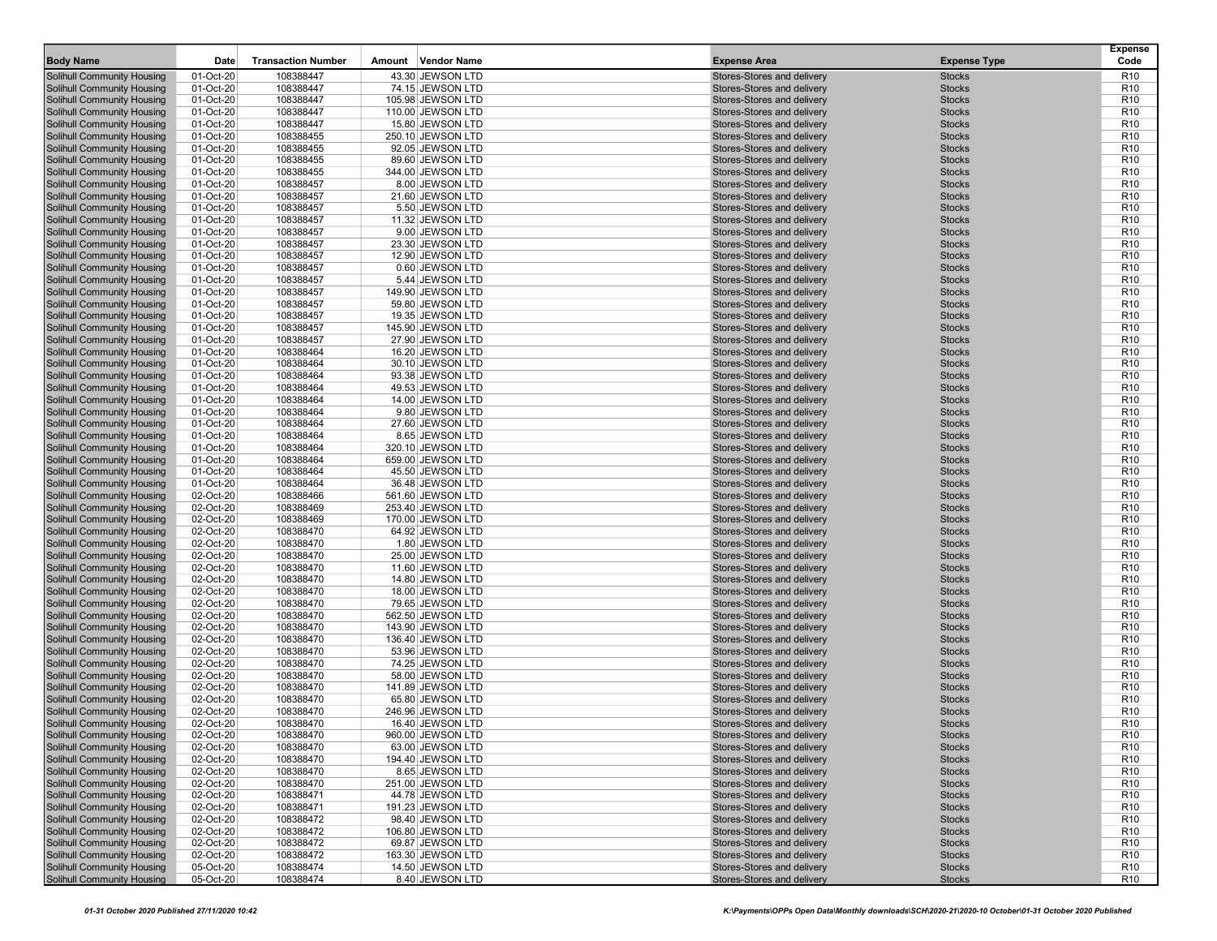| Body Name | Date | Transaction Number | Amount | Vendor Name | Expense Area | Expense Type | Expense Code |
|---|---|---|---|---|---|---|---|
| Solihull Community Housing | 01-Oct-20 | 108388447 | 43.30 | JEWSON LTD | Stores-Stores and delivery | Stocks | R10 |
| Solihull Community Housing | 01-Oct-20 | 108388447 | 74.15 | JEWSON LTD | Stores-Stores and delivery | Stocks | R10 |
| Solihull Community Housing | 01-Oct-20 | 108388447 | 105.98 | JEWSON LTD | Stores-Stores and delivery | Stocks | R10 |
| Solihull Community Housing | 01-Oct-20 | 108388447 | 110.00 | JEWSON LTD | Stores-Stores and delivery | Stocks | R10 |
| Solihull Community Housing | 01-Oct-20 | 108388447 | 15.80 | JEWSON LTD | Stores-Stores and delivery | Stocks | R10 |
| Solihull Community Housing | 01-Oct-20 | 108388455 | 250.10 | JEWSON LTD | Stores-Stores and delivery | Stocks | R10 |
| Solihull Community Housing | 01-Oct-20 | 108388455 | 92.05 | JEWSON LTD | Stores-Stores and delivery | Stocks | R10 |
| Solihull Community Housing | 01-Oct-20 | 108388455 | 89.60 | JEWSON LTD | Stores-Stores and delivery | Stocks | R10 |
| Solihull Community Housing | 01-Oct-20 | 108388455 | 344.00 | JEWSON LTD | Stores-Stores and delivery | Stocks | R10 |
| Solihull Community Housing | 01-Oct-20 | 108388457 | 8.00 | JEWSON LTD | Stores-Stores and delivery | Stocks | R10 |
| Solihull Community Housing | 01-Oct-20 | 108388457 | 21.60 | JEWSON LTD | Stores-Stores and delivery | Stocks | R10 |
| Solihull Community Housing | 01-Oct-20 | 108388457 | 5.50 | JEWSON LTD | Stores-Stores and delivery | Stocks | R10 |
| Solihull Community Housing | 01-Oct-20 | 108388457 | 11.32 | JEWSON LTD | Stores-Stores and delivery | Stocks | R10 |
| Solihull Community Housing | 01-Oct-20 | 108388457 | 9.00 | JEWSON LTD | Stores-Stores and delivery | Stocks | R10 |
| Solihull Community Housing | 01-Oct-20 | 108388457 | 23.30 | JEWSON LTD | Stores-Stores and delivery | Stocks | R10 |
| Solihull Community Housing | 01-Oct-20 | 108388457 | 12.90 | JEWSON LTD | Stores-Stores and delivery | Stocks | R10 |
| Solihull Community Housing | 01-Oct-20 | 108388457 | 0.60 | JEWSON LTD | Stores-Stores and delivery | Stocks | R10 |
| Solihull Community Housing | 01-Oct-20 | 108388457 | 5.44 | JEWSON LTD | Stores-Stores and delivery | Stocks | R10 |
| Solihull Community Housing | 01-Oct-20 | 108388457 | 149.90 | JEWSON LTD | Stores-Stores and delivery | Stocks | R10 |
| Solihull Community Housing | 01-Oct-20 | 108388457 | 59.80 | JEWSON LTD | Stores-Stores and delivery | Stocks | R10 |
| Solihull Community Housing | 01-Oct-20 | 108388457 | 19.35 | JEWSON LTD | Stores-Stores and delivery | Stocks | R10 |
| Solihull Community Housing | 01-Oct-20 | 108388457 | 145.90 | JEWSON LTD | Stores-Stores and delivery | Stocks | R10 |
| Solihull Community Housing | 01-Oct-20 | 108388457 | 27.90 | JEWSON LTD | Stores-Stores and delivery | Stocks | R10 |
| Solihull Community Housing | 01-Oct-20 | 108388464 | 16.20 | JEWSON LTD | Stores-Stores and delivery | Stocks | R10 |
| Solihull Community Housing | 01-Oct-20 | 108388464 | 30.10 | JEWSON LTD | Stores-Stores and delivery | Stocks | R10 |
| Solihull Community Housing | 01-Oct-20 | 108388464 | 93.38 | JEWSON LTD | Stores-Stores and delivery | Stocks | R10 |
| Solihull Community Housing | 01-Oct-20 | 108388464 | 49.53 | JEWSON LTD | Stores-Stores and delivery | Stocks | R10 |
| Solihull Community Housing | 01-Oct-20 | 108388464 | 14.00 | JEWSON LTD | Stores-Stores and delivery | Stocks | R10 |
| Solihull Community Housing | 01-Oct-20 | 108388464 | 9.80 | JEWSON LTD | Stores-Stores and delivery | Stocks | R10 |
| Solihull Community Housing | 01-Oct-20 | 108388464 | 27.60 | JEWSON LTD | Stores-Stores and delivery | Stocks | R10 |
| Solihull Community Housing | 01-Oct-20 | 108388464 | 8.65 | JEWSON LTD | Stores-Stores and delivery | Stocks | R10 |
| Solihull Community Housing | 01-Oct-20 | 108388464 | 320.10 | JEWSON LTD | Stores-Stores and delivery | Stocks | R10 |
| Solihull Community Housing | 01-Oct-20 | 108388464 | 659.00 | JEWSON LTD | Stores-Stores and delivery | Stocks | R10 |
| Solihull Community Housing | 01-Oct-20 | 108388464 | 45.50 | JEWSON LTD | Stores-Stores and delivery | Stocks | R10 |
| Solihull Community Housing | 01-Oct-20 | 108388464 | 36.48 | JEWSON LTD | Stores-Stores and delivery | Stocks | R10 |
| Solihull Community Housing | 02-Oct-20 | 108388466 | 561.60 | JEWSON LTD | Stores-Stores and delivery | Stocks | R10 |
| Solihull Community Housing | 02-Oct-20 | 108388469 | 253.40 | JEWSON LTD | Stores-Stores and delivery | Stocks | R10 |
| Solihull Community Housing | 02-Oct-20 | 108388469 | 170.00 | JEWSON LTD | Stores-Stores and delivery | Stocks | R10 |
| Solihull Community Housing | 02-Oct-20 | 108388470 | 64.92 | JEWSON LTD | Stores-Stores and delivery | Stocks | R10 |
| Solihull Community Housing | 02-Oct-20 | 108388470 | 1.80 | JEWSON LTD | Stores-Stores and delivery | Stocks | R10 |
| Solihull Community Housing | 02-Oct-20 | 108388470 | 25.00 | JEWSON LTD | Stores-Stores and delivery | Stocks | R10 |
| Solihull Community Housing | 02-Oct-20 | 108388470 | 11.60 | JEWSON LTD | Stores-Stores and delivery | Stocks | R10 |
| Solihull Community Housing | 02-Oct-20 | 108388470 | 14.80 | JEWSON LTD | Stores-Stores and delivery | Stocks | R10 |
| Solihull Community Housing | 02-Oct-20 | 108388470 | 18.00 | JEWSON LTD | Stores-Stores and delivery | Stocks | R10 |
| Solihull Community Housing | 02-Oct-20 | 108388470 | 79.65 | JEWSON LTD | Stores-Stores and delivery | Stocks | R10 |
| Solihull Community Housing | 02-Oct-20 | 108388470 | 562.50 | JEWSON LTD | Stores-Stores and delivery | Stocks | R10 |
| Solihull Community Housing | 02-Oct-20 | 108388470 | 143.90 | JEWSON LTD | Stores-Stores and delivery | Stocks | R10 |
| Solihull Community Housing | 02-Oct-20 | 108388470 | 136.40 | JEWSON LTD | Stores-Stores and delivery | Stocks | R10 |
| Solihull Community Housing | 02-Oct-20 | 108388470 | 53.96 | JEWSON LTD | Stores-Stores and delivery | Stocks | R10 |
| Solihull Community Housing | 02-Oct-20 | 108388470 | 74.25 | JEWSON LTD | Stores-Stores and delivery | Stocks | R10 |
| Solihull Community Housing | 02-Oct-20 | 108388470 | 58.00 | JEWSON LTD | Stores-Stores and delivery | Stocks | R10 |
| Solihull Community Housing | 02-Oct-20 | 108388470 | 141.89 | JEWSON LTD | Stores-Stores and delivery | Stocks | R10 |
| Solihull Community Housing | 02-Oct-20 | 108388470 | 65.80 | JEWSON LTD | Stores-Stores and delivery | Stocks | R10 |
| Solihull Community Housing | 02-Oct-20 | 108388470 | 246.96 | JEWSON LTD | Stores-Stores and delivery | Stocks | R10 |
| Solihull Community Housing | 02-Oct-20 | 108388470 | 16.40 | JEWSON LTD | Stores-Stores and delivery | Stocks | R10 |
| Solihull Community Housing | 02-Oct-20 | 108388470 | 960.00 | JEWSON LTD | Stores-Stores and delivery | Stocks | R10 |
| Solihull Community Housing | 02-Oct-20 | 108388470 | 63.00 | JEWSON LTD | Stores-Stores and delivery | Stocks | R10 |
| Solihull Community Housing | 02-Oct-20 | 108388470 | 194.40 | JEWSON LTD | Stores-Stores and delivery | Stocks | R10 |
| Solihull Community Housing | 02-Oct-20 | 108388470 | 8.65 | JEWSON LTD | Stores-Stores and delivery | Stocks | R10 |
| Solihull Community Housing | 02-Oct-20 | 108388470 | 251.00 | JEWSON LTD | Stores-Stores and delivery | Stocks | R10 |
| Solihull Community Housing | 02-Oct-20 | 108388471 | 44.78 | JEWSON LTD | Stores-Stores and delivery | Stocks | R10 |
| Solihull Community Housing | 02-Oct-20 | 108388471 | 191.23 | JEWSON LTD | Stores-Stores and delivery | Stocks | R10 |
| Solihull Community Housing | 02-Oct-20 | 108388472 | 98.40 | JEWSON LTD | Stores-Stores and delivery | Stocks | R10 |
| Solihull Community Housing | 02-Oct-20 | 108388472 | 106.80 | JEWSON LTD | Stores-Stores and delivery | Stocks | R10 |
| Solihull Community Housing | 02-Oct-20 | 108388472 | 69.87 | JEWSON LTD | Stores-Stores and delivery | Stocks | R10 |
| Solihull Community Housing | 02-Oct-20 | 108388472 | 163.30 | JEWSON LTD | Stores-Stores and delivery | Stocks | R10 |
| Solihull Community Housing | 05-Oct-20 | 108388474 | 14.50 | JEWSON LTD | Stores-Stores and delivery | Stocks | R10 |
| Solihull Community Housing | 05-Oct-20 | 108388474 | 8.40 | JEWSON LTD | Stores-Stores and delivery | Stocks | R10 |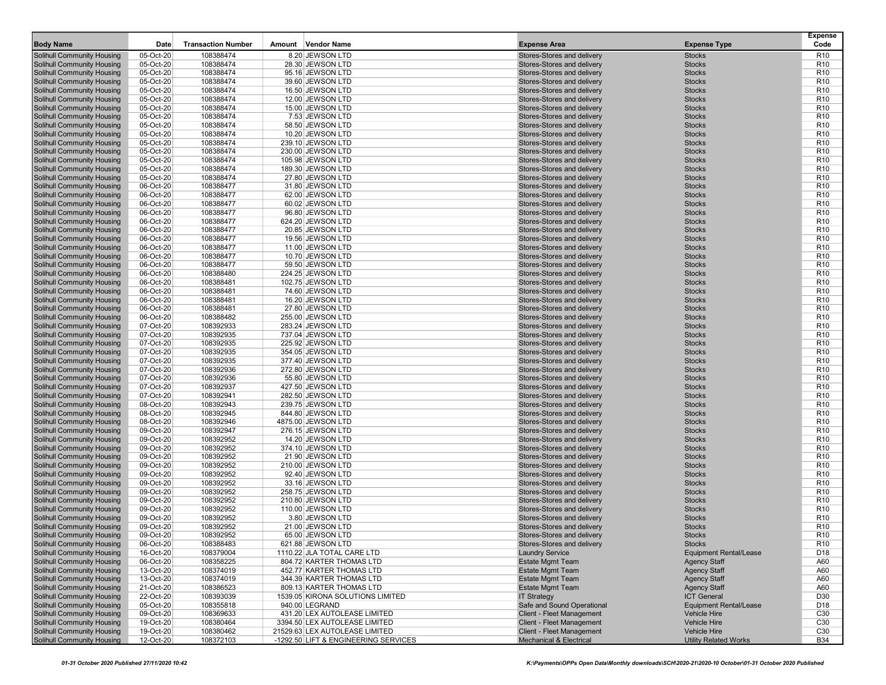| Body Name | Date | Transaction Number | Amount | Vendor Name | Expense Area | Expense Type | Expense Code |
|---|---|---|---|---|---|---|---|
| Solihull Community Housing | 05-Oct-20 | 108388474 | 8.20 | JEWSON LTD | Stores-Stores and delivery | Stocks | R10 |
| Solihull Community Housing | 05-Oct-20 | 108388474 | 28.30 | JEWSON LTD | Stores-Stores and delivery | Stocks | R10 |
| Solihull Community Housing | 05-Oct-20 | 108388474 | 95.16 | JEWSON LTD | Stores-Stores and delivery | Stocks | R10 |
| Solihull Community Housing | 05-Oct-20 | 108388474 | 39.60 | JEWSON LTD | Stores-Stores and delivery | Stocks | R10 |
| Solihull Community Housing | 05-Oct-20 | 108388474 | 16.50 | JEWSON LTD | Stores-Stores and delivery | Stocks | R10 |
| Solihull Community Housing | 05-Oct-20 | 108388474 | 12.00 | JEWSON LTD | Stores-Stores and delivery | Stocks | R10 |
| Solihull Community Housing | 05-Oct-20 | 108388474 | 15.00 | JEWSON LTD | Stores-Stores and delivery | Stocks | R10 |
| Solihull Community Housing | 05-Oct-20 | 108388474 | 7.53 | JEWSON LTD | Stores-Stores and delivery | Stocks | R10 |
| Solihull Community Housing | 05-Oct-20 | 108388474 | 58.50 | JEWSON LTD | Stores-Stores and delivery | Stocks | R10 |
| Solihull Community Housing | 05-Oct-20 | 108388474 | 10.20 | JEWSON LTD | Stores-Stores and delivery | Stocks | R10 |
| Solihull Community Housing | 05-Oct-20 | 108388474 | 239.10 | JEWSON LTD | Stores-Stores and delivery | Stocks | R10 |
| Solihull Community Housing | 05-Oct-20 | 108388474 | 230.00 | JEWSON LTD | Stores-Stores and delivery | Stocks | R10 |
| Solihull Community Housing | 05-Oct-20 | 108388474 | 105.98 | JEWSON LTD | Stores-Stores and delivery | Stocks | R10 |
| Solihull Community Housing | 05-Oct-20 | 108388474 | 189.30 | JEWSON LTD | Stores-Stores and delivery | Stocks | R10 |
| Solihull Community Housing | 05-Oct-20 | 108388474 | 27.80 | JEWSON LTD | Stores-Stores and delivery | Stocks | R10 |
| Solihull Community Housing | 06-Oct-20 | 108388477 | 31.80 | JEWSON LTD | Stores-Stores and delivery | Stocks | R10 |
| Solihull Community Housing | 06-Oct-20 | 108388477 | 62.00 | JEWSON LTD | Stores-Stores and delivery | Stocks | R10 |
| Solihull Community Housing | 06-Oct-20 | 108388477 | 60.02 | JEWSON LTD | Stores-Stores and delivery | Stocks | R10 |
| Solihull Community Housing | 06-Oct-20 | 108388477 | 96.80 | JEWSON LTD | Stores-Stores and delivery | Stocks | R10 |
| Solihull Community Housing | 06-Oct-20 | 108388477 | 624.20 | JEWSON LTD | Stores-Stores and delivery | Stocks | R10 |
| Solihull Community Housing | 06-Oct-20 | 108388477 | 20.85 | JEWSON LTD | Stores-Stores and delivery | Stocks | R10 |
| Solihull Community Housing | 06-Oct-20 | 108388477 | 19.56 | JEWSON LTD | Stores-Stores and delivery | Stocks | R10 |
| Solihull Community Housing | 06-Oct-20 | 108388477 | 11.00 | JEWSON LTD | Stores-Stores and delivery | Stocks | R10 |
| Solihull Community Housing | 06-Oct-20 | 108388477 | 10.70 | JEWSON LTD | Stores-Stores and delivery | Stocks | R10 |
| Solihull Community Housing | 06-Oct-20 | 108388477 | 59.50 | JEWSON LTD | Stores-Stores and delivery | Stocks | R10 |
| Solihull Community Housing | 06-Oct-20 | 108388480 | 224.25 | JEWSON LTD | Stores-Stores and delivery | Stocks | R10 |
| Solihull Community Housing | 06-Oct-20 | 108388481 | 102.75 | JEWSON LTD | Stores-Stores and delivery | Stocks | R10 |
| Solihull Community Housing | 06-Oct-20 | 108388481 | 74.60 | JEWSON LTD | Stores-Stores and delivery | Stocks | R10 |
| Solihull Community Housing | 06-Oct-20 | 108388481 | 16.20 | JEWSON LTD | Stores-Stores and delivery | Stocks | R10 |
| Solihull Community Housing | 06-Oct-20 | 108388481 | 27.80 | JEWSON LTD | Stores-Stores and delivery | Stocks | R10 |
| Solihull Community Housing | 06-Oct-20 | 108388482 | 255.00 | JEWSON LTD | Stores-Stores and delivery | Stocks | R10 |
| Solihull Community Housing | 07-Oct-20 | 108392933 | 283.24 | JEWSON LTD | Stores-Stores and delivery | Stocks | R10 |
| Solihull Community Housing | 07-Oct-20 | 108392935 | 737.04 | JEWSON LTD | Stores-Stores and delivery | Stocks | R10 |
| Solihull Community Housing | 07-Oct-20 | 108392935 | 225.92 | JEWSON LTD | Stores-Stores and delivery | Stocks | R10 |
| Solihull Community Housing | 07-Oct-20 | 108392935 | 354.05 | JEWSON LTD | Stores-Stores and delivery | Stocks | R10 |
| Solihull Community Housing | 07-Oct-20 | 108392935 | 377.40 | JEWSON LTD | Stores-Stores and delivery | Stocks | R10 |
| Solihull Community Housing | 07-Oct-20 | 108392936 | 272.80 | JEWSON LTD | Stores-Stores and delivery | Stocks | R10 |
| Solihull Community Housing | 07-Oct-20 | 108392936 | 55.80 | JEWSON LTD | Stores-Stores and delivery | Stocks | R10 |
| Solihull Community Housing | 07-Oct-20 | 108392937 | 427.50 | JEWSON LTD | Stores-Stores and delivery | Stocks | R10 |
| Solihull Community Housing | 07-Oct-20 | 108392941 | 282.50 | JEWSON LTD | Stores-Stores and delivery | Stocks | R10 |
| Solihull Community Housing | 08-Oct-20 | 108392943 | 239.75 | JEWSON LTD | Stores-Stores and delivery | Stocks | R10 |
| Solihull Community Housing | 08-Oct-20 | 108392945 | 844.80 | JEWSON LTD | Stores-Stores and delivery | Stocks | R10 |
| Solihull Community Housing | 08-Oct-20 | 108392946 | 4875.00 | JEWSON LTD | Stores-Stores and delivery | Stocks | R10 |
| Solihull Community Housing | 09-Oct-20 | 108392947 | 276.15 | JEWSON LTD | Stores-Stores and delivery | Stocks | R10 |
| Solihull Community Housing | 09-Oct-20 | 108392952 | 14.20 | JEWSON LTD | Stores-Stores and delivery | Stocks | R10 |
| Solihull Community Housing | 09-Oct-20 | 108392952 | 374.10 | JEWSON LTD | Stores-Stores and delivery | Stocks | R10 |
| Solihull Community Housing | 09-Oct-20 | 108392952 | 21.90 | JEWSON LTD | Stores-Stores and delivery | Stocks | R10 |
| Solihull Community Housing | 09-Oct-20 | 108392952 | 210.00 | JEWSON LTD | Stores-Stores and delivery | Stocks | R10 |
| Solihull Community Housing | 09-Oct-20 | 108392952 | 92.40 | JEWSON LTD | Stores-Stores and delivery | Stocks | R10 |
| Solihull Community Housing | 09-Oct-20 | 108392952 | 33.16 | JEWSON LTD | Stores-Stores and delivery | Stocks | R10 |
| Solihull Community Housing | 09-Oct-20 | 108392952 | 258.75 | JEWSON LTD | Stores-Stores and delivery | Stocks | R10 |
| Solihull Community Housing | 09-Oct-20 | 108392952 | 210.80 | JEWSON LTD | Stores-Stores and delivery | Stocks | R10 |
| Solihull Community Housing | 09-Oct-20 | 108392952 | 110.00 | JEWSON LTD | Stores-Stores and delivery | Stocks | R10 |
| Solihull Community Housing | 09-Oct-20 | 108392952 | 3.80 | JEWSON LTD | Stores-Stores and delivery | Stocks | R10 |
| Solihull Community Housing | 09-Oct-20 | 108392952 | 21.00 | JEWSON LTD | Stores-Stores and delivery | Stocks | R10 |
| Solihull Community Housing | 09-Oct-20 | 108392952 | 65.00 | JEWSON LTD | Stores-Stores and delivery | Stocks | R10 |
| Solihull Community Housing | 06-Oct-20 | 108388483 | 621.88 | JEWSON LTD | Stores-Stores and delivery | Stocks | R10 |
| Solihull Community Housing | 16-Oct-20 | 108379004 | 1110.22 | JLA TOTAL CARE LTD | Laundry Service | Equipment Rental/Lease | D18 |
| Solihull Community Housing | 06-Oct-20 | 108358225 | 804.72 | KARTER THOMAS LTD | Estate Mgmt Team | Agency Staff | A60 |
| Solihull Community Housing | 13-Oct-20 | 108374019 | 452.77 | KARTER THOMAS LTD | Estate Mgmt Team | Agency Staff | A60 |
| Solihull Community Housing | 13-Oct-20 | 108374019 | 344.39 | KARTER THOMAS LTD | Estate Mgmt Team | Agency Staff | A60 |
| Solihull Community Housing | 21-Oct-20 | 108386523 | 809.13 | KARTER THOMAS LTD | Estate Mgmt Team | Agency Staff | A60 |
| Solihull Community Housing | 22-Oct-20 | 108393039 | 1539.05 | KIRONA SOLUTIONS LIMITED | IT Strategy | ICT General | D30 |
| Solihull Community Housing | 05-Oct-20 | 108355818 | 940.00 | LEGRAND | Safe and Sound Operational | Equipment Rental/Lease | D18 |
| Solihull Community Housing | 09-Oct-20 | 108369633 | 431.20 | LEX AUTOLEASE LIMITED | Client - Fleet Management | Vehicle Hire | C30 |
| Solihull Community Housing | 19-Oct-20 | 108380464 | 3394.50 | LEX AUTOLEASE LIMITED | Client - Fleet Management | Vehicle Hire | C30 |
| Solihull Community Housing | 19-Oct-20 | 108380462 | 21529.63 | LEX AUTOLEASE LIMITED | Client - Fleet Management | Vehicle Hire | C30 |
| Solihull Community Housing | 12-Oct-20 | 108372103 | -1292.50 | LIFT & ENGINEERING SERVICES | Mechanical & Electrical | Utility Related Works | B34 |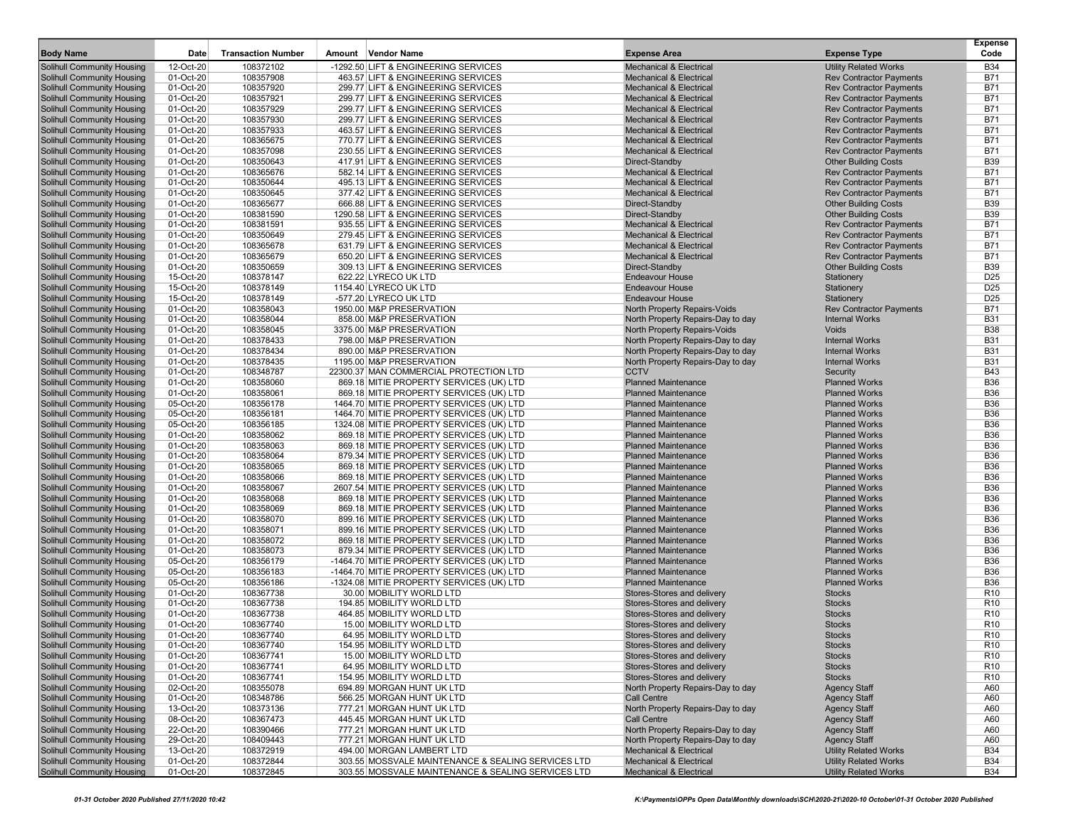| Body Name | Date | Transaction Number | Amount | Vendor Name | Expense Area | Expense Type | Expense Code |
|---|---|---|---|---|---|---|---|
| Solihull Community Housing | 12-Oct-20 | 108372102 | -1292.50 | LIFT & ENGINEERING SERVICES | Mechanical & Electrical | Utility Related Works | B34 |
| Solihull Community Housing | 01-Oct-20 | 108357908 | 463.57 | LIFT & ENGINEERING SERVICES | Mechanical & Electrical | Rev Contractor Payments | B71 |
| Solihull Community Housing | 01-Oct-20 | 108357920 | 299.77 | LIFT & ENGINEERING SERVICES | Mechanical & Electrical | Rev Contractor Payments | B71 |
| Solihull Community Housing | 01-Oct-20 | 108357921 | 299.77 | LIFT & ENGINEERING SERVICES | Mechanical & Electrical | Rev Contractor Payments | B71 |
| Solihull Community Housing | 01-Oct-20 | 108357929 | 299.77 | LIFT & ENGINEERING SERVICES | Mechanical & Electrical | Rev Contractor Payments | B71 |
| Solihull Community Housing | 01-Oct-20 | 108357930 | 299.77 | LIFT & ENGINEERING SERVICES | Mechanical & Electrical | Rev Contractor Payments | B71 |
| Solihull Community Housing | 01-Oct-20 | 108357933 | 463.57 | LIFT & ENGINEERING SERVICES | Mechanical & Electrical | Rev Contractor Payments | B71 |
| Solihull Community Housing | 01-Oct-20 | 108365675 | 770.77 | LIFT & ENGINEERING SERVICES | Mechanical & Electrical | Rev Contractor Payments | B71 |
| Solihull Community Housing | 01-Oct-20 | 108357098 | 230.55 | LIFT & ENGINEERING SERVICES | Mechanical & Electrical | Rev Contractor Payments | B71 |
| Solihull Community Housing | 01-Oct-20 | 108350643 | 417.91 | LIFT & ENGINEERING SERVICES | Direct-Standby | Other Building Costs | B39 |
| Solihull Community Housing | 01-Oct-20 | 108365676 | 582.14 | LIFT & ENGINEERING SERVICES | Mechanical & Electrical | Rev Contractor Payments | B71 |
| Solihull Community Housing | 01-Oct-20 | 108350644 | 495.13 | LIFT & ENGINEERING SERVICES | Mechanical & Electrical | Rev Contractor Payments | B71 |
| Solihull Community Housing | 01-Oct-20 | 108350645 | 377.42 | LIFT & ENGINEERING SERVICES | Mechanical & Electrical | Rev Contractor Payments | B71 |
| Solihull Community Housing | 01-Oct-20 | 108365677 | 666.88 | LIFT & ENGINEERING SERVICES | Direct-Standby | Other Building Costs | B39 |
| Solihull Community Housing | 01-Oct-20 | 108381590 | 1290.58 | LIFT & ENGINEERING SERVICES | Direct-Standby | Other Building Costs | B39 |
| Solihull Community Housing | 01-Oct-20 | 108381591 | 935.55 | LIFT & ENGINEERING SERVICES | Mechanical & Electrical | Rev Contractor Payments | B71 |
| Solihull Community Housing | 01-Oct-20 | 108350649 | 279.45 | LIFT & ENGINEERING SERVICES | Mechanical & Electrical | Rev Contractor Payments | B71 |
| Solihull Community Housing | 01-Oct-20 | 108365678 | 631.79 | LIFT & ENGINEERING SERVICES | Mechanical & Electrical | Rev Contractor Payments | B71 |
| Solihull Community Housing | 01-Oct-20 | 108365679 | 650.20 | LIFT & ENGINEERING SERVICES | Mechanical & Electrical | Rev Contractor Payments | B71 |
| Solihull Community Housing | 01-Oct-20 | 108350659 | 309.13 | LIFT & ENGINEERING SERVICES | Direct-Standby | Other Building Costs | B39 |
| Solihull Community Housing | 15-Oct-20 | 108378147 | 622.22 | LYRECO UK LTD | Endeavour House | Stationery | D25 |
| Solihull Community Housing | 15-Oct-20 | 108378149 | 1154.40 | LYRECO UK LTD | Endeavour House | Stationery | D25 |
| Solihull Community Housing | 15-Oct-20 | 108378149 | -577.20 | LYRECO UK LTD | Endeavour House | Stationery | D25 |
| Solihull Community Housing | 01-Oct-20 | 108358043 | 1950.00 | M&P PRESERVATION | North Property Repairs-Voids | Rev Contractor Payments | B71 |
| Solihull Community Housing | 01-Oct-20 | 108358044 | 858.00 | M&P PRESERVATION | North Property Repairs-Day to day | Internal Works | B31 |
| Solihull Community Housing | 01-Oct-20 | 108358045 | 3375.00 | M&P PRESERVATION | North Property Repairs-Voids | Voids | B38 |
| Solihull Community Housing | 01-Oct-20 | 108378433 | 798.00 | M&P PRESERVATION | North Property Repairs-Day to day | Internal Works | B31 |
| Solihull Community Housing | 01-Oct-20 | 108378434 | 890.00 | M&P PRESERVATION | North Property Repairs-Day to day | Internal Works | B31 |
| Solihull Community Housing | 01-Oct-20 | 108378435 | 1195.00 | M&P PRESERVATION | North Property Repairs-Day to day | Internal Works | B31 |
| Solihull Community Housing | 01-Oct-20 | 108348787 | 22300.37 | MAN COMMERCIAL PROTECTION LTD | CCTV | Security | B43 |
| Solihull Community Housing | 01-Oct-20 | 108358060 | 869.18 | MITIE PROPERTY SERVICES (UK) LTD | Planned Maintenance | Planned Works | B36 |
| Solihull Community Housing | 01-Oct-20 | 108358061 | 869.18 | MITIE PROPERTY SERVICES (UK) LTD | Planned Maintenance | Planned Works | B36 |
| Solihull Community Housing | 05-Oct-20 | 108356178 | 1464.70 | MITIE PROPERTY SERVICES (UK) LTD | Planned Maintenance | Planned Works | B36 |
| Solihull Community Housing | 05-Oct-20 | 108356181 | 1464.70 | MITIE PROPERTY SERVICES (UK) LTD | Planned Maintenance | Planned Works | B36 |
| Solihull Community Housing | 05-Oct-20 | 108356185 | 1324.08 | MITIE PROPERTY SERVICES (UK) LTD | Planned Maintenance | Planned Works | B36 |
| Solihull Community Housing | 01-Oct-20 | 108358062 | 869.18 | MITIE PROPERTY SERVICES (UK) LTD | Planned Maintenance | Planned Works | B36 |
| Solihull Community Housing | 01-Oct-20 | 108358063 | 869.18 | MITIE PROPERTY SERVICES (UK) LTD | Planned Maintenance | Planned Works | B36 |
| Solihull Community Housing | 01-Oct-20 | 108358064 | 879.34 | MITIE PROPERTY SERVICES (UK) LTD | Planned Maintenance | Planned Works | B36 |
| Solihull Community Housing | 01-Oct-20 | 108358065 | 869.18 | MITIE PROPERTY SERVICES (UK) LTD | Planned Maintenance | Planned Works | B36 |
| Solihull Community Housing | 01-Oct-20 | 108358066 | 869.18 | MITIE PROPERTY SERVICES (UK) LTD | Planned Maintenance | Planned Works | B36 |
| Solihull Community Housing | 01-Oct-20 | 108358067 | 2607.54 | MITIE PROPERTY SERVICES (UK) LTD | Planned Maintenance | Planned Works | B36 |
| Solihull Community Housing | 01-Oct-20 | 108358068 | 869.18 | MITIE PROPERTY SERVICES (UK) LTD | Planned Maintenance | Planned Works | B36 |
| Solihull Community Housing | 01-Oct-20 | 108358069 | 869.18 | MITIE PROPERTY SERVICES (UK) LTD | Planned Maintenance | Planned Works | B36 |
| Solihull Community Housing | 01-Oct-20 | 108358070 | 899.16 | MITIE PROPERTY SERVICES (UK) LTD | Planned Maintenance | Planned Works | B36 |
| Solihull Community Housing | 01-Oct-20 | 108358071 | 899.16 | MITIE PROPERTY SERVICES (UK) LTD | Planned Maintenance | Planned Works | B36 |
| Solihull Community Housing | 01-Oct-20 | 108358072 | 869.18 | MITIE PROPERTY SERVICES (UK) LTD | Planned Maintenance | Planned Works | B36 |
| Solihull Community Housing | 01-Oct-20 | 108358073 | 879.34 | MITIE PROPERTY SERVICES (UK) LTD | Planned Maintenance | Planned Works | B36 |
| Solihull Community Housing | 05-Oct-20 | 108356179 | -1464.70 | MITIE PROPERTY SERVICES (UK) LTD | Planned Maintenance | Planned Works | B36 |
| Solihull Community Housing | 05-Oct-20 | 108356183 | -1464.70 | MITIE PROPERTY SERVICES (UK) LTD | Planned Maintenance | Planned Works | B36 |
| Solihull Community Housing | 05-Oct-20 | 108356186 | -1324.08 | MITIE PROPERTY SERVICES (UK) LTD | Planned Maintenance | Planned Works | B36 |
| Solihull Community Housing | 01-Oct-20 | 108367738 | 30.00 | MOBILITY WORLD LTD | Stores-Stores and delivery | Stocks | R10 |
| Solihull Community Housing | 01-Oct-20 | 108367738 | 194.85 | MOBILITY WORLD LTD | Stores-Stores and delivery | Stocks | R10 |
| Solihull Community Housing | 01-Oct-20 | 108367738 | 464.85 | MOBILITY WORLD LTD | Stores-Stores and delivery | Stocks | R10 |
| Solihull Community Housing | 01-Oct-20 | 108367740 | 15.00 | MOBILITY WORLD LTD | Stores-Stores and delivery | Stocks | R10 |
| Solihull Community Housing | 01-Oct-20 | 108367740 | 64.95 | MOBILITY WORLD LTD | Stores-Stores and delivery | Stocks | R10 |
| Solihull Community Housing | 01-Oct-20 | 108367740 | 154.95 | MOBILITY WORLD LTD | Stores-Stores and delivery | Stocks | R10 |
| Solihull Community Housing | 01-Oct-20 | 108367741 | 15.00 | MOBILITY WORLD LTD | Stores-Stores and delivery | Stocks | R10 |
| Solihull Community Housing | 01-Oct-20 | 108367741 | 64.95 | MOBILITY WORLD LTD | Stores-Stores and delivery | Stocks | R10 |
| Solihull Community Housing | 01-Oct-20 | 108367741 | 154.95 | MOBILITY WORLD LTD | Stores-Stores and delivery | Stocks | R10 |
| Solihull Community Housing | 02-Oct-20 | 108355078 | 694.89 | MORGAN HUNT UK LTD | North Property Repairs-Day to day | Agency Staff | A60 |
| Solihull Community Housing | 01-Oct-20 | 108348786 | 566.25 | MORGAN HUNT UK LTD | Call Centre | Agency Staff | A60 |
| Solihull Community Housing | 13-Oct-20 | 108373136 | 777.21 | MORGAN HUNT UK LTD | North Property Repairs-Day to day | Agency Staff | A60 |
| Solihull Community Housing | 08-Oct-20 | 108367473 | 445.45 | MORGAN HUNT UK LTD | Call Centre | Agency Staff | A60 |
| Solihull Community Housing | 22-Oct-20 | 108390466 | 777.21 | MORGAN HUNT UK LTD | North Property Repairs-Day to day | Agency Staff | A60 |
| Solihull Community Housing | 29-Oct-20 | 108409443 | 777.21 | MORGAN HUNT UK LTD | North Property Repairs-Day to day | Agency Staff | A60 |
| Solihull Community Housing | 13-Oct-20 | 108372919 | 494.00 | MORGAN LAMBERT LTD | Mechanical & Electrical | Utility Related Works | B34 |
| Solihull Community Housing | 01-Oct-20 | 108372844 | 303.55 | MOSSVALE MAINTENANCE & SEALING SERVICES LTD | Mechanical & Electrical | Utility Related Works | B34 |
| Solihull Community Housing | 01-Oct-20 | 108372845 | 303.55 | MOSSVALE MAINTENANCE & SEALING SERVICES LTD | Mechanical & Electrical | Utility Related Works | B34 |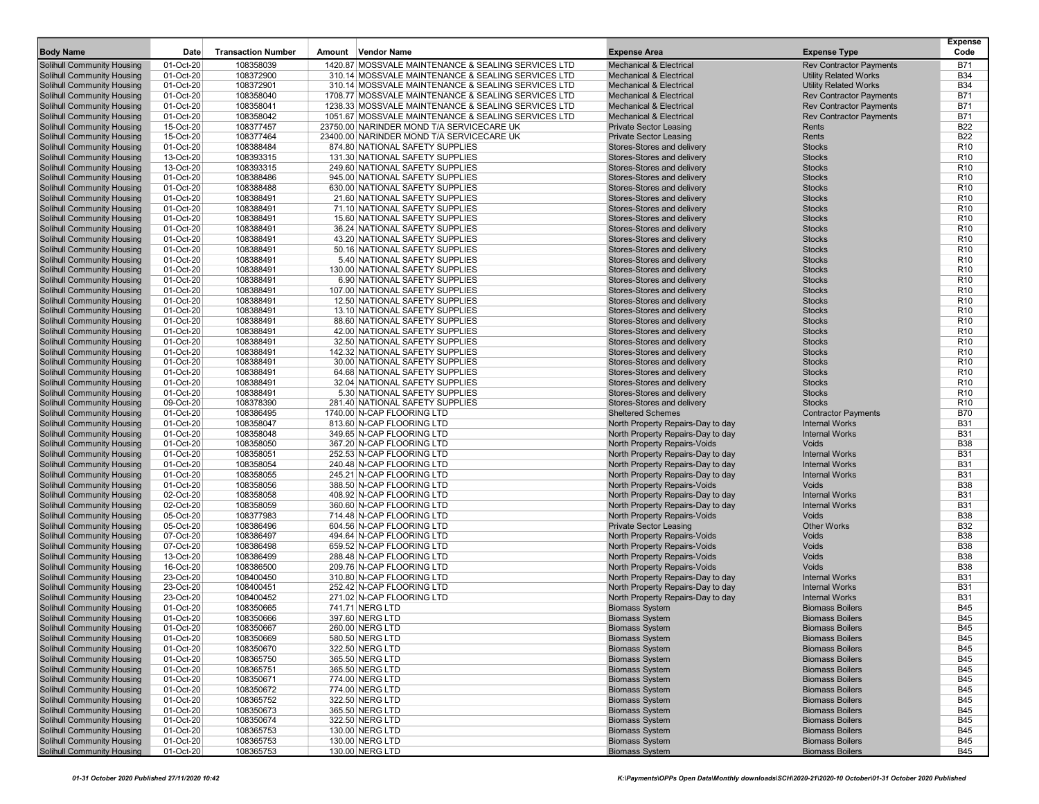| Body Name | Date | Transaction Number | Amount | Vendor Name | Expense Area | Expense Type | Expense Code |
|---|---|---|---|---|---|---|---|
| Solihull Community Housing | 01-Oct-20 | 108358039 | 1420.87 | MOSSVALE MAINTENANCE & SEALING SERVICES LTD | Mechanical & Electrical | Rev Contractor Payments | B71 |
| Solihull Community Housing | 01-Oct-20 | 108372900 | 310.14 | MOSSVALE MAINTENANCE & SEALING SERVICES LTD | Mechanical & Electrical | Utility Related Works | B34 |
| Solihull Community Housing | 01-Oct-20 | 108372901 | 310.14 | MOSSVALE MAINTENANCE & SEALING SERVICES LTD | Mechanical & Electrical | Utility Related Works | B34 |
| Solihull Community Housing | 01-Oct-20 | 108358040 | 1708.77 | MOSSVALE MAINTENANCE & SEALING SERVICES LTD | Mechanical & Electrical | Rev Contractor Payments | B71 |
| Solihull Community Housing | 01-Oct-20 | 108358041 | 1238.33 | MOSSVALE MAINTENANCE & SEALING SERVICES LTD | Mechanical & Electrical | Rev Contractor Payments | B71 |
| Solihull Community Housing | 01-Oct-20 | 108358042 | 1051.67 | MOSSVALE MAINTENANCE & SEALING SERVICES LTD | Mechanical & Electrical | Rev Contractor Payments | B71 |
| Solihull Community Housing | 15-Oct-20 | 108377457 | 23750.00 | NARINDER MOND T/A SERVICECARE UK | Private Sector Leasing | Rents | B22 |
| Solihull Community Housing | 15-Oct-20 | 108377464 | 23400.00 | NARINDER MOND T/A SERVICECARE UK | Private Sector Leasing | Rents | B22 |
| Solihull Community Housing | 01-Oct-20 | 108388484 | 874.80 | NATIONAL SAFETY SUPPLIES | Stores-Stores and delivery | Stocks | R10 |
| Solihull Community Housing | 13-Oct-20 | 108393315 | 131.30 | NATIONAL SAFETY SUPPLIES | Stores-Stores and delivery | Stocks | R10 |
| Solihull Community Housing | 13-Oct-20 | 108393315 | 249.60 | NATIONAL SAFETY SUPPLIES | Stores-Stores and delivery | Stocks | R10 |
| Solihull Community Housing | 01-Oct-20 | 108388486 | 945.00 | NATIONAL SAFETY SUPPLIES | Stores-Stores and delivery | Stocks | R10 |
| Solihull Community Housing | 01-Oct-20 | 108388488 | 630.00 | NATIONAL SAFETY SUPPLIES | Stores-Stores and delivery | Stocks | R10 |
| Solihull Community Housing | 01-Oct-20 | 108388491 | 21.60 | NATIONAL SAFETY SUPPLIES | Stores-Stores and delivery | Stocks | R10 |
| Solihull Community Housing | 01-Oct-20 | 108388491 | 71.10 | NATIONAL SAFETY SUPPLIES | Stores-Stores and delivery | Stocks | R10 |
| Solihull Community Housing | 01-Oct-20 | 108388491 | 15.60 | NATIONAL SAFETY SUPPLIES | Stores-Stores and delivery | Stocks | R10 |
| Solihull Community Housing | 01-Oct-20 | 108388491 | 36.24 | NATIONAL SAFETY SUPPLIES | Stores-Stores and delivery | Stocks | R10 |
| Solihull Community Housing | 01-Oct-20 | 108388491 | 43.20 | NATIONAL SAFETY SUPPLIES | Stores-Stores and delivery | Stocks | R10 |
| Solihull Community Housing | 01-Oct-20 | 108388491 | 50.16 | NATIONAL SAFETY SUPPLIES | Stores-Stores and delivery | Stocks | R10 |
| Solihull Community Housing | 01-Oct-20 | 108388491 | 5.40 | NATIONAL SAFETY SUPPLIES | Stores-Stores and delivery | Stocks | R10 |
| Solihull Community Housing | 01-Oct-20 | 108388491 | 130.00 | NATIONAL SAFETY SUPPLIES | Stores-Stores and delivery | Stocks | R10 |
| Solihull Community Housing | 01-Oct-20 | 108388491 | 6.90 | NATIONAL SAFETY SUPPLIES | Stores-Stores and delivery | Stocks | R10 |
| Solihull Community Housing | 01-Oct-20 | 108388491 | 107.00 | NATIONAL SAFETY SUPPLIES | Stores-Stores and delivery | Stocks | R10 |
| Solihull Community Housing | 01-Oct-20 | 108388491 | 12.50 | NATIONAL SAFETY SUPPLIES | Stores-Stores and delivery | Stocks | R10 |
| Solihull Community Housing | 01-Oct-20 | 108388491 | 13.10 | NATIONAL SAFETY SUPPLIES | Stores-Stores and delivery | Stocks | R10 |
| Solihull Community Housing | 01-Oct-20 | 108388491 | 88.60 | NATIONAL SAFETY SUPPLIES | Stores-Stores and delivery | Stocks | R10 |
| Solihull Community Housing | 01-Oct-20 | 108388491 | 42.00 | NATIONAL SAFETY SUPPLIES | Stores-Stores and delivery | Stocks | R10 |
| Solihull Community Housing | 01-Oct-20 | 108388491 | 32.50 | NATIONAL SAFETY SUPPLIES | Stores-Stores and delivery | Stocks | R10 |
| Solihull Community Housing | 01-Oct-20 | 108388491 | 142.32 | NATIONAL SAFETY SUPPLIES | Stores-Stores and delivery | Stocks | R10 |
| Solihull Community Housing | 01-Oct-20 | 108388491 | 30.00 | NATIONAL SAFETY SUPPLIES | Stores-Stores and delivery | Stocks | R10 |
| Solihull Community Housing | 01-Oct-20 | 108388491 | 64.68 | NATIONAL SAFETY SUPPLIES | Stores-Stores and delivery | Stocks | R10 |
| Solihull Community Housing | 01-Oct-20 | 108388491 | 32.04 | NATIONAL SAFETY SUPPLIES | Stores-Stores and delivery | Stocks | R10 |
| Solihull Community Housing | 01-Oct-20 | 108388491 | 5.30 | NATIONAL SAFETY SUPPLIES | Stores-Stores and delivery | Stocks | R10 |
| Solihull Community Housing | 09-Oct-20 | 108378390 | 281.40 | NATIONAL SAFETY SUPPLIES | Stores-Stores and delivery | Stocks | R10 |
| Solihull Community Housing | 01-Oct-20 | 108386495 | 1740.00 | N-CAP FLOORING LTD | Sheltered Schemes | Contractor Payments | B70 |
| Solihull Community Housing | 01-Oct-20 | 108358047 | 813.60 | N-CAP FLOORING LTD | North Property Repairs-Day to day | Internal Works | B31 |
| Solihull Community Housing | 01-Oct-20 | 108358048 | 349.65 | N-CAP FLOORING LTD | North Property Repairs-Day to day | Internal Works | B31 |
| Solihull Community Housing | 01-Oct-20 | 108358050 | 367.20 | N-CAP FLOORING LTD | North Property Repairs-Voids | Voids | B38 |
| Solihull Community Housing | 01-Oct-20 | 108358051 | 252.53 | N-CAP FLOORING LTD | North Property Repairs-Day to day | Internal Works | B31 |
| Solihull Community Housing | 01-Oct-20 | 108358054 | 240.48 | N-CAP FLOORING LTD | North Property Repairs-Day to day | Internal Works | B31 |
| Solihull Community Housing | 01-Oct-20 | 108358055 | 245.21 | N-CAP FLOORING LTD | North Property Repairs-Day to day | Internal Works | B31 |
| Solihull Community Housing | 01-Oct-20 | 108358056 | 388.50 | N-CAP FLOORING LTD | North Property Repairs-Voids | Voids | B38 |
| Solihull Community Housing | 02-Oct-20 | 108358058 | 408.92 | N-CAP FLOORING LTD | North Property Repairs-Day to day | Internal Works | B31 |
| Solihull Community Housing | 02-Oct-20 | 108358059 | 360.60 | N-CAP FLOORING LTD | North Property Repairs-Day to day | Internal Works | B31 |
| Solihull Community Housing | 05-Oct-20 | 108377983 | 714.48 | N-CAP FLOORING LTD | North Property Repairs-Voids | Voids | B38 |
| Solihull Community Housing | 05-Oct-20 | 108386496 | 604.56 | N-CAP FLOORING LTD | Private Sector Leasing | Other Works | B32 |
| Solihull Community Housing | 07-Oct-20 | 108386497 | 494.64 | N-CAP FLOORING LTD | North Property Repairs-Voids | Voids | B38 |
| Solihull Community Housing | 07-Oct-20 | 108386498 | 659.52 | N-CAP FLOORING LTD | North Property Repairs-Voids | Voids | B38 |
| Solihull Community Housing | 13-Oct-20 | 108386499 | 288.48 | N-CAP FLOORING LTD | North Property Repairs-Voids | Voids | B38 |
| Solihull Community Housing | 16-Oct-20 | 108386500 | 209.76 | N-CAP FLOORING LTD | North Property Repairs-Voids | Voids | B38 |
| Solihull Community Housing | 23-Oct-20 | 108400450 | 310.80 | N-CAP FLOORING LTD | North Property Repairs-Day to day | Internal Works | B31 |
| Solihull Community Housing | 23-Oct-20 | 108400451 | 252.42 | N-CAP FLOORING LTD | North Property Repairs-Day to day | Internal Works | B31 |
| Solihull Community Housing | 23-Oct-20 | 108400452 | 271.02 | N-CAP FLOORING LTD | North Property Repairs-Day to day | Internal Works | B31 |
| Solihull Community Housing | 01-Oct-20 | 108350665 | 741.71 | NERG LTD | Biomass System | Biomass Boilers | B45 |
| Solihull Community Housing | 01-Oct-20 | 108350666 | 397.60 | NERG LTD | Biomass System | Biomass Boilers | B45 |
| Solihull Community Housing | 01-Oct-20 | 108350667 | 260.00 | NERG LTD | Biomass System | Biomass Boilers | B45 |
| Solihull Community Housing | 01-Oct-20 | 108350669 | 580.50 | NERG LTD | Biomass System | Biomass Boilers | B45 |
| Solihull Community Housing | 01-Oct-20 | 108350670 | 322.50 | NERG LTD | Biomass System | Biomass Boilers | B45 |
| Solihull Community Housing | 01-Oct-20 | 108365750 | 365.50 | NERG LTD | Biomass System | Biomass Boilers | B45 |
| Solihull Community Housing | 01-Oct-20 | 108365751 | 365.50 | NERG LTD | Biomass System | Biomass Boilers | B45 |
| Solihull Community Housing | 01-Oct-20 | 108350671 | 774.00 | NERG LTD | Biomass System | Biomass Boilers | B45 |
| Solihull Community Housing | 01-Oct-20 | 108350672 | 774.00 | NERG LTD | Biomass System | Biomass Boilers | B45 |
| Solihull Community Housing | 01-Oct-20 | 108365752 | 322.50 | NERG LTD | Biomass System | Biomass Boilers | B45 |
| Solihull Community Housing | 01-Oct-20 | 108350673 | 365.50 | NERG LTD | Biomass System | Biomass Boilers | B45 |
| Solihull Community Housing | 01-Oct-20 | 108350674 | 322.50 | NERG LTD | Biomass System | Biomass Boilers | B45 |
| Solihull Community Housing | 01-Oct-20 | 108365753 | 130.00 | NERG LTD | Biomass System | Biomass Boilers | B45 |
| Solihull Community Housing | 01-Oct-20 | 108365753 | 130.00 | NERG LTD | Biomass System | Biomass Boilers | B45 |
| Solihull Community Housing | 01-Oct-20 | 108365753 | 130.00 | NERG LTD | Biomass System | Biomass Boilers | B45 |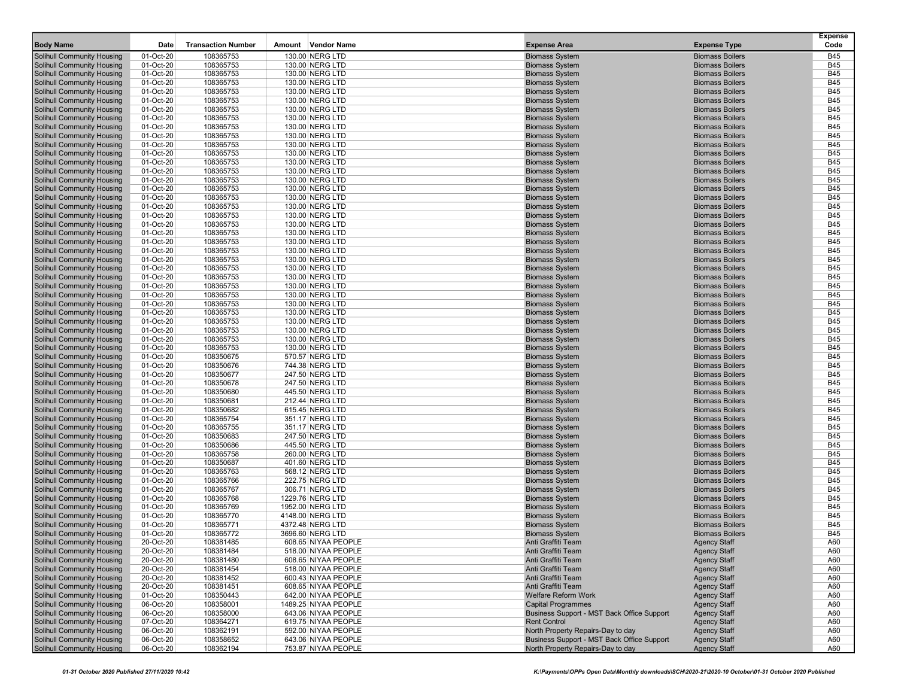| Body Name | Date | Transaction Number | Amount | Vendor Name | Expense Area | Expense Type | Expense Code |
|---|---|---|---|---|---|---|---|
| Solihull Community Housing | 01-Oct-20 | 108365753 | 130.00 | NERG LTD | Biomass System | Biomass Boilers | B45 |
| Solihull Community Housing | 01-Oct-20 | 108365753 | 130.00 | NERG LTD | Biomass System | Biomass Boilers | B45 |
| Solihull Community Housing | 01-Oct-20 | 108365753 | 130.00 | NERG LTD | Biomass System | Biomass Boilers | B45 |
| Solihull Community Housing | 01-Oct-20 | 108365753 | 130.00 | NERG LTD | Biomass System | Biomass Boilers | B45 |
| Solihull Community Housing | 01-Oct-20 | 108365753 | 130.00 | NERG LTD | Biomass System | Biomass Boilers | B45 |
| Solihull Community Housing | 01-Oct-20 | 108365753 | 130.00 | NERG LTD | Biomass System | Biomass Boilers | B45 |
| Solihull Community Housing | 01-Oct-20 | 108365753 | 130.00 | NERG LTD | Biomass System | Biomass Boilers | B45 |
| Solihull Community Housing | 01-Oct-20 | 108365753 | 130.00 | NERG LTD | Biomass System | Biomass Boilers | B45 |
| Solihull Community Housing | 01-Oct-20 | 108365753 | 130.00 | NERG LTD | Biomass System | Biomass Boilers | B45 |
| Solihull Community Housing | 01-Oct-20 | 108365753 | 130.00 | NERG LTD | Biomass System | Biomass Boilers | B45 |
| Solihull Community Housing | 01-Oct-20 | 108365753 | 130.00 | NERG LTD | Biomass System | Biomass Boilers | B45 |
| Solihull Community Housing | 01-Oct-20 | 108365753 | 130.00 | NERG LTD | Biomass System | Biomass Boilers | B45 |
| Solihull Community Housing | 01-Oct-20 | 108365753 | 130.00 | NERG LTD | Biomass System | Biomass Boilers | B45 |
| Solihull Community Housing | 01-Oct-20 | 108365753 | 130.00 | NERG LTD | Biomass System | Biomass Boilers | B45 |
| Solihull Community Housing | 01-Oct-20 | 108365753 | 130.00 | NERG LTD | Biomass System | Biomass Boilers | B45 |
| Solihull Community Housing | 01-Oct-20 | 108365753 | 130.00 | NERG LTD | Biomass System | Biomass Boilers | B45 |
| Solihull Community Housing | 01-Oct-20 | 108365753 | 130.00 | NERG LTD | Biomass System | Biomass Boilers | B45 |
| Solihull Community Housing | 01-Oct-20 | 108365753 | 130.00 | NERG LTD | Biomass System | Biomass Boilers | B45 |
| Solihull Community Housing | 01-Oct-20 | 108365753 | 130.00 | NERG LTD | Biomass System | Biomass Boilers | B45 |
| Solihull Community Housing | 01-Oct-20 | 108365753 | 130.00 | NERG LTD | Biomass System | Biomass Boilers | B45 |
| Solihull Community Housing | 01-Oct-20 | 108365753 | 130.00 | NERG LTD | Biomass System | Biomass Boilers | B45 |
| Solihull Community Housing | 01-Oct-20 | 108365753 | 130.00 | NERG LTD | Biomass System | Biomass Boilers | B45 |
| Solihull Community Housing | 01-Oct-20 | 108365753 | 130.00 | NERG LTD | Biomass System | Biomass Boilers | B45 |
| Solihull Community Housing | 01-Oct-20 | 108365753 | 130.00 | NERG LTD | Biomass System | Biomass Boilers | B45 |
| Solihull Community Housing | 01-Oct-20 | 108365753 | 130.00 | NERG LTD | Biomass System | Biomass Boilers | B45 |
| Solihull Community Housing | 01-Oct-20 | 108365753 | 130.00 | NERG LTD | Biomass System | Biomass Boilers | B45 |
| Solihull Community Housing | 01-Oct-20 | 108365753 | 130.00 | NERG LTD | Biomass System | Biomass Boilers | B45 |
| Solihull Community Housing | 01-Oct-20 | 108365753 | 130.00 | NERG LTD | Biomass System | Biomass Boilers | B45 |
| Solihull Community Housing | 01-Oct-20 | 108365753 | 130.00 | NERG LTD | Biomass System | Biomass Boilers | B45 |
| Solihull Community Housing | 01-Oct-20 | 108365753 | 130.00 | NERG LTD | Biomass System | Biomass Boilers | B45 |
| Solihull Community Housing | 01-Oct-20 | 108365753 | 130.00 | NERG LTD | Biomass System | Biomass Boilers | B45 |
| Solihull Community Housing | 01-Oct-20 | 108365753 | 130.00 | NERG LTD | Biomass System | Biomass Boilers | B45 |
| Solihull Community Housing | 01-Oct-20 | 108365753 | 130.00 | NERG LTD | Biomass System | Biomass Boilers | B45 |
| Solihull Community Housing | 01-Oct-20 | 108365753 | 130.00 | NERG LTD | Biomass System | Biomass Boilers | B45 |
| Solihull Community Housing | 01-Oct-20 | 108350675 | 570.57 | NERG LTD | Biomass System | Biomass Boilers | B45 |
| Solihull Community Housing | 01-Oct-20 | 108350676 | 744.38 | NERG LTD | Biomass System | Biomass Boilers | B45 |
| Solihull Community Housing | 01-Oct-20 | 108350677 | 247.50 | NERG LTD | Biomass System | Biomass Boilers | B45 |
| Solihull Community Housing | 01-Oct-20 | 108350678 | 247.50 | NERG LTD | Biomass System | Biomass Boilers | B45 |
| Solihull Community Housing | 01-Oct-20 | 108350680 | 445.50 | NERG LTD | Biomass System | Biomass Boilers | B45 |
| Solihull Community Housing | 01-Oct-20 | 108350681 | 212.44 | NERG LTD | Biomass System | Biomass Boilers | B45 |
| Solihull Community Housing | 01-Oct-20 | 108350682 | 615.45 | NERG LTD | Biomass System | Biomass Boilers | B45 |
| Solihull Community Housing | 01-Oct-20 | 108365754 | 351.17 | NERG LTD | Biomass System | Biomass Boilers | B45 |
| Solihull Community Housing | 01-Oct-20 | 108365755 | 351.17 | NERG LTD | Biomass System | Biomass Boilers | B45 |
| Solihull Community Housing | 01-Oct-20 | 108350683 | 247.50 | NERG LTD | Biomass System | Biomass Boilers | B45 |
| Solihull Community Housing | 01-Oct-20 | 108350686 | 445.50 | NERG LTD | Biomass System | Biomass Boilers | B45 |
| Solihull Community Housing | 01-Oct-20 | 108365758 | 260.00 | NERG LTD | Biomass System | Biomass Boilers | B45 |
| Solihull Community Housing | 01-Oct-20 | 108350687 | 401.60 | NERG LTD | Biomass System | Biomass Boilers | B45 |
| Solihull Community Housing | 01-Oct-20 | 108365763 | 568.12 | NERG LTD | Biomass System | Biomass Boilers | B45 |
| Solihull Community Housing | 01-Oct-20 | 108365766 | 222.75 | NERG LTD | Biomass System | Biomass Boilers | B45 |
| Solihull Community Housing | 01-Oct-20 | 108365767 | 306.71 | NERG LTD | Biomass System | Biomass Boilers | B45 |
| Solihull Community Housing | 01-Oct-20 | 108365768 | 1229.76 | NERG LTD | Biomass System | Biomass Boilers | B45 |
| Solihull Community Housing | 01-Oct-20 | 108365769 | 1952.00 | NERG LTD | Biomass System | Biomass Boilers | B45 |
| Solihull Community Housing | 01-Oct-20 | 108365770 | 4148.00 | NERG LTD | Biomass System | Biomass Boilers | B45 |
| Solihull Community Housing | 01-Oct-20 | 108365771 | 4372.48 | NERG LTD | Biomass System | Biomass Boilers | B45 |
| Solihull Community Housing | 01-Oct-20 | 108365772 | 3696.60 | NERG LTD | Biomass System | Biomass Boilers | B45 |
| Solihull Community Housing | 20-Oct-20 | 108381485 | 608.65 | NIYAA PEOPLE | Anti Graffiti Team | Agency Staff | A60 |
| Solihull Community Housing | 20-Oct-20 | 108381484 | 518.00 | NIYAA PEOPLE | Anti Graffiti Team | Agency Staff | A60 |
| Solihull Community Housing | 20-Oct-20 | 108381480 | 608.65 | NIYAA PEOPLE | Anti Graffiti Team | Agency Staff | A60 |
| Solihull Community Housing | 20-Oct-20 | 108381454 | 518.00 | NIYAA PEOPLE | Anti Graffiti Team | Agency Staff | A60 |
| Solihull Community Housing | 20-Oct-20 | 108381452 | 600.43 | NIYAA PEOPLE | Anti Graffiti Team | Agency Staff | A60 |
| Solihull Community Housing | 20-Oct-20 | 108381451 | 608.65 | NIYAA PEOPLE | Anti Graffiti Team | Agency Staff | A60 |
| Solihull Community Housing | 01-Oct-20 | 108350443 | 642.00 | NIYAA PEOPLE | Welfare Reform Work | Agency Staff | A60 |
| Solihull Community Housing | 06-Oct-20 | 108358001 | 1489.25 | NIYAA PEOPLE | Capital Programmes | Agency Staff | A60 |
| Solihull Community Housing | 06-Oct-20 | 108358000 | 643.06 | NIYAA PEOPLE | Business Support - MST Back Office Support | Agency Staff | A60 |
| Solihull Community Housing | 07-Oct-20 | 108364271 | 619.75 | NIYAA PEOPLE | Rent Control | Agency Staff | A60 |
| Solihull Community Housing | 06-Oct-20 | 108362191 | 592.00 | NIYAA PEOPLE | North Property Repairs-Day to day | Agency Staff | A60 |
| Solihull Community Housing | 06-Oct-20 | 108358652 | 643.06 | NIYAA PEOPLE | Business Support - MST Back Office Support | Agency Staff | A60 |
| Solihull Community Housing | 06-Oct-20 | 108362194 | 753.87 | NIYAA PEOPLE | North Property Repairs-Day to day | Agency Staff | A60 |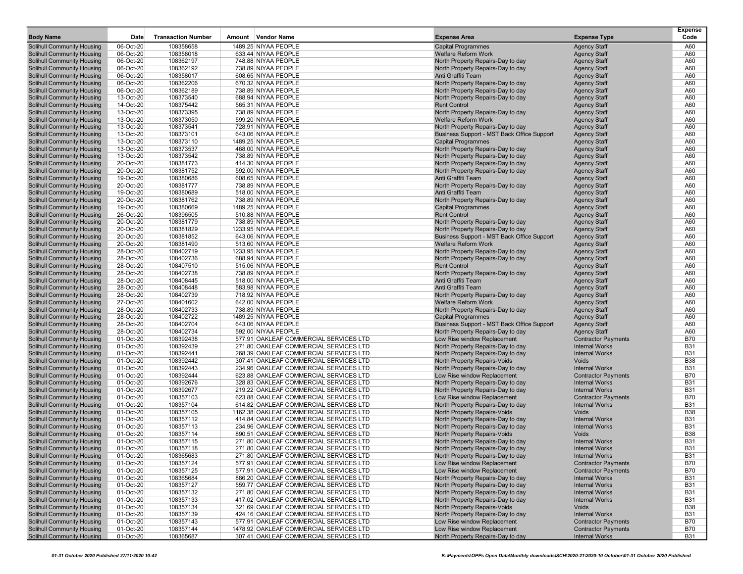| Body Name | Date | Transaction Number | Amount | Vendor Name | Expense Area | Expense Type | Expense Code |
|---|---|---|---|---|---|---|---|
| Solihull Community Housing | 06-Oct-20 | 108358658 | 1489.25 | NIYAA PEOPLE | Capital Programmes | Agency Staff | A60 |
| Solihull Community Housing | 06-Oct-20 | 108358018 | 633.44 | NIYAA PEOPLE | Welfare Reform Work | Agency Staff | A60 |
| Solihull Community Housing | 06-Oct-20 | 108362197 | 748.88 | NIYAA PEOPLE | North Property Repairs-Day to day | Agency Staff | A60 |
| Solihull Community Housing | 06-Oct-20 | 108362192 | 738.89 | NIYAA PEOPLE | North Property Repairs-Day to day | Agency Staff | A60 |
| Solihull Community Housing | 06-Oct-20 | 108358017 | 608.65 | NIYAA PEOPLE | Anti Graffiti Team | Agency Staff | A60 |
| Solihull Community Housing | 06-Oct-20 | 108362206 | 670.32 | NIYAA PEOPLE | North Property Repairs-Day to day | Agency Staff | A60 |
| Solihull Community Housing | 06-Oct-20 | 108362189 | 738.89 | NIYAA PEOPLE | North Property Repairs-Day to day | Agency Staff | A60 |
| Solihull Community Housing | 13-Oct-20 | 108373540 | 688.94 | NIYAA PEOPLE | North Property Repairs-Day to day | Agency Staff | A60 |
| Solihull Community Housing | 14-Oct-20 | 108375442 | 565.31 | NIYAA PEOPLE | Rent Control | Agency Staff | A60 |
| Solihull Community Housing | 13-Oct-20 | 108373395 | 738.89 | NIYAA PEOPLE | North Property Repairs-Day to day | Agency Staff | A60 |
| Solihull Community Housing | 13-Oct-20 | 108373050 | 599.20 | NIYAA PEOPLE | Welfare Reform Work | Agency Staff | A60 |
| Solihull Community Housing | 13-Oct-20 | 108373541 | 728.91 | NIYAA PEOPLE | North Property Repairs-Day to day | Agency Staff | A60 |
| Solihull Community Housing | 13-Oct-20 | 108373101 | 643.06 | NIYAA PEOPLE | Business Support - MST Back Office Support | Agency Staff | A60 |
| Solihull Community Housing | 13-Oct-20 | 108373110 | 1489.25 | NIYAA PEOPLE | Capital Programmes | Agency Staff | A60 |
| Solihull Community Housing | 13-Oct-20 | 108373537 | 468.00 | NIYAA PEOPLE | North Property Repairs-Day to day | Agency Staff | A60 |
| Solihull Community Housing | 13-Oct-20 | 108373542 | 738.89 | NIYAA PEOPLE | North Property Repairs-Day to day | Agency Staff | A60 |
| Solihull Community Housing | 20-Oct-20 | 108381773 | 414.30 | NIYAA PEOPLE | North Property Repairs-Day to day | Agency Staff | A60 |
| Solihull Community Housing | 20-Oct-20 | 108381752 | 592.00 | NIYAA PEOPLE | North Property Repairs-Day to day | Agency Staff | A60 |
| Solihull Community Housing | 19-Oct-20 | 108380686 | 608.65 | NIYAA PEOPLE | Anti Graffiti Team | Agency Staff | A60 |
| Solihull Community Housing | 20-Oct-20 | 108381777 | 738.89 | NIYAA PEOPLE | North Property Repairs-Day to day | Agency Staff | A60 |
| Solihull Community Housing | 19-Oct-20 | 108380689 | 518.00 | NIYAA PEOPLE | Anti Graffiti Team | Agency Staff | A60 |
| Solihull Community Housing | 20-Oct-20 | 108381762 | 738.89 | NIYAA PEOPLE | North Property Repairs-Day to day | Agency Staff | A60 |
| Solihull Community Housing | 19-Oct-20 | 108380669 | 1489.25 | NIYAA PEOPLE | Capital Programmes | Agency Staff | A60 |
| Solihull Community Housing | 26-Oct-20 | 108396505 | 510.88 | NIYAA PEOPLE | Rent Control | Agency Staff | A60 |
| Solihull Community Housing | 20-Oct-20 | 108381779 | 738.89 | NIYAA PEOPLE | North Property Repairs-Day to day | Agency Staff | A60 |
| Solihull Community Housing | 20-Oct-20 | 108381829 | 1233.95 | NIYAA PEOPLE | North Property Repairs-Day to day | Agency Staff | A60 |
| Solihull Community Housing | 20-Oct-20 | 108381852 | 643.06 | NIYAA PEOPLE | Business Support - MST Back Office Support | Agency Staff | A60 |
| Solihull Community Housing | 20-Oct-20 | 108381490 | 513.60 | NIYAA PEOPLE | Welfare Reform Work | Agency Staff | A60 |
| Solihull Community Housing | 28-Oct-20 | 108402719 | 1233.95 | NIYAA PEOPLE | North Property Repairs-Day to day | Agency Staff | A60 |
| Solihull Community Housing | 28-Oct-20 | 108402736 | 688.94 | NIYAA PEOPLE | North Property Repairs-Day to day | Agency Staff | A60 |
| Solihull Community Housing | 28-Oct-20 | 108407510 | 515.06 | NIYAA PEOPLE | Rent Control | Agency Staff | A60 |
| Solihull Community Housing | 28-Oct-20 | 108402738 | 738.89 | NIYAA PEOPLE | North Property Repairs-Day to day | Agency Staff | A60 |
| Solihull Community Housing | 28-Oct-20 | 108408445 | 518.00 | NIYAA PEOPLE | Anti Graffiti Team | Agency Staff | A60 |
| Solihull Community Housing | 28-Oct-20 | 108408448 | 583.98 | NIYAA PEOPLE | Anti Graffiti Team | Agency Staff | A60 |
| Solihull Community Housing | 28-Oct-20 | 108402739 | 718.92 | NIYAA PEOPLE | North Property Repairs-Day to day | Agency Staff | A60 |
| Solihull Community Housing | 27-Oct-20 | 108401602 | 642.00 | NIYAA PEOPLE | Welfare Reform Work | Agency Staff | A60 |
| Solihull Community Housing | 28-Oct-20 | 108402733 | 738.89 | NIYAA PEOPLE | North Property Repairs-Day to day | Agency Staff | A60 |
| Solihull Community Housing | 28-Oct-20 | 108402722 | 1489.25 | NIYAA PEOPLE | Capital Programmes | Agency Staff | A60 |
| Solihull Community Housing | 28-Oct-20 | 108402704 | 643.06 | NIYAA PEOPLE | Business Support - MST Back Office Support | Agency Staff | A60 |
| Solihull Community Housing | 28-Oct-20 | 108402734 | 592.00 | NIYAA PEOPLE | North Property Repairs-Day to day | Agency Staff | A60 |
| Solihull Community Housing | 01-Oct-20 | 108392438 | 577.91 | OAKLEAF COMMERCIAL SERVICES LTD | Low Rise window Replacement | Contractor Payments | B70 |
| Solihull Community Housing | 01-Oct-20 | 108392439 | 271.80 | OAKLEAF COMMERCIAL SERVICES LTD | North Property Repairs-Day to day | Internal Works | B31 |
| Solihull Community Housing | 01-Oct-20 | 108392441 | 268.39 | OAKLEAF COMMERCIAL SERVICES LTD | North Property Repairs-Day to day | Internal Works | B31 |
| Solihull Community Housing | 01-Oct-20 | 108392442 | 307.41 | OAKLEAF COMMERCIAL SERVICES LTD | North Property Repairs-Voids | Voids | B38 |
| Solihull Community Housing | 01-Oct-20 | 108392443 | 234.96 | OAKLEAF COMMERCIAL SERVICES LTD | North Property Repairs-Day to day | Internal Works | B31 |
| Solihull Community Housing | 01-Oct-20 | 108392444 | 623.88 | OAKLEAF COMMERCIAL SERVICES LTD | Low Rise window Replacement | Contractor Payments | B70 |
| Solihull Community Housing | 01-Oct-20 | 108392676 | 328.83 | OAKLEAF COMMERCIAL SERVICES LTD | North Property Repairs-Day to day | Internal Works | B31 |
| Solihull Community Housing | 01-Oct-20 | 108392677 | 219.22 | OAKLEAF COMMERCIAL SERVICES LTD | North Property Repairs-Day to day | Internal Works | B31 |
| Solihull Community Housing | 01-Oct-20 | 108357103 | 623.88 | OAKLEAF COMMERCIAL SERVICES LTD | Low Rise window Replacement | Contractor Payments | B70 |
| Solihull Community Housing | 01-Oct-20 | 108357104 | 614.82 | OAKLEAF COMMERCIAL SERVICES LTD | North Property Repairs-Day to day | Internal Works | B31 |
| Solihull Community Housing | 01-Oct-20 | 108357105 | 1162.38 | OAKLEAF COMMERCIAL SERVICES LTD | North Property Repairs-Voids | Voids | B38 |
| Solihull Community Housing | 01-Oct-20 | 108357112 | 414.84 | OAKLEAF COMMERCIAL SERVICES LTD | North Property Repairs-Day to day | Internal Works | B31 |
| Solihull Community Housing | 01-Oct-20 | 108357113 | 234.96 | OAKLEAF COMMERCIAL SERVICES LTD | North Property Repairs-Day to day | Internal Works | B31 |
| Solihull Community Housing | 01-Oct-20 | 108357114 | 890.51 | OAKLEAF COMMERCIAL SERVICES LTD | North Property Repairs-Voids | Voids | B38 |
| Solihull Community Housing | 01-Oct-20 | 108357115 | 271.80 | OAKLEAF COMMERCIAL SERVICES LTD | North Property Repairs-Day to day | Internal Works | B31 |
| Solihull Community Housing | 01-Oct-20 | 108357118 | 271.80 | OAKLEAF COMMERCIAL SERVICES LTD | North Property Repairs-Day to day | Internal Works | B31 |
| Solihull Community Housing | 01-Oct-20 | 108365683 | 271.80 | OAKLEAF COMMERCIAL SERVICES LTD | North Property Repairs-Day to day | Internal Works | B31 |
| Solihull Community Housing | 01-Oct-20 | 108357124 | 577.91 | OAKLEAF COMMERCIAL SERVICES LTD | Low Rise window Replacement | Contractor Payments | B70 |
| Solihull Community Housing | 01-Oct-20 | 108357125 | 577.91 | OAKLEAF COMMERCIAL SERVICES LTD | Low Rise window Replacement | Contractor Payments | B70 |
| Solihull Community Housing | 01-Oct-20 | 108365684 | 886.20 | OAKLEAF COMMERCIAL SERVICES LTD | North Property Repairs-Day to day | Internal Works | B31 |
| Solihull Community Housing | 01-Oct-20 | 108357127 | 559.77 | OAKLEAF COMMERCIAL SERVICES LTD | North Property Repairs-Day to day | Internal Works | B31 |
| Solihull Community Housing | 01-Oct-20 | 108357132 | 271.80 | OAKLEAF COMMERCIAL SERVICES LTD | North Property Repairs-Day to day | Internal Works | B31 |
| Solihull Community Housing | 01-Oct-20 | 108357133 | 417.02 | OAKLEAF COMMERCIAL SERVICES LTD | North Property Repairs-Day to day | Internal Works | B31 |
| Solihull Community Housing | 01-Oct-20 | 108357134 | 321.69 | OAKLEAF COMMERCIAL SERVICES LTD | North Property Repairs-Voids | Voids | B38 |
| Solihull Community Housing | 01-Oct-20 | 108357139 | 424.16 | OAKLEAF COMMERCIAL SERVICES LTD | North Property Repairs-Day to day | Internal Works | B31 |
| Solihull Community Housing | 01-Oct-20 | 108357143 | 577.91 | OAKLEAF COMMERCIAL SERVICES LTD | Low Rise window Replacement | Contractor Payments | B70 |
| Solihull Community Housing | 01-Oct-20 | 108357144 | 1478.92 | OAKLEAF COMMERCIAL SERVICES LTD | Low Rise window Replacement | Contractor Payments | B70 |
| Solihull Community Housing | 01-Oct-20 | 108365687 | 307.41 | OAKLEAF COMMERCIAL SERVICES LTD | North Property Repairs-Day to day | Internal Works | B31 |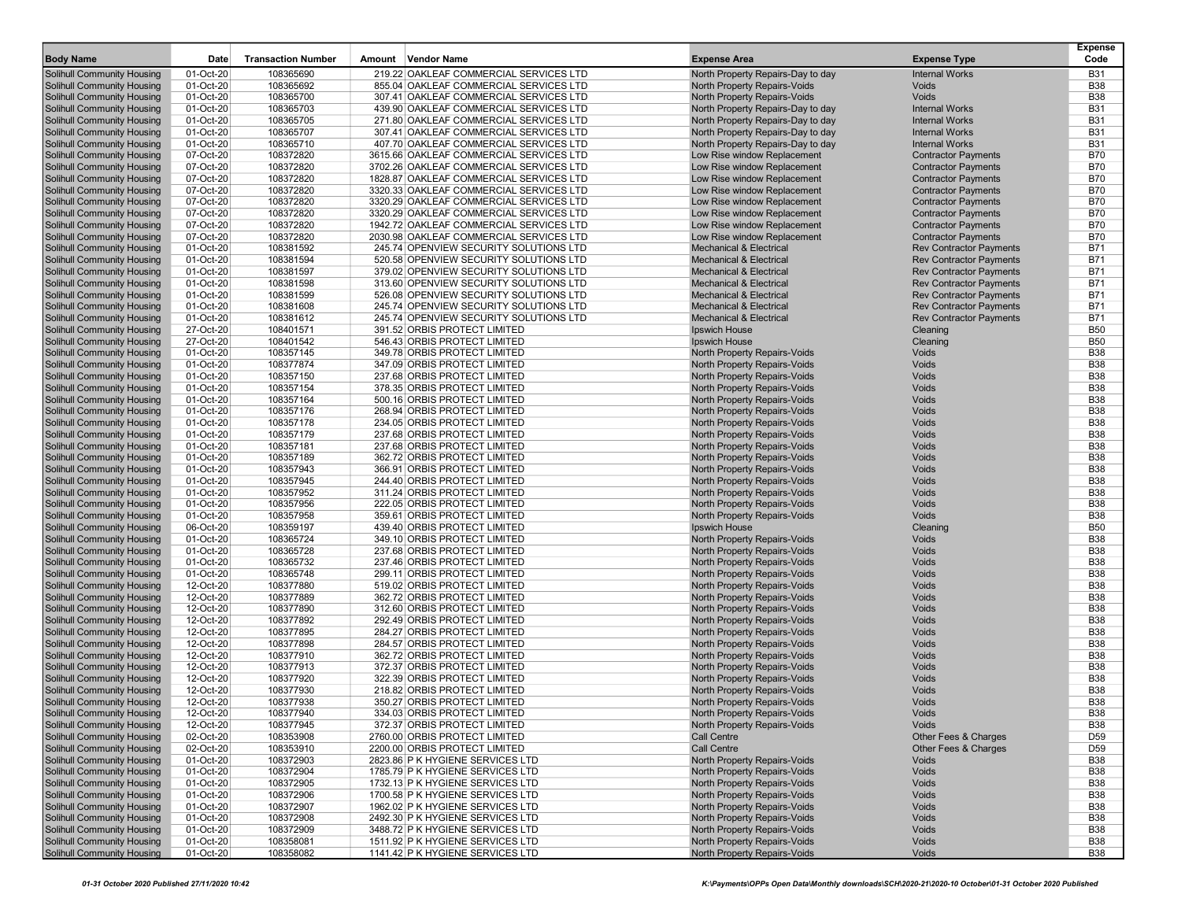| Body Name | Date | Transaction Number | Amount | Vendor Name | Expense Area | Expense Type | Expense Code |
|---|---|---|---|---|---|---|---|
| Solihull Community Housing | 01-Oct-20 | 108365690 | 219.22 | OAKLEAF COMMERCIAL SERVICES LTD | North Property Repairs-Day to day | Internal Works | B31 |
| Solihull Community Housing | 01-Oct-20 | 108365692 | 855.04 | OAKLEAF COMMERCIAL SERVICES LTD | North Property Repairs-Voids | Voids | B38 |
| Solihull Community Housing | 01-Oct-20 | 108365700 | 307.41 | OAKLEAF COMMERCIAL SERVICES LTD | North Property Repairs-Voids | Voids | B38 |
| Solihull Community Housing | 01-Oct-20 | 108365703 | 439.90 | OAKLEAF COMMERCIAL SERVICES LTD | North Property Repairs-Day to day | Internal Works | B31 |
| Solihull Community Housing | 01-Oct-20 | 108365705 | 271.80 | OAKLEAF COMMERCIAL SERVICES LTD | North Property Repairs-Day to day | Internal Works | B31 |
| Solihull Community Housing | 01-Oct-20 | 108365707 | 307.41 | OAKLEAF COMMERCIAL SERVICES LTD | North Property Repairs-Day to day | Internal Works | B31 |
| Solihull Community Housing | 01-Oct-20 | 108365710 | 407.70 | OAKLEAF COMMERCIAL SERVICES LTD | North Property Repairs-Day to day | Internal Works | B31 |
| Solihull Community Housing | 07-Oct-20 | 108372820 | 3615.66 | OAKLEAF COMMERCIAL SERVICES LTD | Low Rise window Replacement | Contractor Payments | B70 |
| Solihull Community Housing | 07-Oct-20 | 108372820 | 3702.26 | OAKLEAF COMMERCIAL SERVICES LTD | Low Rise window Replacement | Contractor Payments | B70 |
| Solihull Community Housing | 07-Oct-20 | 108372820 | 1828.87 | OAKLEAF COMMERCIAL SERVICES LTD | Low Rise window Replacement | Contractor Payments | B70 |
| Solihull Community Housing | 07-Oct-20 | 108372820 | 3320.33 | OAKLEAF COMMERCIAL SERVICES LTD | Low Rise window Replacement | Contractor Payments | B70 |
| Solihull Community Housing | 07-Oct-20 | 108372820 | 3320.29 | OAKLEAF COMMERCIAL SERVICES LTD | Low Rise window Replacement | Contractor Payments | B70 |
| Solihull Community Housing | 07-Oct-20 | 108372820 | 3320.29 | OAKLEAF COMMERCIAL SERVICES LTD | Low Rise window Replacement | Contractor Payments | B70 |
| Solihull Community Housing | 07-Oct-20 | 108372820 | 1942.72 | OAKLEAF COMMERCIAL SERVICES LTD | Low Rise window Replacement | Contractor Payments | B70 |
| Solihull Community Housing | 07-Oct-20 | 108372820 | 2030.98 | OAKLEAF COMMERCIAL SERVICES LTD | Low Rise window Replacement | Contractor Payments | B70 |
| Solihull Community Housing | 01-Oct-20 | 108381592 | 245.74 | OPENVIEW SECURITY SOLUTIONS LTD | Mechanical & Electrical | Rev Contractor Payments | B71 |
| Solihull Community Housing | 01-Oct-20 | 108381594 | 520.58 | OPENVIEW SECURITY SOLUTIONS LTD | Mechanical & Electrical | Rev Contractor Payments | B71 |
| Solihull Community Housing | 01-Oct-20 | 108381597 | 379.02 | OPENVIEW SECURITY SOLUTIONS LTD | Mechanical & Electrical | Rev Contractor Payments | B71 |
| Solihull Community Housing | 01-Oct-20 | 108381598 | 313.60 | OPENVIEW SECURITY SOLUTIONS LTD | Mechanical & Electrical | Rev Contractor Payments | B71 |
| Solihull Community Housing | 01-Oct-20 | 108381599 | 526.08 | OPENVIEW SECURITY SOLUTIONS LTD | Mechanical & Electrical | Rev Contractor Payments | B71 |
| Solihull Community Housing | 01-Oct-20 | 108381608 | 245.74 | OPENVIEW SECURITY SOLUTIONS LTD | Mechanical & Electrical | Rev Contractor Payments | B71 |
| Solihull Community Housing | 01-Oct-20 | 108381612 | 245.74 | OPENVIEW SECURITY SOLUTIONS LTD | Mechanical & Electrical | Rev Contractor Payments | B71 |
| Solihull Community Housing | 27-Oct-20 | 108401571 | 391.52 | ORBIS PROTECT LIMITED | Ipswich House | Cleaning | B50 |
| Solihull Community Housing | 27-Oct-20 | 108401542 | 546.43 | ORBIS PROTECT LIMITED | Ipswich House | Cleaning | B50 |
| Solihull Community Housing | 01-Oct-20 | 108357145 | 349.78 | ORBIS PROTECT LIMITED | North Property Repairs-Voids | Voids | B38 |
| Solihull Community Housing | 01-Oct-20 | 108377874 | 347.09 | ORBIS PROTECT LIMITED | North Property Repairs-Voids | Voids | B38 |
| Solihull Community Housing | 01-Oct-20 | 108357150 | 237.68 | ORBIS PROTECT LIMITED | North Property Repairs-Voids | Voids | B38 |
| Solihull Community Housing | 01-Oct-20 | 108357154 | 378.35 | ORBIS PROTECT LIMITED | North Property Repairs-Voids | Voids | B38 |
| Solihull Community Housing | 01-Oct-20 | 108357164 | 500.16 | ORBIS PROTECT LIMITED | North Property Repairs-Voids | Voids | B38 |
| Solihull Community Housing | 01-Oct-20 | 108357176 | 268.94 | ORBIS PROTECT LIMITED | North Property Repairs-Voids | Voids | B38 |
| Solihull Community Housing | 01-Oct-20 | 108357178 | 234.05 | ORBIS PROTECT LIMITED | North Property Repairs-Voids | Voids | B38 |
| Solihull Community Housing | 01-Oct-20 | 108357179 | 237.68 | ORBIS PROTECT LIMITED | North Property Repairs-Voids | Voids | B38 |
| Solihull Community Housing | 01-Oct-20 | 108357181 | 237.68 | ORBIS PROTECT LIMITED | North Property Repairs-Voids | Voids | B38 |
| Solihull Community Housing | 01-Oct-20 | 108357189 | 362.72 | ORBIS PROTECT LIMITED | North Property Repairs-Voids | Voids | B38 |
| Solihull Community Housing | 01-Oct-20 | 108357943 | 366.91 | ORBIS PROTECT LIMITED | North Property Repairs-Voids | Voids | B38 |
| Solihull Community Housing | 01-Oct-20 | 108357945 | 244.40 | ORBIS PROTECT LIMITED | North Property Repairs-Voids | Voids | B38 |
| Solihull Community Housing | 01-Oct-20 | 108357952 | 311.24 | ORBIS PROTECT LIMITED | North Property Repairs-Voids | Voids | B38 |
| Solihull Community Housing | 01-Oct-20 | 108357956 | 222.05 | ORBIS PROTECT LIMITED | North Property Repairs-Voids | Voids | B38 |
| Solihull Community Housing | 01-Oct-20 | 108357958 | 359.61 | ORBIS PROTECT LIMITED | North Property Repairs-Voids | Voids | B38 |
| Solihull Community Housing | 06-Oct-20 | 108359197 | 439.40 | ORBIS PROTECT LIMITED | Ipswich House | Cleaning | B50 |
| Solihull Community Housing | 01-Oct-20 | 108365724 | 349.10 | ORBIS PROTECT LIMITED | North Property Repairs-Voids | Voids | B38 |
| Solihull Community Housing | 01-Oct-20 | 108365728 | 237.68 | ORBIS PROTECT LIMITED | North Property Repairs-Voids | Voids | B38 |
| Solihull Community Housing | 01-Oct-20 | 108365732 | 237.46 | ORBIS PROTECT LIMITED | North Property Repairs-Voids | Voids | B38 |
| Solihull Community Housing | 01-Oct-20 | 108365748 | 299.11 | ORBIS PROTECT LIMITED | North Property Repairs-Voids | Voids | B38 |
| Solihull Community Housing | 12-Oct-20 | 108377880 | 519.02 | ORBIS PROTECT LIMITED | North Property Repairs-Voids | Voids | B38 |
| Solihull Community Housing | 12-Oct-20 | 108377889 | 362.72 | ORBIS PROTECT LIMITED | North Property Repairs-Voids | Voids | B38 |
| Solihull Community Housing | 12-Oct-20 | 108377890 | 312.60 | ORBIS PROTECT LIMITED | North Property Repairs-Voids | Voids | B38 |
| Solihull Community Housing | 12-Oct-20 | 108377892 | 292.49 | ORBIS PROTECT LIMITED | North Property Repairs-Voids | Voids | B38 |
| Solihull Community Housing | 12-Oct-20 | 108377895 | 284.27 | ORBIS PROTECT LIMITED | North Property Repairs-Voids | Voids | B38 |
| Solihull Community Housing | 12-Oct-20 | 108377898 | 284.57 | ORBIS PROTECT LIMITED | North Property Repairs-Voids | Voids | B38 |
| Solihull Community Housing | 12-Oct-20 | 108377910 | 362.72 | ORBIS PROTECT LIMITED | North Property Repairs-Voids | Voids | B38 |
| Solihull Community Housing | 12-Oct-20 | 108377913 | 372.37 | ORBIS PROTECT LIMITED | North Property Repairs-Voids | Voids | B38 |
| Solihull Community Housing | 12-Oct-20 | 108377920 | 322.39 | ORBIS PROTECT LIMITED | North Property Repairs-Voids | Voids | B38 |
| Solihull Community Housing | 12-Oct-20 | 108377930 | 218.82 | ORBIS PROTECT LIMITED | North Property Repairs-Voids | Voids | B38 |
| Solihull Community Housing | 12-Oct-20 | 108377938 | 350.27 | ORBIS PROTECT LIMITED | North Property Repairs-Voids | Voids | B38 |
| Solihull Community Housing | 12-Oct-20 | 108377940 | 334.03 | ORBIS PROTECT LIMITED | North Property Repairs-Voids | Voids | B38 |
| Solihull Community Housing | 12-Oct-20 | 108377945 | 372.37 | ORBIS PROTECT LIMITED | North Property Repairs-Voids | Voids | B38 |
| Solihull Community Housing | 02-Oct-20 | 108353908 | 2760.00 | ORBIS PROTECT LIMITED | Call Centre | Other Fees & Charges | D59 |
| Solihull Community Housing | 02-Oct-20 | 108353910 | 2200.00 | ORBIS PROTECT LIMITED | Call Centre | Other Fees & Charges | D59 |
| Solihull Community Housing | 01-Oct-20 | 108372903 | 2823.86 | P K HYGIENE SERVICES LTD | North Property Repairs-Voids | Voids | B38 |
| Solihull Community Housing | 01-Oct-20 | 108372904 | 1785.79 | P K HYGIENE SERVICES LTD | North Property Repairs-Voids | Voids | B38 |
| Solihull Community Housing | 01-Oct-20 | 108372905 | 1732.13 | P K HYGIENE SERVICES LTD | North Property Repairs-Voids | Voids | B38 |
| Solihull Community Housing | 01-Oct-20 | 108372906 | 1700.58 | P K HYGIENE SERVICES LTD | North Property Repairs-Voids | Voids | B38 |
| Solihull Community Housing | 01-Oct-20 | 108372907 | 1962.02 | P K HYGIENE SERVICES LTD | North Property Repairs-Voids | Voids | B38 |
| Solihull Community Housing | 01-Oct-20 | 108372908 | 2492.30 | P K HYGIENE SERVICES LTD | North Property Repairs-Voids | Voids | B38 |
| Solihull Community Housing | 01-Oct-20 | 108372909 | 3488.72 | P K HYGIENE SERVICES LTD | North Property Repairs-Voids | Voids | B38 |
| Solihull Community Housing | 01-Oct-20 | 108358081 | 1511.92 | P K HYGIENE SERVICES LTD | North Property Repairs-Voids | Voids | B38 |
| Solihull Community Housing | 01-Oct-20 | 108358082 | 1141.42 | P K HYGIENE SERVICES LTD | North Property Repairs-Voids | Voids | B38 |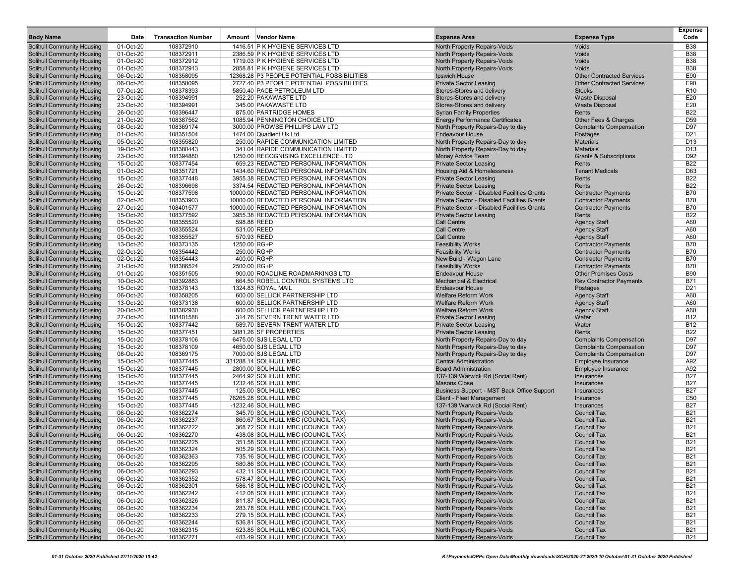| Body Name | Date | Transaction Number | Amount | Vendor Name | Expense Area | Expense Type | Expense Code |
|---|---|---|---|---|---|---|---|
| Solihull Community Housing | 01-Oct-20 | 108372910 | 1416.51 | P K HYGIENE SERVICES LTD | North Property Repairs-Voids | Voids | B38 |
| Solihull Community Housing | 01-Oct-20 | 108372911 | 2386.59 | P K HYGIENE SERVICES LTD | North Property Repairs-Voids | Voids | B38 |
| Solihull Community Housing | 01-Oct-20 | 108372912 | 1719.03 | P K HYGIENE SERVICES LTD | North Property Repairs-Voids | Voids | B38 |
| Solihull Community Housing | 01-Oct-20 | 108372913 | 2858.81 | P K HYGIENE SERVICES LTD | North Property Repairs-Voids | Voids | B38 |
| Solihull Community Housing | 06-Oct-20 | 108358095 | 12368.28 | P3 PEOPLE POTENTIAL POSSIBILITIES | Ipswich House | Other Contracted Services | E90 |
| Solihull Community Housing | 06-Oct-20 | 108358095 | 2727.40 | P3 PEOPLE POTENTIAL POSSIBILITIES | Private Sector Leasing | Other Contracted Services | E90 |
| Solihull Community Housing | 07-Oct-20 | 108378393 | 5850.40 | PACE PETROLEUM LTD | Stores-Stores and delivery | Stocks | R10 |
| Solihull Community Housing | 23-Oct-20 | 108394991 | 252.20 | PAKAWASTE LTD | Stores-Stores and delivery | Waste Disposal | E20 |
| Solihull Community Housing | 23-Oct-20 | 108394991 | 345.00 | PAKAWASTE LTD | Stores-Stores and delivery | Waste Disposal | E20 |
| Solihull Community Housing | 26-Oct-20 | 108396447 | 875.00 | PARTRIDGE HOMES | Syrian Family Properties | Rents | B22 |
| Solihull Community Housing | 21-Oct-20 | 108387562 | 1085.94 | PENNINGTON CHOICE LTD | Energy Performance Certificates | Other Fees & Charges | D59 |
| Solihull Community Housing | 08-Oct-20 | 108369174 | 3000.00 | PROWSE PHILLIPS LAW LTD | North Property Repairs-Day to day | Complaints Compensation | D97 |
| Solihull Community Housing | 01-Oct-20 | 108351504 | 1474.00 | Quadient Uk Ltd | Endeavour House | Postages | D21 |
| Solihull Community Housing | 05-Oct-20 | 108355820 | 250.00 | RAPIDE COMMUNICATION LIMITED | North Property Repairs-Day to day | Materials | D13 |
| Solihull Community Housing | 19-Oct-20 | 108380443 | 341.04 | RAPIDE COMMUNICATION LIMITED | North Property Repairs-Day to day | Materials | D13 |
| Solihull Community Housing | 23-Oct-20 | 108394880 | 1250.00 | RECOGNISING EXCELLENCE LTD | Money Advice Team | Grants & Subscriptions | D92 |
| Solihull Community Housing | 15-Oct-20 | 108377454 | 659.23 | REDACTED PERSONAL INFORMATION | Private Sector Leasing | Rents | B22 |
| Solihull Community Housing | 01-Oct-20 | 108351721 | 1434.60 | REDACTED PERSONAL INFORMATION | Housing Aid & Homelessness | Tenant Medicals | D63 |
| Solihull Community Housing | 15-Oct-20 | 108377448 | 3955.38 | REDACTED PERSONAL INFORMATION | Private Sector Leasing | Rents | B22 |
| Solihull Community Housing | 26-Oct-20 | 108396698 | 3374.54 | REDACTED PERSONAL INFORMATION | Private Sector Leasing | Rents | B22 |
| Solihull Community Housing | 15-Oct-20 | 108377598 | 10000.00 | REDACTED PERSONAL INFORMATION | Private Sector - Disabled Facilities Grants | Contractor Payments | B70 |
| Solihull Community Housing | 02-Oct-20 | 108353903 | 10000.00 | REDACTED PERSONAL INFORMATION | Private Sector - Disabled Facilities Grants | Contractor Payments | B70 |
| Solihull Community Housing | 27-Oct-20 | 108401577 | 10000.00 | REDACTED PERSONAL INFORMATION | Private Sector - Disabled Facilities Grants | Contractor Payments | B70 |
| Solihull Community Housing | 15-Oct-20 | 108377592 | 3955.38 | REDACTED PERSONAL INFORMATION | Private Sector Leasing | Rents | B22 |
| Solihull Community Housing | 05-Oct-20 | 108355520 | 598.88 | REED | Call Centre | Agency Staff | A60 |
| Solihull Community Housing | 05-Oct-20 | 108355524 | 531.00 | REED | Call Centre | Agency Staff | A60 |
| Solihull Community Housing | 05-Oct-20 | 108355527 | 570.93 | REED | Call Centre | Agency Staff | A60 |
| Solihull Community Housing | 13-Oct-20 | 108373135 | 1250.00 | RG+P | Feasibility Works | Contractor Payments | B70 |
| Solihull Community Housing | 02-Oct-20 | 108354442 | 250.00 | RG+P | Feasibility Works | Contractor Payments | B70 |
| Solihull Community Housing | 02-Oct-20 | 108354443 | 400.00 | RG+P | New Build - Wagon Lane | Contractor Payments | B70 |
| Solihull Community Housing | 21-Oct-20 | 108386524 | 2500.00 | RG+P | Feasibility Works | Contractor Payments | B70 |
| Solihull Community Housing | 01-Oct-20 | 108351505 | 900.00 | ROADLINE ROADMARKINGS LTD | Endeavour House | Other Premises Costs | B90 |
| Solihull Community Housing | 10-Oct-20 | 108392883 | 664.50 | ROBELL CONTROL SYSTEMS LTD | Mechanical & Electrical | Rev Contractor Payments | B71 |
| Solihull Community Housing | 15-Oct-20 | 108378143 | 1324.83 | ROYAL MAIL | Endeavour House | Postages | D21 |
| Solihull Community Housing | 06-Oct-20 | 108358205 | 600.00 | SELLICK PARTNERSHIP LTD | Welfare Reform Work | Agency Staff | A60 |
| Solihull Community Housing | 13-Oct-20 | 108373138 | 600.00 | SELLICK PARTNERSHIP LTD | Welfare Reform Work | Agency Staff | A60 |
| Solihull Community Housing | 20-Oct-20 | 108382930 | 600.00 | SELLICK PARTNERSHIP LTD | Welfare Reform Work | Agency Staff | A60 |
| Solihull Community Housing | 27-Oct-20 | 108401588 | 314.76 | SEVERN TRENT WATER LTD | Private Sector Leasing | Water | B12 |
| Solihull Community Housing | 15-Oct-20 | 108377442 | 589.70 | SEVERN TRENT WATER LTD | Private Sector Leasing | Water | B12 |
| Solihull Community Housing | 15-Oct-20 | 108377451 | 3081.26 | SF PROPERTIES | Private Sector Leasing | Rents | B22 |
| Solihull Community Housing | 15-Oct-20 | 108378106 | 6475.00 | SJS LEGAL LTD | North Property Repairs-Day to day | Complaints Compensation | D97 |
| Solihull Community Housing | 15-Oct-20 | 108378109 | 4650.00 | SJS LEGAL LTD | North Property Repairs-Day to day | Complaints Compensation | D97 |
| Solihull Community Housing | 08-Oct-20 | 108369175 | 7000.00 | SJS LEGAL LTD | North Property Repairs-Day to day | Complaints Compensation | D97 |
| Solihull Community Housing | 15-Oct-20 | 108377445 | 331288.14 | SOLIHULL MBC | Central Administration | Employee Insurance | A92 |
| Solihull Community Housing | 15-Oct-20 | 108377445 | 2800.00 | SOLIHULL MBC | Board Administration | Employee Insurance | A92 |
| Solihull Community Housing | 15-Oct-20 | 108377445 | 2464.92 | SOLIHULL MBC | 137-139 Warwick Rd (Social Rent) | Insurances | B27 |
| Solihull Community Housing | 15-Oct-20 | 108377445 | 1232.46 | SOLIHULL MBC | Masons Close | Insurances | B27 |
| Solihull Community Housing | 15-Oct-20 | 108377445 | 125.00 | SOLIHULL MBC | Business Support - MST Back Office Support | Insurances | B27 |
| Solihull Community Housing | 15-Oct-20 | 108377445 | 76265.28 | SOLIHULL MBC | Client - Fleet Management | Insurance | C50 |
| Solihull Community Housing | 15-Oct-20 | 108377445 | -1232.46 | SOLIHULL MBC | 137-139 Warwick Rd (Social Rent) | Insurances | B27 |
| Solihull Community Housing | 06-Oct-20 | 108362274 | 345.70 | SOLIHULL MBC (COUNCIL TAX) | North Property Repairs-Voids | Council Tax | B21 |
| Solihull Community Housing | 06-Oct-20 | 108362237 | 860.67 | SOLIHULL MBC (COUNCIL TAX) | North Property Repairs-Voids | Council Tax | B21 |
| Solihull Community Housing | 06-Oct-20 | 108362222 | 368.72 | SOLIHULL MBC (COUNCIL TAX) | North Property Repairs-Voids | Council Tax | B21 |
| Solihull Community Housing | 06-Oct-20 | 108362270 | 438.08 | SOLIHULL MBC (COUNCIL TAX) | North Property Repairs-Voids | Council Tax | B21 |
| Solihull Community Housing | 06-Oct-20 | 108362225 | 351.58 | SOLIHULL MBC (COUNCIL TAX) | North Property Repairs-Voids | Council Tax | B21 |
| Solihull Community Housing | 06-Oct-20 | 108362324 | 505.29 | SOLIHULL MBC (COUNCIL TAX) | North Property Repairs-Voids | Council Tax | B21 |
| Solihull Community Housing | 06-Oct-20 | 108362363 | 735.16 | SOLIHULL MBC (COUNCIL TAX) | North Property Repairs-Voids | Council Tax | B21 |
| Solihull Community Housing | 06-Oct-20 | 108362295 | 580.86 | SOLIHULL MBC (COUNCIL TAX) | North Property Repairs-Voids | Council Tax | B21 |
| Solihull Community Housing | 06-Oct-20 | 108362293 | 432.11 | SOLIHULL MBC (COUNCIL TAX) | North Property Repairs-Voids | Council Tax | B21 |
| Solihull Community Housing | 06-Oct-20 | 108362352 | 578.47 | SOLIHULL MBC (COUNCIL TAX) | North Property Repairs-Voids | Council Tax | B21 |
| Solihull Community Housing | 06-Oct-20 | 108362301 | 586.18 | SOLIHULL MBC (COUNCIL TAX) | North Property Repairs-Voids | Council Tax | B21 |
| Solihull Community Housing | 06-Oct-20 | 108362242 | 412.08 | SOLIHULL MBC (COUNCIL TAX) | North Property Repairs-Voids | Council Tax | B21 |
| Solihull Community Housing | 06-Oct-20 | 108362326 | 811.87 | SOLIHULL MBC (COUNCIL TAX) | North Property Repairs-Voids | Council Tax | B21 |
| Solihull Community Housing | 06-Oct-20 | 108362234 | 283.78 | SOLIHULL MBC (COUNCIL TAX) | North Property Repairs-Voids | Council Tax | B21 |
| Solihull Community Housing | 06-Oct-20 | 108362233 | 279.15 | SOLIHULL MBC (COUNCIL TAX) | North Property Repairs-Voids | Council Tax | B21 |
| Solihull Community Housing | 06-Oct-20 | 108362244 | 536.81 | SOLIHULL MBC (COUNCIL TAX) | North Property Repairs-Voids | Council Tax | B21 |
| Solihull Community Housing | 06-Oct-20 | 108362315 | 523.85 | SOLIHULL MBC (COUNCIL TAX) | North Property Repairs-Voids | Council Tax | B21 |
| Solihull Community Housing | 06-Oct-20 | 108362271 | 483.49 | SOLIHULL MBC (COUNCIL TAX) | North Property Repairs-Voids | Council Tax | B21 |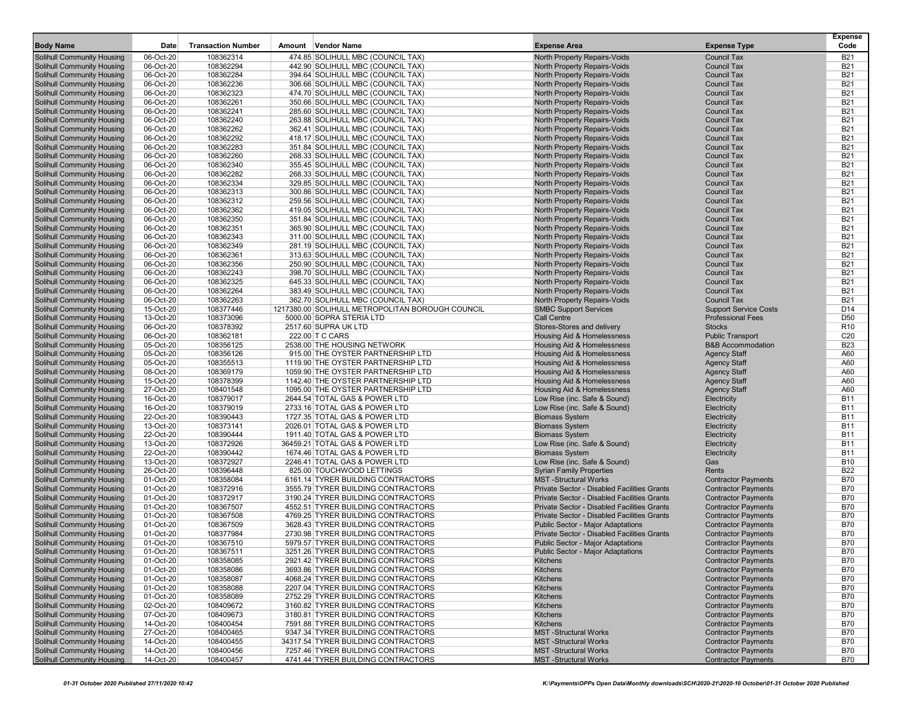| Body Name | Date | Transaction Number | Amount | Vendor Name | Expense Area | Expense Type | Expense Code |
|---|---|---|---|---|---|---|---|
| Solihull Community Housing | 06-Oct-20 | 108362314 | 474.85 | SOLIHULL MBC (COUNCIL TAX) | North Property Repairs-Voids | Council Tax | B21 |
| Solihull Community Housing | 06-Oct-20 | 108362294 | 442.90 | SOLIHULL MBC (COUNCIL TAX) | North Property Repairs-Voids | Council Tax | B21 |
| Solihull Community Housing | 06-Oct-20 | 108362284 | 394.64 | SOLIHULL MBC (COUNCIL TAX) | North Property Repairs-Voids | Council Tax | B21 |
| Solihull Community Housing | 06-Oct-20 | 108362236 | 306.66 | SOLIHULL MBC (COUNCIL TAX) | North Property Repairs-Voids | Council Tax | B21 |
| Solihull Community Housing | 06-Oct-20 | 108362323 | 474.70 | SOLIHULL MBC (COUNCIL TAX) | North Property Repairs-Voids | Council Tax | B21 |
| Solihull Community Housing | 06-Oct-20 | 108362261 | 350.66 | SOLIHULL MBC (COUNCIL TAX) | North Property Repairs-Voids | Council Tax | B21 |
| Solihull Community Housing | 06-Oct-20 | 108362241 | 285.60 | SOLIHULL MBC (COUNCIL TAX) | North Property Repairs-Voids | Council Tax | B21 |
| Solihull Community Housing | 06-Oct-20 | 108362240 | 263.88 | SOLIHULL MBC (COUNCIL TAX) | North Property Repairs-Voids | Council Tax | B21 |
| Solihull Community Housing | 06-Oct-20 | 108362262 | 362.41 | SOLIHULL MBC (COUNCIL TAX) | North Property Repairs-Voids | Council Tax | B21 |
| Solihull Community Housing | 06-Oct-20 | 108362292 | 418.17 | SOLIHULL MBC (COUNCIL TAX) | North Property Repairs-Voids | Council Tax | B21 |
| Solihull Community Housing | 06-Oct-20 | 108362283 | 351.84 | SOLIHULL MBC (COUNCIL TAX) | North Property Repairs-Voids | Council Tax | B21 |
| Solihull Community Housing | 06-Oct-20 | 108362260 | 268.33 | SOLIHULL MBC (COUNCIL TAX) | North Property Repairs-Voids | Council Tax | B21 |
| Solihull Community Housing | 06-Oct-20 | 108362340 | 355.45 | SOLIHULL MBC (COUNCIL TAX) | North Property Repairs-Voids | Council Tax | B21 |
| Solihull Community Housing | 06-Oct-20 | 108362282 | 268.33 | SOLIHULL MBC (COUNCIL TAX) | North Property Repairs-Voids | Council Tax | B21 |
| Solihull Community Housing | 06-Oct-20 | 108362334 | 329.85 | SOLIHULL MBC (COUNCIL TAX) | North Property Repairs-Voids | Council Tax | B21 |
| Solihull Community Housing | 06-Oct-20 | 108362313 | 300.86 | SOLIHULL MBC (COUNCIL TAX) | North Property Repairs-Voids | Council Tax | B21 |
| Solihull Community Housing | 06-Oct-20 | 108362312 | 259.56 | SOLIHULL MBC (COUNCIL TAX) | North Property Repairs-Voids | Council Tax | B21 |
| Solihull Community Housing | 06-Oct-20 | 108362362 | 419.05 | SOLIHULL MBC (COUNCIL TAX) | North Property Repairs-Voids | Council Tax | B21 |
| Solihull Community Housing | 06-Oct-20 | 108362350 | 351.84 | SOLIHULL MBC (COUNCIL TAX) | North Property Repairs-Voids | Council Tax | B21 |
| Solihull Community Housing | 06-Oct-20 | 108362351 | 365.90 | SOLIHULL MBC (COUNCIL TAX) | North Property Repairs-Voids | Council Tax | B21 |
| Solihull Community Housing | 06-Oct-20 | 108362343 | 311.00 | SOLIHULL MBC (COUNCIL TAX) | North Property Repairs-Voids | Council Tax | B21 |
| Solihull Community Housing | 06-Oct-20 | 108362349 | 281.19 | SOLIHULL MBC (COUNCIL TAX) | North Property Repairs-Voids | Council Tax | B21 |
| Solihull Community Housing | 06-Oct-20 | 108362361 | 313.63 | SOLIHULL MBC (COUNCIL TAX) | North Property Repairs-Voids | Council Tax | B21 |
| Solihull Community Housing | 06-Oct-20 | 108362356 | 250.90 | SOLIHULL MBC (COUNCIL TAX) | North Property Repairs-Voids | Council Tax | B21 |
| Solihull Community Housing | 06-Oct-20 | 108362243 | 398.70 | SOLIHULL MBC (COUNCIL TAX) | North Property Repairs-Voids | Council Tax | B21 |
| Solihull Community Housing | 06-Oct-20 | 108362325 | 645.33 | SOLIHULL MBC (COUNCIL TAX) | North Property Repairs-Voids | Council Tax | B21 |
| Solihull Community Housing | 06-Oct-20 | 108362264 | 383.49 | SOLIHULL MBC (COUNCIL TAX) | North Property Repairs-Voids | Council Tax | B21 |
| Solihull Community Housing | 06-Oct-20 | 108362263 | 362.70 | SOLIHULL MBC (COUNCIL TAX) | North Property Repairs-Voids | Council Tax | B21 |
| Solihull Community Housing | 15-Oct-20 | 108377446 | 1217380.00 | SOLIHULL METROPOLITAN BOROUGH COUNCIL | SMBC Support Services | Support Service Costs | D14 |
| Solihull Community Housing | 13-Oct-20 | 108373096 | 5000.00 | SOPRA STERIA LTD | Call Centre | Professional Fees | D50 |
| Solihull Community Housing | 06-Oct-20 | 108378392 | 2517.60 | SUPRA UK LTD | Stores-Stores and delivery | Stocks | R10 |
| Solihull Community Housing | 06-Oct-20 | 108362181 | 222.00 | T C CARS | Housing Aid & Homelessness | Public Transport | C20 |
| Solihull Community Housing | 05-Oct-20 | 108356125 | 2538.00 | THE HOUSING NETWORK | Housing Aid & Homelessness | B&B Accommodation | B23 |
| Solihull Community Housing | 05-Oct-20 | 108356126 | 915.00 | THE OYSTER PARTNERSHIP LTD | Housing Aid & Homelessness | Agency Staff | A60 |
| Solihull Community Housing | 05-Oct-20 | 108355513 | 1119.90 | THE OYSTER PARTNERSHIP LTD | Housing Aid & Homelessness | Agency Staff | A60 |
| Solihull Community Housing | 08-Oct-20 | 108369179 | 1059.90 | THE OYSTER PARTNERSHIP LTD | Housing Aid & Homelessness | Agency Staff | A60 |
| Solihull Community Housing | 15-Oct-20 | 108378399 | 1142.40 | THE OYSTER PARTNERSHIP LTD | Housing Aid & Homelessness | Agency Staff | A60 |
| Solihull Community Housing | 27-Oct-20 | 108401548 | 1095.00 | THE OYSTER PARTNERSHIP LTD | Housing Aid & Homelessness | Agency Staff | A60 |
| Solihull Community Housing | 16-Oct-20 | 108379017 | 2644.54 | TOTAL GAS & POWER LTD | Low Rise (inc. Safe & Sound) | Electricity | B11 |
| Solihull Community Housing | 16-Oct-20 | 108379019 | 2733.16 | TOTAL GAS & POWER LTD | Low Rise (inc. Safe & Sound) | Electricity | B11 |
| Solihull Community Housing | 22-Oct-20 | 108390443 | 1727.35 | TOTAL GAS & POWER LTD | Biomass System | Electricity | B11 |
| Solihull Community Housing | 13-Oct-20 | 108373141 | 2026.01 | TOTAL GAS & POWER LTD | Biomass System | Electricity | B11 |
| Solihull Community Housing | 22-Oct-20 | 108390444 | 1911.40 | TOTAL GAS & POWER LTD | Biomass System | Electricity | B11 |
| Solihull Community Housing | 13-Oct-20 | 108372926 | 36459.21 | TOTAL GAS & POWER LTD | Low Rise (inc. Safe & Sound) | Electricity | B11 |
| Solihull Community Housing | 22-Oct-20 | 108390442 | 1674.46 | TOTAL GAS & POWER LTD | Biomass System | Electricity | B11 |
| Solihull Community Housing | 13-Oct-20 | 108372927 | 2246.41 | TOTAL GAS & POWER LTD | Low Rise (inc. Safe & Sound) | Gas | B10 |
| Solihull Community Housing | 26-Oct-20 | 108396448 | 825.00 | TOUCHWOOD LETTINGS | Syrian Family Properties | Rents | B22 |
| Solihull Community Housing | 01-Oct-20 | 108358084 | 6161.14 | TYRER BUILDING CONTRACTORS | MST -Structural Works | Contractor Payments | B70 |
| Solihull Community Housing | 01-Oct-20 | 108372916 | 3555.79 | TYRER BUILDING CONTRACTORS | Private Sector - Disabled Facilities Grants | Contractor Payments | B70 |
| Solihull Community Housing | 01-Oct-20 | 108372917 | 3190.24 | TYRER BUILDING CONTRACTORS | Private Sector - Disabled Facilities Grants | Contractor Payments | B70 |
| Solihull Community Housing | 01-Oct-20 | 108367507 | 4552.51 | TYRER BUILDING CONTRACTORS | Private Sector - Disabled Facilities Grants | Contractor Payments | B70 |
| Solihull Community Housing | 01-Oct-20 | 108367508 | 4769.25 | TYRER BUILDING CONTRACTORS | Private Sector - Disabled Facilities Grants | Contractor Payments | B70 |
| Solihull Community Housing | 01-Oct-20 | 108367509 | 3628.43 | TYRER BUILDING CONTRACTORS | Public Sector - Major Adaptations | Contractor Payments | B70 |
| Solihull Community Housing | 01-Oct-20 | 108377984 | 2730.98 | TYRER BUILDING CONTRACTORS | Private Sector - Disabled Facilities Grants | Contractor Payments | B70 |
| Solihull Community Housing | 01-Oct-20 | 108367510 | 5979.57 | TYRER BUILDING CONTRACTORS | Public Sector - Major Adaptations | Contractor Payments | B70 |
| Solihull Community Housing | 01-Oct-20 | 108367511 | 3251.26 | TYRER BUILDING CONTRACTORS | Public Sector - Major Adaptations | Contractor Payments | B70 |
| Solihull Community Housing | 01-Oct-20 | 108358085 | 2921.42 | TYRER BUILDING CONTRACTORS | Kitchens | Contractor Payments | B70 |
| Solihull Community Housing | 01-Oct-20 | 108358086 | 3693.86 | TYRER BUILDING CONTRACTORS | Kitchens | Contractor Payments | B70 |
| Solihull Community Housing | 01-Oct-20 | 108358087 | 4068.24 | TYRER BUILDING CONTRACTORS | Kitchens | Contractor Payments | B70 |
| Solihull Community Housing | 01-Oct-20 | 108358088 | 2207.04 | TYRER BUILDING CONTRACTORS | Kitchens | Contractor Payments | B70 |
| Solihull Community Housing | 01-Oct-20 | 108358089 | 2752.29 | TYRER BUILDING CONTRACTORS | Kitchens | Contractor Payments | B70 |
| Solihull Community Housing | 02-Oct-20 | 108409672 | 3160.82 | TYRER BUILDING CONTRACTORS | Kitchens | Contractor Payments | B70 |
| Solihull Community Housing | 07-Oct-20 | 108409673 | 3180.81 | TYRER BUILDING CONTRACTORS | Kitchens | Contractor Payments | B70 |
| Solihull Community Housing | 14-Oct-20 | 108400454 | 7591.88 | TYRER BUILDING CONTRACTORS | Kitchens | Contractor Payments | B70 |
| Solihull Community Housing | 27-Oct-20 | 108400465 | 9347.34 | TYRER BUILDING CONTRACTORS | MST -Structural Works | Contractor Payments | B70 |
| Solihull Community Housing | 14-Oct-20 | 108400455 | 34317.54 | TYRER BUILDING CONTRACTORS | MST -Structural Works | Contractor Payments | B70 |
| Solihull Community Housing | 14-Oct-20 | 108400456 | 7257.46 | TYRER BUILDING CONTRACTORS | MST -Structural Works | Contractor Payments | B70 |
| Solihull Community Housing | 14-Oct-20 | 108400457 | 4741.44 | TYRER BUILDING CONTRACTORS | MST -Structural Works | Contractor Payments | B70 |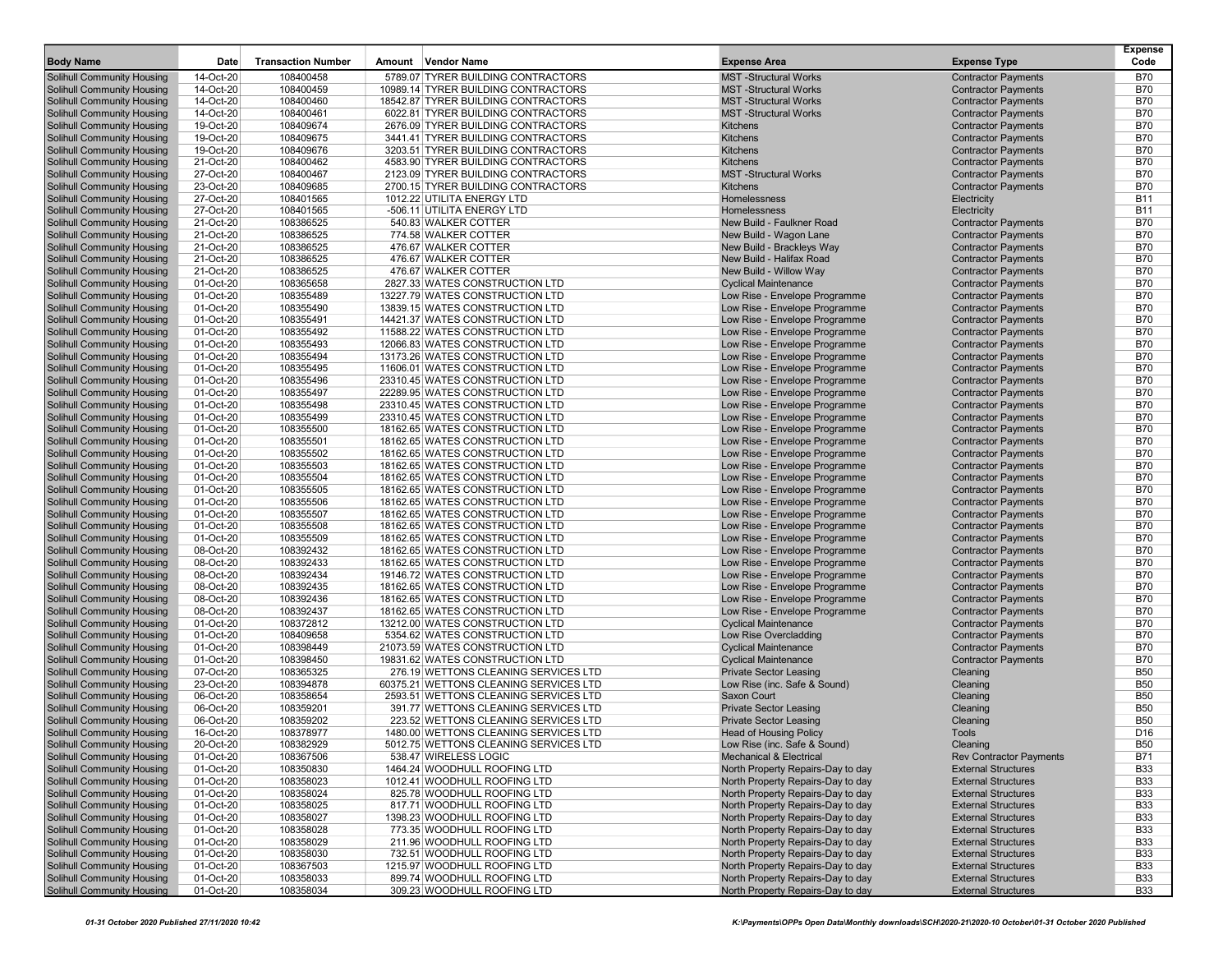| Body Name | Date | Transaction Number | Amount | Vendor Name | Expense Area | Expense Type | Expense Code |
|---|---|---|---|---|---|---|---|
| Solihull Community Housing | 14-Oct-20 | 108400458 | 5789.07 | TYRER BUILDING CONTRACTORS | MST -Structural Works | Contractor Payments | B70 |
| Solihull Community Housing | 14-Oct-20 | 108400459 | 10989.14 | TYRER BUILDING CONTRACTORS | MST -Structural Works | Contractor Payments | B70 |
| Solihull Community Housing | 14-Oct-20 | 108400460 | 18542.87 | TYRER BUILDING CONTRACTORS | MST -Structural Works | Contractor Payments | B70 |
| Solihull Community Housing | 14-Oct-20 | 108400461 | 6022.81 | TYRER BUILDING CONTRACTORS | MST -Structural Works | Contractor Payments | B70 |
| Solihull Community Housing | 19-Oct-20 | 108409674 | 2676.09 | TYRER BUILDING CONTRACTORS | Kitchens | Contractor Payments | B70 |
| Solihull Community Housing | 19-Oct-20 | 108409675 | 3441.41 | TYRER BUILDING CONTRACTORS | Kitchens | Contractor Payments | B70 |
| Solihull Community Housing | 19-Oct-20 | 108409676 | 3203.51 | TYRER BUILDING CONTRACTORS | Kitchens | Contractor Payments | B70 |
| Solihull Community Housing | 21-Oct-20 | 108400462 | 4583.90 | TYRER BUILDING CONTRACTORS | Kitchens | Contractor Payments | B70 |
| Solihull Community Housing | 27-Oct-20 | 108400467 | 2123.09 | TYRER BUILDING CONTRACTORS | MST -Structural Works | Contractor Payments | B70 |
| Solihull Community Housing | 23-Oct-20 | 108409685 | 2700.15 | TYRER BUILDING CONTRACTORS | Kitchens | Contractor Payments | B70 |
| Solihull Community Housing | 27-Oct-20 | 108401565 | 1012.22 | UTILITA ENERGY LTD | Homelessness | Electricity | B11 |
| Solihull Community Housing | 27-Oct-20 | 108401565 | -506.11 | UTILITA ENERGY LTD | Homelessness | Electricity | B11 |
| Solihull Community Housing | 21-Oct-20 | 108386525 | 540.83 | WALKER COTTER | New Build - Faulkner Road | Contractor Payments | B70 |
| Solihull Community Housing | 21-Oct-20 | 108386525 | 774.58 | WALKER COTTER | New Build - Wagon Lane | Contractor Payments | B70 |
| Solihull Community Housing | 21-Oct-20 | 108386525 | 476.67 | WALKER COTTER | New Build - Brackleys Way | Contractor Payments | B70 |
| Solihull Community Housing | 21-Oct-20 | 108386525 | 476.67 | WALKER COTTER | New Build - Halifax Road | Contractor Payments | B70 |
| Solihull Community Housing | 21-Oct-20 | 108386525 | 476.67 | WALKER COTTER | New Build - Willow Way | Contractor Payments | B70 |
| Solihull Community Housing | 01-Oct-20 | 108365658 | 2827.33 | WATES CONSTRUCTION LTD | Cyclical Maintenance | Contractor Payments | B70 |
| Solihull Community Housing | 01-Oct-20 | 108355489 | 13227.79 | WATES CONSTRUCTION LTD | Low Rise - Envelope Programme | Contractor Payments | B70 |
| Solihull Community Housing | 01-Oct-20 | 108355490 | 13839.15 | WATES CONSTRUCTION LTD | Low Rise - Envelope Programme | Contractor Payments | B70 |
| Solihull Community Housing | 01-Oct-20 | 108355491 | 14421.37 | WATES CONSTRUCTION LTD | Low Rise - Envelope Programme | Contractor Payments | B70 |
| Solihull Community Housing | 01-Oct-20 | 108355492 | 11588.22 | WATES CONSTRUCTION LTD | Low Rise - Envelope Programme | Contractor Payments | B70 |
| Solihull Community Housing | 01-Oct-20 | 108355493 | 12066.83 | WATES CONSTRUCTION LTD | Low Rise - Envelope Programme | Contractor Payments | B70 |
| Solihull Community Housing | 01-Oct-20 | 108355494 | 13173.26 | WATES CONSTRUCTION LTD | Low Rise - Envelope Programme | Contractor Payments | B70 |
| Solihull Community Housing | 01-Oct-20 | 108355495 | 11606.01 | WATES CONSTRUCTION LTD | Low Rise - Envelope Programme | Contractor Payments | B70 |
| Solihull Community Housing | 01-Oct-20 | 108355496 | 23310.45 | WATES CONSTRUCTION LTD | Low Rise - Envelope Programme | Contractor Payments | B70 |
| Solihull Community Housing | 01-Oct-20 | 108355497 | 22289.95 | WATES CONSTRUCTION LTD | Low Rise - Envelope Programme | Contractor Payments | B70 |
| Solihull Community Housing | 01-Oct-20 | 108355498 | 23310.45 | WATES CONSTRUCTION LTD | Low Rise - Envelope Programme | Contractor Payments | B70 |
| Solihull Community Housing | 01-Oct-20 | 108355499 | 23310.45 | WATES CONSTRUCTION LTD | Low Rise - Envelope Programme | Contractor Payments | B70 |
| Solihull Community Housing | 01-Oct-20 | 108355500 | 18162.65 | WATES CONSTRUCTION LTD | Low Rise - Envelope Programme | Contractor Payments | B70 |
| Solihull Community Housing | 01-Oct-20 | 108355501 | 18162.65 | WATES CONSTRUCTION LTD | Low Rise - Envelope Programme | Contractor Payments | B70 |
| Solihull Community Housing | 01-Oct-20 | 108355502 | 18162.65 | WATES CONSTRUCTION LTD | Low Rise - Envelope Programme | Contractor Payments | B70 |
| Solihull Community Housing | 01-Oct-20 | 108355503 | 18162.65 | WATES CONSTRUCTION LTD | Low Rise - Envelope Programme | Contractor Payments | B70 |
| Solihull Community Housing | 01-Oct-20 | 108355504 | 18162.65 | WATES CONSTRUCTION LTD | Low Rise - Envelope Programme | Contractor Payments | B70 |
| Solihull Community Housing | 01-Oct-20 | 108355505 | 18162.65 | WATES CONSTRUCTION LTD | Low Rise - Envelope Programme | Contractor Payments | B70 |
| Solihull Community Housing | 01-Oct-20 | 108355506 | 18162.65 | WATES CONSTRUCTION LTD | Low Rise - Envelope Programme | Contractor Payments | B70 |
| Solihull Community Housing | 01-Oct-20 | 108355507 | 18162.65 | WATES CONSTRUCTION LTD | Low Rise - Envelope Programme | Contractor Payments | B70 |
| Solihull Community Housing | 01-Oct-20 | 108355508 | 18162.65 | WATES CONSTRUCTION LTD | Low Rise - Envelope Programme | Contractor Payments | B70 |
| Solihull Community Housing | 01-Oct-20 | 108355509 | 18162.65 | WATES CONSTRUCTION LTD | Low Rise - Envelope Programme | Contractor Payments | B70 |
| Solihull Community Housing | 08-Oct-20 | 108392432 | 18162.65 | WATES CONSTRUCTION LTD | Low Rise - Envelope Programme | Contractor Payments | B70 |
| Solihull Community Housing | 08-Oct-20 | 108392433 | 18162.65 | WATES CONSTRUCTION LTD | Low Rise - Envelope Programme | Contractor Payments | B70 |
| Solihull Community Housing | 08-Oct-20 | 108392434 | 19146.72 | WATES CONSTRUCTION LTD | Low Rise - Envelope Programme | Contractor Payments | B70 |
| Solihull Community Housing | 08-Oct-20 | 108392435 | 18162.65 | WATES CONSTRUCTION LTD | Low Rise - Envelope Programme | Contractor Payments | B70 |
| Solihull Community Housing | 08-Oct-20 | 108392436 | 18162.65 | WATES CONSTRUCTION LTD | Low Rise - Envelope Programme | Contractor Payments | B70 |
| Solihull Community Housing | 08-Oct-20 | 108392437 | 18162.65 | WATES CONSTRUCTION LTD | Low Rise - Envelope Programme | Contractor Payments | B70 |
| Solihull Community Housing | 01-Oct-20 | 108372812 | 13212.00 | WATES CONSTRUCTION LTD | Cyclical Maintenance | Contractor Payments | B70 |
| Solihull Community Housing | 01-Oct-20 | 108409658 | 5354.62 | WATES CONSTRUCTION LTD | Low Rise Overcladding | Contractor Payments | B70 |
| Solihull Community Housing | 01-Oct-20 | 108398449 | 21073.59 | WATES CONSTRUCTION LTD | Cyclical Maintenance | Contractor Payments | B70 |
| Solihull Community Housing | 01-Oct-20 | 108398450 | 19831.62 | WATES CONSTRUCTION LTD | Cyclical Maintenance | Contractor Payments | B70 |
| Solihull Community Housing | 07-Oct-20 | 108365325 | 276.19 | WETTONS CLEANING SERVICES LTD | Private Sector Leasing | Cleaning | B50 |
| Solihull Community Housing | 23-Oct-20 | 108394878 | 60375.21 | WETTONS CLEANING SERVICES LTD | Low Rise (inc. Safe & Sound) | Cleaning | B50 |
| Solihull Community Housing | 06-Oct-20 | 108358654 | 2593.51 | WETTONS CLEANING SERVICES LTD | Saxon Court | Cleaning | B50 |
| Solihull Community Housing | 06-Oct-20 | 108359201 | 391.77 | WETTONS CLEANING SERVICES LTD | Private Sector Leasing | Cleaning | B50 |
| Solihull Community Housing | 06-Oct-20 | 108359202 | 223.52 | WETTONS CLEANING SERVICES LTD | Private Sector Leasing | Cleaning | B50 |
| Solihull Community Housing | 16-Oct-20 | 108378977 | 1480.00 | WETTONS CLEANING SERVICES LTD | Head of Housing Policy | Tools | D16 |
| Solihull Community Housing | 20-Oct-20 | 108382929 | 5012.75 | WETTONS CLEANING SERVICES LTD | Low Rise (inc. Safe & Sound) | Cleaning | B50 |
| Solihull Community Housing | 01-Oct-20 | 108367506 | 538.47 | WIRELESS LOGIC | Mechanical & Electrical | Rev Contractor Payments | B71 |
| Solihull Community Housing | 01-Oct-20 | 108350830 | 1464.24 | WOODHULL ROOFING LTD | North Property Repairs-Day to day | External Structures | B33 |
| Solihull Community Housing | 01-Oct-20 | 108358023 | 1012.41 | WOODHULL ROOFING LTD | North Property Repairs-Day to day | External Structures | B33 |
| Solihull Community Housing | 01-Oct-20 | 108358024 | 825.78 | WOODHULL ROOFING LTD | North Property Repairs-Day to day | External Structures | B33 |
| Solihull Community Housing | 01-Oct-20 | 108358025 | 817.71 | WOODHULL ROOFING LTD | North Property Repairs-Day to day | External Structures | B33 |
| Solihull Community Housing | 01-Oct-20 | 108358027 | 1398.23 | WOODHULL ROOFING LTD | North Property Repairs-Day to day | External Structures | B33 |
| Solihull Community Housing | 01-Oct-20 | 108358028 | 773.35 | WOODHULL ROOFING LTD | North Property Repairs-Day to day | External Structures | B33 |
| Solihull Community Housing | 01-Oct-20 | 108358029 | 211.96 | WOODHULL ROOFING LTD | North Property Repairs-Day to day | External Structures | B33 |
| Solihull Community Housing | 01-Oct-20 | 108358030 | 732.51 | WOODHULL ROOFING LTD | North Property Repairs-Day to day | External Structures | B33 |
| Solihull Community Housing | 01-Oct-20 | 108367503 | 1215.97 | WOODHULL ROOFING LTD | North Property Repairs-Day to day | External Structures | B33 |
| Solihull Community Housing | 01-Oct-20 | 108358033 | 899.74 | WOODHULL ROOFING LTD | North Property Repairs-Day to day | External Structures | B33 |
| Solihull Community Housing | 01-Oct-20 | 108358034 | 309.23 | WOODHULL ROOFING LTD | North Property Repairs-Day to day | External Structures | B33 |